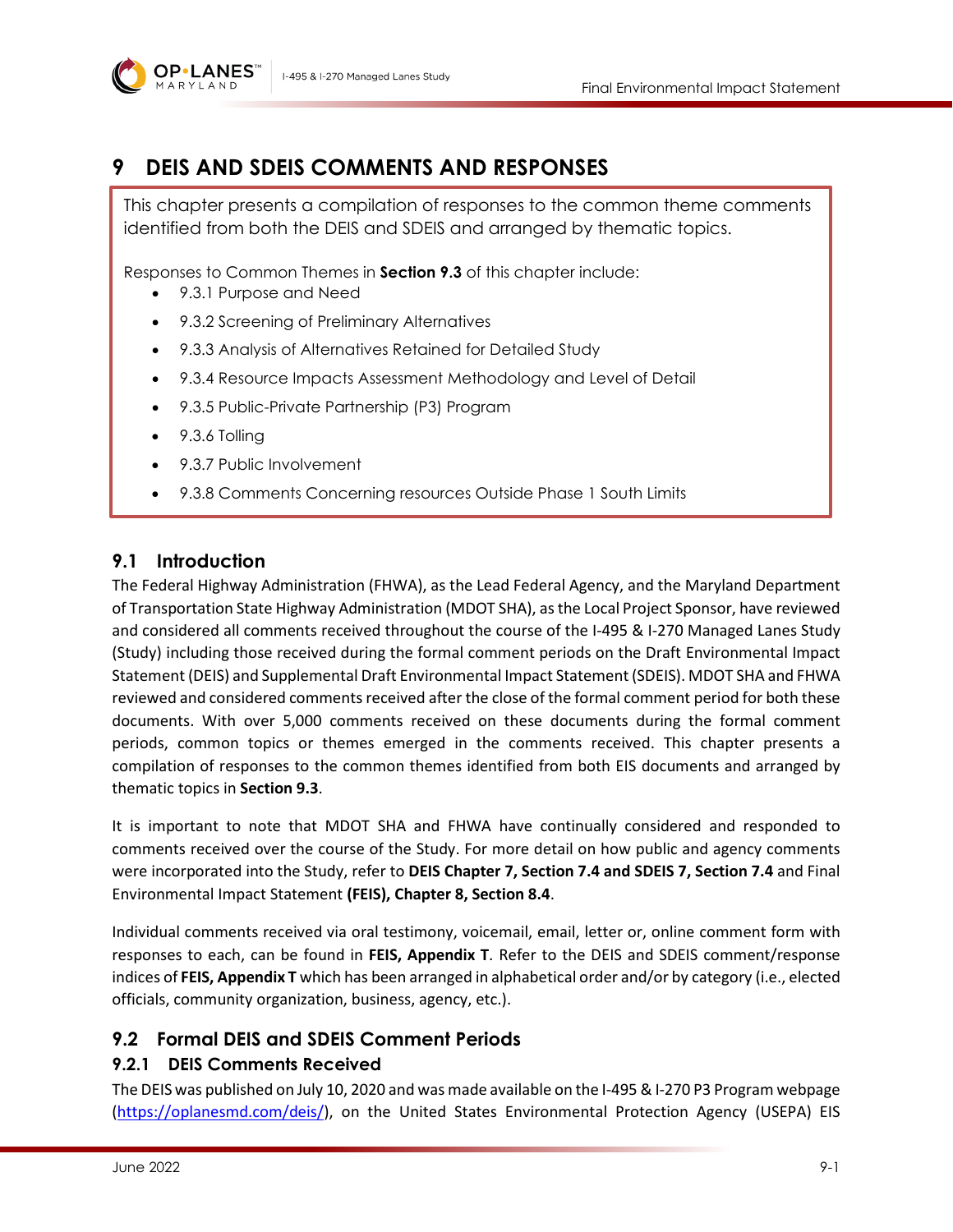# 9 DEIS AND SDEIS COMMENTS AND RESPONSES

This chapter presents a compilation of responses to the common theme comments identified from both the DEIS and SDEIS and arranged by thematic topics.

Responses to Common Themes in **Section 9.3** of this chapter include:

- 9.3.1 Purpose and Need
- 9.3.2 Screening of Preliminary Alternatives
- 9.3.3 Analysis of Alternatives Retained for Detailed Study
- 9.3.4 Resource Impacts Assessment Methodology and Level of Detail
- 9.3.5 Public-Private Partnership (P3) Program
- 9.3.6 Tolling
- 9.3.7 Public Involvement
- 9.3.8 Comments Concerning resources Outside Phase 1 South Limits

## 9.1 Introduction

The Federal Highway Administration (FHWA), as the Lead Federal Agency, and the Maryland Department of Transportation State Highway Administration (MDOT SHA), as the Local Project Sponsor, have reviewed and considered all comments received throughout the course of the I-495 & I-270 Managed Lanes Study (Study) including those received during the formal comment periods on the Draft Environmental Impact Statement (DEIS) and Supplemental Draft Environmental Impact Statement (SDEIS). MDOT SHA and FHWA reviewed and considered comments received after the close of the formal comment period for both these documents. With over 5,000 comments received on these documents during the formal comment periods, common topics or themes emerged in the comments received. This chapter presents a compilation of responses to the common themes identified from both EIS documents and arranged by thematic topics in **Section 9.3**.

It is important to note that MDOT SHA and FHWA have continually considered and responded to comments received over the course of the Study. For more detail on how public and agency comments were incorporated into the Study, refer to **DEIS Chapter 7, Section 7.4 and SDEIS 7, Section 7.4** and Final Environmental Impact Statement **(FEIS), Chapter 8, Section 8.4**.

Individual comments received via oral testimony, voicemail, email, letter or, online comment form with responses to each, can be found in **FEIS, Appendix T**. Refer to the DEIS and SDEIS comment/response indices of **FEIS, Appendix T** which has been arranged in alphabetical order and/or by category (i.e., elected officials, community organization, business, agency, etc.).

## 9.2 Formal DEIS and SDEIS Comment Periods

### 9.2.1 DEIS Comments Received

The DEIS was published on July 10, 2020 and was made available on the I-495 & I-270 P3 Program webpage (https://oplanesmd.com/deis/), on the United States Environmental Protection Agency (USEPA) EIS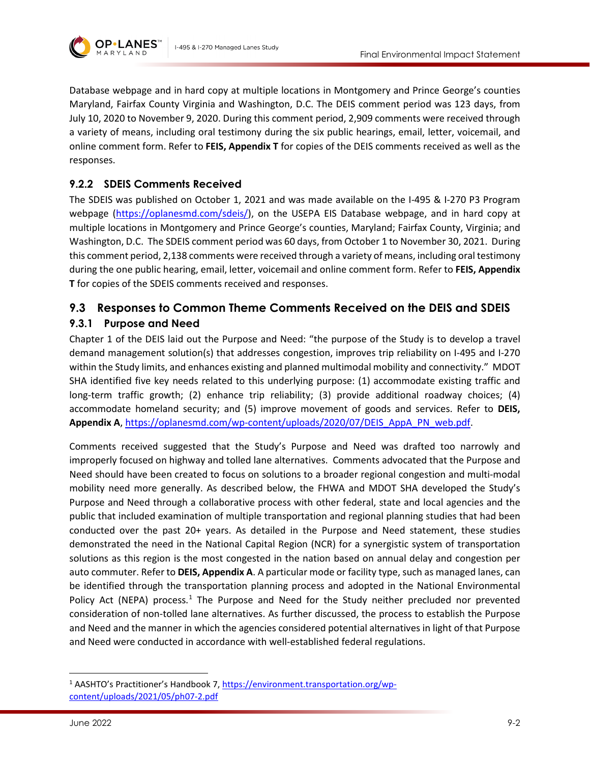Database webpage and in hard copy at multiple locations in Montgomery and Prince George's counties Maryland, Fairfax County Virginia and Washington, D.C. The DEIS comment period was 123 days, from July 10, 2020 to November 9, 2020. During this comment period, 2,909 comments were received through a variety of means, including oral testimony during the six public hearings, email, letter, voicemail, and online comment form. Refer to **FEIS, Appendix T** for copies of the DEIS comments received as well as the responses.

### 9.2.2 SDEIS Comments Received

The SDEIS was published on October 1, 2021 and was made available on the I-495 & I-270 P3 Program webpage (https://oplanesmd.com/sdeis/), on the USEPA EIS Database webpage, and in hard copy at multiple locations in Montgomery and Prince George's counties, Maryland; Fairfax County, Virginia; and Washington, D.C. The SDEIS comment period was 60 days, from October 1 to November 30, 2021. During this comment period, 2,138 comments were received through a variety of means, including oral testimony during the one public hearing, email, letter, voicemail and online comment form. Refer to **FEIS, Appendix T** for copies of the SDEIS comments received and responses.

## 9.3 Responses to Common Theme Comments Received on the DEIS and SDEIS

### 9.3.1 Purpose and Need

Chapter 1 of the DEIS laid out the Purpose and Need: "the purpose of the Study is to develop a travel demand management solution(s) that addresses congestion, improves trip reliability on I-495 and I-270 within the Study limits, and enhances existing and planned multimodal mobility and connectivity." MDOT SHA identified five key needs related to this underlying purpose: (1) accommodate existing traffic and long-term traffic growth; (2) enhance trip reliability; (3) provide additional roadway choices; (4) accommodate homeland security; and (5) improve movement of goods and services. Refer to **DEIS, Appendix A**, https://oplanesmd.com/wp-content/uploads/2020/07/DEIS_AppA_PN_web.pdf.

Comments received suggested that the Study's Purpose and Need was drafted too narrowly and improperly focused on highway and tolled lane alternatives. Comments advocated that the Purpose and Need should have been created to focus on solutions to a broader regional congestion and multi-modal mobility need more generally. As described below, the FHWA and MDOT SHA developed the Study's Purpose and Need through a collaborative process with other federal, state and local agencies and the public that included examination of multiple transportation and regional planning studies that had been conducted over the past 20+ years. As detailed in the Purpose and Need statement, these studies demonstrated the need in the National Capital Region (NCR) for a synergistic system of transportation solutions as this region is the most congested in the nation based on annual delay and congestion per auto commuter. Refer to **DEIS, Appendix A**. A particular mode or facility type, such as managed lanes, can be identified through the transportation planning process and adopted in the National Environmental Policy Act (NEPA) process.[1] The Purpose and Need for the Study neither precluded nor prevented consideration of non-tolled lane alternatives. As further discussed, the process to establish the Purpose and Need and the manner in which the agencies considered potential alternatives in light of that Purpose and Need were conducted in accordance with well-established federal regulations.

[1] AASHTO's Practitioner's Handbook 7, https://environment.transportation.org/wp-content/uploads/2021/05/ph07-2.pdf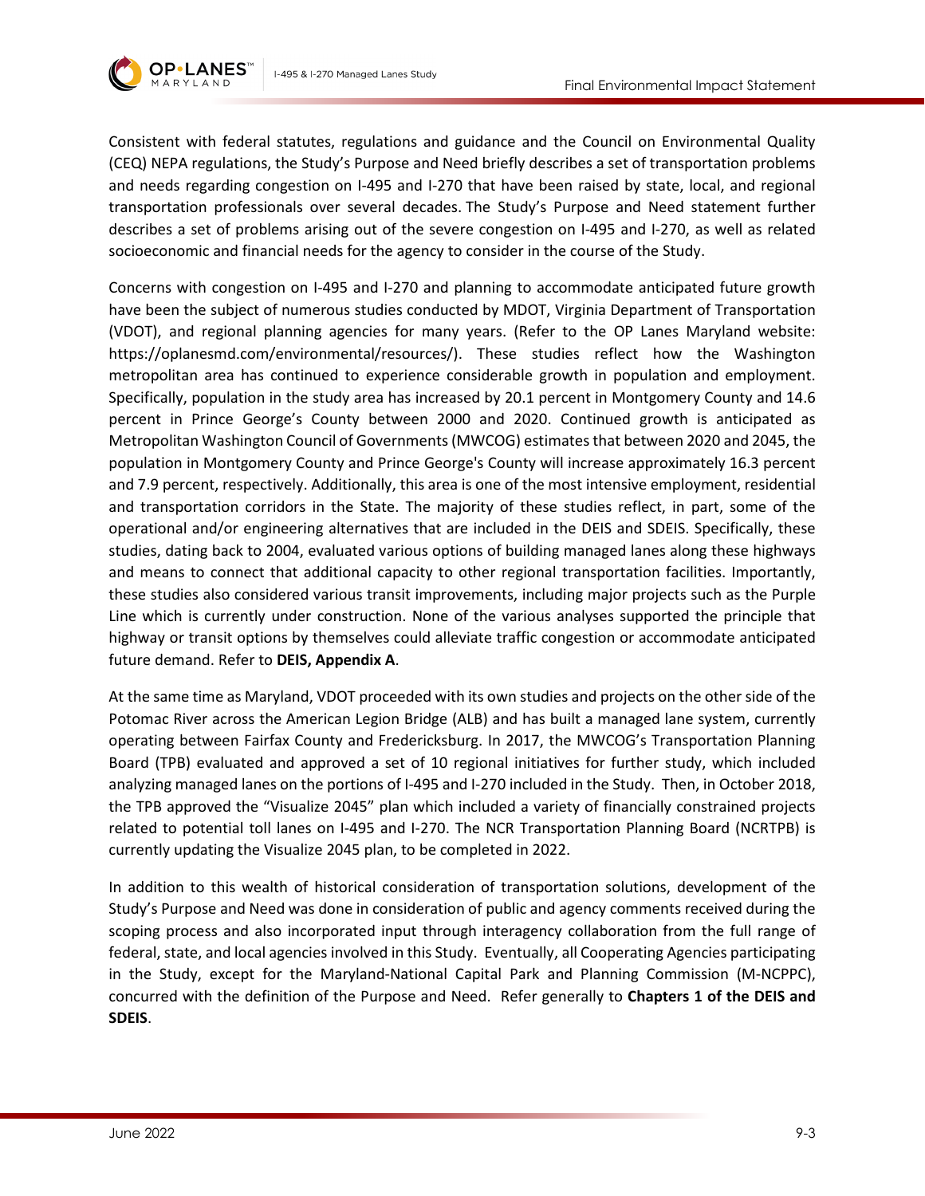Consistent with federal statutes, regulations and guidance and the Council on Environmental Quality (CEQ) NEPA regulations, the Study's Purpose and Need briefly describes a set of transportation problems and needs regarding congestion on I-495 and I-270 that have been raised by state, local, and regional transportation professionals over several decades. The Study's Purpose and Need statement further describes a set of problems arising out of the severe congestion on I-495 and I-270, as well as related socioeconomic and financial needs for the agency to consider in the course of the Study.

Concerns with congestion on I-495 and I-270 and planning to accommodate anticipated future growth have been the subject of numerous studies conducted by MDOT, Virginia Department of Transportation (VDOT), and regional planning agencies for many years. (Refer to the OP Lanes Maryland website: https://oplanesmd.com/environmental/resources/). These studies reflect how the Washington metropolitan area has continued to experience considerable growth in population and employment. Specifically, population in the study area has increased by 20.1 percent in Montgomery County and 14.6 percent in Prince George's County between 2000 and 2020. Continued growth is anticipated as Metropolitan Washington Council of Governments (MWCOG) estimates that between 2020 and 2045, the population in Montgomery County and Prince George's County will increase approximately 16.3 percent and 7.9 percent, respectively. Additionally, this area is one of the most intensive employment, residential and transportation corridors in the State. The majority of these studies reflect, in part, some of the operational and/or engineering alternatives that are included in the DEIS and SDEIS. Specifically, these studies, dating back to 2004, evaluated various options of building managed lanes along these highways and means to connect that additional capacity to other regional transportation facilities. Importantly, these studies also considered various transit improvements, including major projects such as the Purple Line which is currently under construction. None of the various analyses supported the principle that highway or transit options by themselves could alleviate traffic congestion or accommodate anticipated future demand. Refer to **DEIS, Appendix A**.

At the same time as Maryland, VDOT proceeded with its own studies and projects on the other side of the Potomac River across the American Legion Bridge (ALB) and has built a managed lane system, currently operating between Fairfax County and Fredericksburg. In 2017, the MWCOG's Transportation Planning Board (TPB) evaluated and approved a set of 10 regional initiatives for further study, which included analyzing managed lanes on the portions of I-495 and I-270 included in the Study. Then, in October 2018, the TPB approved the "Visualize 2045" plan which included a variety of financially constrained projects related to potential toll lanes on I-495 and I-270. The NCR Transportation Planning Board (NCRTPB) is currently updating the Visualize 2045 plan, to be completed in 2022.

In addition to this wealth of historical consideration of transportation solutions, development of the Study's Purpose and Need was done in consideration of public and agency comments received during the scoping process and also incorporated input through interagency collaboration from the full range of federal, state, and local agencies involved in this Study. Eventually, all Cooperating Agencies participating in the Study, except for the Maryland-National Capital Park and Planning Commission (M-NCPPC), concurred with the definition of the Purpose and Need. Refer generally to **Chapters 1 of the DEIS and SDEIS**.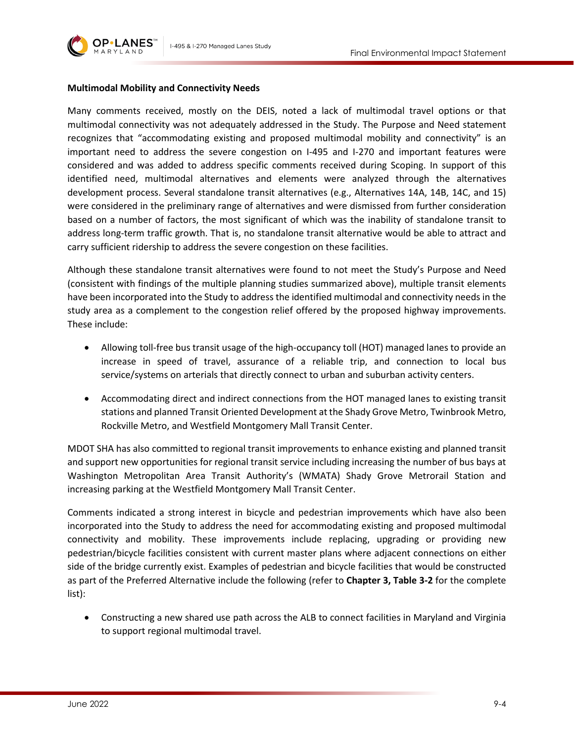**Multimodal Mobility and Connectivity Needs**

Many comments received, mostly on the DEIS, noted a lack of multimodal travel options or that multimodal connectivity was not adequately addressed in the Study. The Purpose and Need statement recognizes that "accommodating existing and proposed multimodal mobility and connectivity" is an important need to address the severe congestion on I-495 and I-270 and important features were considered and was added to address specific comments received during Scoping. In support of this identified need, multimodal alternatives and elements were analyzed through the alternatives development process. Several standalone transit alternatives (e.g., Alternatives 14A, 14B, 14C, and 15) were considered in the preliminary range of alternatives and were dismissed from further consideration based on a number of factors, the most significant of which was the inability of standalone transit to address long-term traffic growth. That is, no standalone transit alternative would be able to attract and carry sufficient ridership to address the severe congestion on these facilities.

Although these standalone transit alternatives were found to not meet the Study's Purpose and Need (consistent with findings of the multiple planning studies summarized above), multiple transit elements have been incorporated into the Study to address the identified multimodal and connectivity needs in the study area as a complement to the congestion relief offered by the proposed highway improvements. These include:

- Allowing toll-free bus transit usage of the high-occupancy toll (HOT) managed lanes to provide an increase in speed of travel, assurance of a reliable trip, and connection to local bus service/systems on arterials that directly connect to urban and suburban activity centers.
- Accommodating direct and indirect connections from the HOT managed lanes to existing transit stations and planned Transit Oriented Development at the Shady Grove Metro, Twinbrook Metro, Rockville Metro, and Westfield Montgomery Mall Transit Center.

MDOT SHA has also committed to regional transit improvements to enhance existing and planned transit and support new opportunities for regional transit service including increasing the number of bus bays at Washington Metropolitan Area Transit Authority's (WMATA) Shady Grove Metrorail Station and increasing parking at the Westfield Montgomery Mall Transit Center.

Comments indicated a strong interest in bicycle and pedestrian improvements which have also been incorporated into the Study to address the need for accommodating existing and proposed multimodal connectivity and mobility. These improvements include replacing, upgrading or providing new pedestrian/bicycle facilities consistent with current master plans where adjacent connections on either side of the bridge currently exist. Examples of pedestrian and bicycle facilities that would be constructed as part of the Preferred Alternative include the following (refer to **Chapter 3, Table 3-2** for the complete list):

- Constructing a new shared use path across the ALB to connect facilities in Maryland and Virginia to support regional multimodal travel.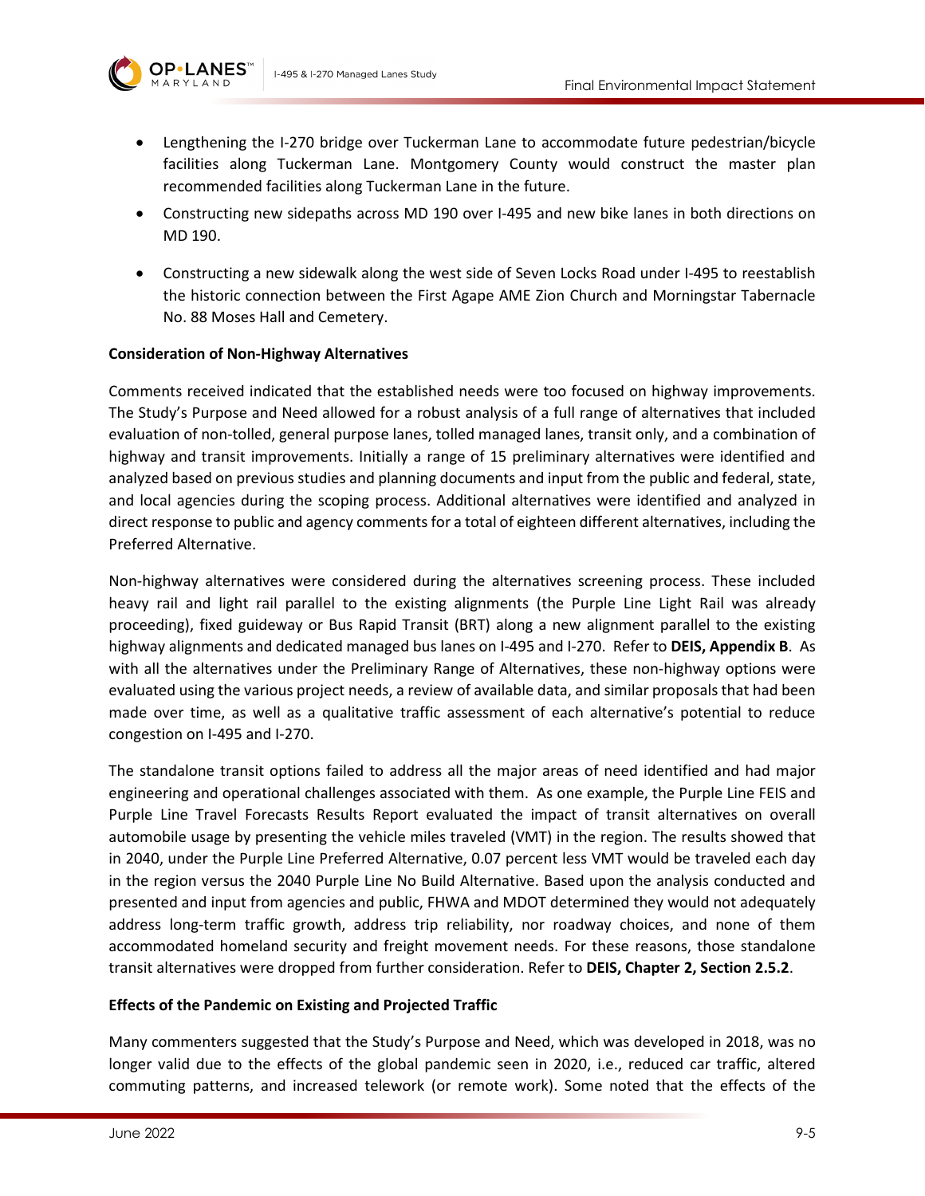- Lengthening the I-270 bridge over Tuckerman Lane to accommodate future pedestrian/bicycle facilities along Tuckerman Lane. Montgomery County would construct the master plan recommended facilities along Tuckerman Lane in the future.
- Constructing new sidepaths across MD 190 over I-495 and new bike lanes in both directions on MD 190.
- Constructing a new sidewalk along the west side of Seven Locks Road under I-495 to reestablish the historic connection between the First Agape AME Zion Church and Morningstar Tabernacle No. 88 Moses Hall and Cemetery.

**Consideration of Non-Highway Alternatives**

Comments received indicated that the established needs were too focused on highway improvements. The Study's Purpose and Need allowed for a robust analysis of a full range of alternatives that included evaluation of non-tolled, general purpose lanes, tolled managed lanes, transit only, and a combination of highway and transit improvements. Initially a range of 15 preliminary alternatives were identified and analyzed based on previous studies and planning documents and input from the public and federal, state, and local agencies during the scoping process. Additional alternatives were identified and analyzed in direct response to public and agency comments for a total of eighteen different alternatives, including the Preferred Alternative.

Non-highway alternatives were considered during the alternatives screening process. These included heavy rail and light rail parallel to the existing alignments (the Purple Line Light Rail was already proceeding), fixed guideway or Bus Rapid Transit (BRT) along a new alignment parallel to the existing highway alignments and dedicated managed bus lanes on I-495 and I-270. Refer to **DEIS, Appendix B**. As with all the alternatives under the Preliminary Range of Alternatives, these non-highway options were evaluated using the various project needs, a review of available data, and similar proposals that had been made over time, as well as a qualitative traffic assessment of each alternative's potential to reduce congestion on I-495 and I-270.

The standalone transit options failed to address all the major areas of need identified and had major engineering and operational challenges associated with them. As one example, the Purple Line FEIS and Purple Line Travel Forecasts Results Report evaluated the impact of transit alternatives on overall automobile usage by presenting the vehicle miles traveled (VMT) in the region. The results showed that in 2040, under the Purple Line Preferred Alternative, 0.07 percent less VMT would be traveled each day in the region versus the 2040 Purple Line No Build Alternative. Based upon the analysis conducted and presented and input from agencies and public, FHWA and MDOT determined they would not adequately address long-term traffic growth, address trip reliability, nor roadway choices, and none of them accommodated homeland security and freight movement needs. For these reasons, those standalone transit alternatives were dropped from further consideration. Refer to **DEIS, Chapter 2, Section 2.5.2**.

**Effects of the Pandemic on Existing and Projected Traffic**

Many commenters suggested that the Study's Purpose and Need, which was developed in 2018, was no longer valid due to the effects of the global pandemic seen in 2020, i.e., reduced car traffic, altered commuting patterns, and increased telework (or remote work). Some noted that the effects of the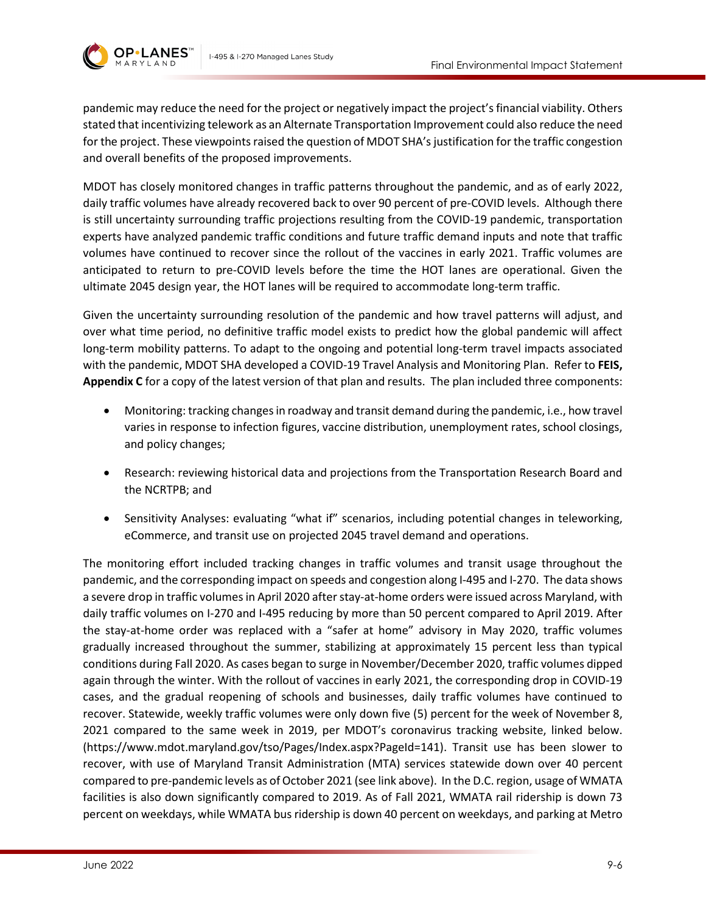pandemic may reduce the need for the project or negatively impact the project's financial viability. Others stated that incentivizing telework as an Alternate Transportation Improvement could also reduce the need for the project. These viewpoints raised the question of MDOT SHA's justification for the traffic congestion and overall benefits of the proposed improvements.

MDOT has closely monitored changes in traffic patterns throughout the pandemic, and as of early 2022, daily traffic volumes have already recovered back to over 90 percent of pre-COVID levels. Although there is still uncertainty surrounding traffic projections resulting from the COVID-19 pandemic, transportation experts have analyzed pandemic traffic conditions and future traffic demand inputs and note that traffic volumes have continued to recover since the rollout of the vaccines in early 2021. Traffic volumes are anticipated to return to pre-COVID levels before the time the HOT lanes are operational. Given the ultimate 2045 design year, the HOT lanes will be required to accommodate long-term traffic.

Given the uncertainty surrounding resolution of the pandemic and how travel patterns will adjust, and over what time period, no definitive traffic model exists to predict how the global pandemic will affect long-term mobility patterns. To adapt to the ongoing and potential long-term travel impacts associated with the pandemic, MDOT SHA developed a COVID-19 Travel Analysis and Monitoring Plan. Refer to **FEIS, Appendix C** for a copy of the latest version of that plan and results. The plan included three components:

- Monitoring: tracking changes in roadway and transit demand during the pandemic, i.e., how travel varies in response to infection figures, vaccine distribution, unemployment rates, school closings, and policy changes;
- Research: reviewing historical data and projections from the Transportation Research Board and the NCRTPB; and
- Sensitivity Analyses: evaluating "what if" scenarios, including potential changes in teleworking, eCommerce, and transit use on projected 2045 travel demand and operations.

The monitoring effort included tracking changes in traffic volumes and transit usage throughout the pandemic, and the corresponding impact on speeds and congestion along I-495 and I-270. The data shows a severe drop in traffic volumes in April 2020 after stay-at-home orders were issued across Maryland, with daily traffic volumes on I-270 and I-495 reducing by more than 50 percent compared to April 2019. After the stay-at-home order was replaced with a "safer at home" advisory in May 2020, traffic volumes gradually increased throughout the summer, stabilizing at approximately 15 percent less than typical conditions during Fall 2020. As cases began to surge in November/December 2020, traffic volumes dipped again through the winter. With the rollout of vaccines in early 2021, the corresponding drop in COVID-19 cases, and the gradual reopening of schools and businesses, daily traffic volumes have continued to recover. Statewide, weekly traffic volumes were only down five (5) percent for the week of November 8, 2021 compared to the same week in 2019, per MDOT's coronavirus tracking website, linked below. (https://www.mdot.maryland.gov/tso/Pages/Index.aspx?PageId=141). Transit use has been slower to recover, with use of Maryland Transit Administration (MTA) services statewide down over 40 percent compared to pre-pandemic levels as of October 2021 (see link above). In the D.C. region, usage of WMATA facilities is also down significantly compared to 2019. As of Fall 2021, WMATA rail ridership is down 73 percent on weekdays, while WMATA bus ridership is down 40 percent on weekdays, and parking at Metro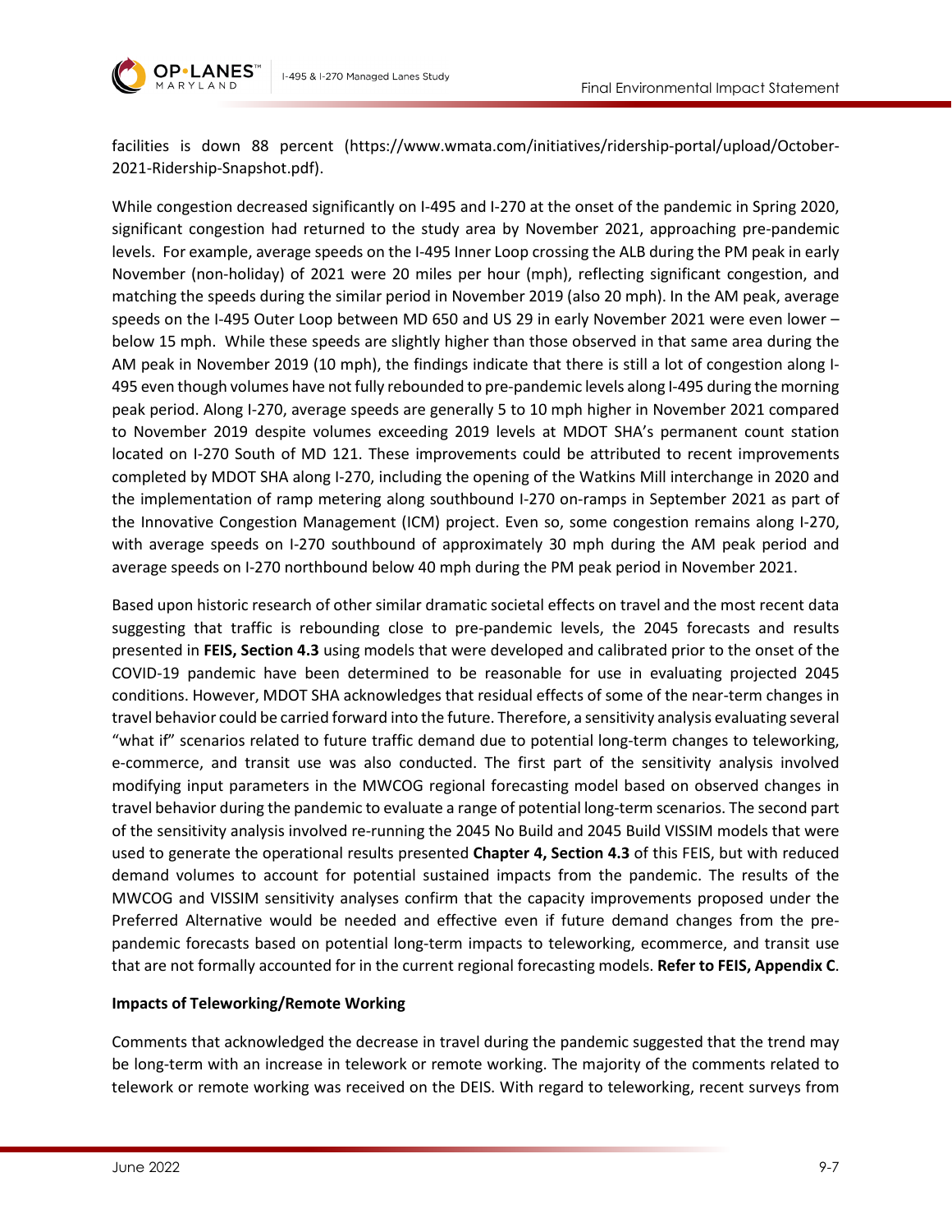facilities is down 88 percent (https://www.wmata.com/initiatives/ridership-portal/upload/October-2021-Ridership-Snapshot.pdf).

While congestion decreased significantly on I-495 and I-270 at the onset of the pandemic in Spring 2020, significant congestion had returned to the study area by November 2021, approaching pre-pandemic levels. For example, average speeds on the I-495 Inner Loop crossing the ALB during the PM peak in early November (non-holiday) of 2021 were 20 miles per hour (mph), reflecting significant congestion, and matching the speeds during the similar period in November 2019 (also 20 mph). In the AM peak, average speeds on the I-495 Outer Loop between MD 650 and US 29 in early November 2021 were even lower – below 15 mph. While these speeds are slightly higher than those observed in that same area during the AM peak in November 2019 (10 mph), the findings indicate that there is still a lot of congestion along I-495 even though volumes have not fully rebounded to pre-pandemic levels along I-495 during the morning peak period. Along I-270, average speeds are generally 5 to 10 mph higher in November 2021 compared to November 2019 despite volumes exceeding 2019 levels at MDOT SHA's permanent count station located on I-270 South of MD 121. These improvements could be attributed to recent improvements completed by MDOT SHA along I-270, including the opening of the Watkins Mill interchange in 2020 and the implementation of ramp metering along southbound I-270 on-ramps in September 2021 as part of the Innovative Congestion Management (ICM) project. Even so, some congestion remains along I-270, with average speeds on I-270 southbound of approximately 30 mph during the AM peak period and average speeds on I-270 northbound below 40 mph during the PM peak period in November 2021.

Based upon historic research of other similar dramatic societal effects on travel and the most recent data suggesting that traffic is rebounding close to pre-pandemic levels, the 2045 forecasts and results presented in **FEIS, Section 4.3** using models that were developed and calibrated prior to the onset of the COVID-19 pandemic have been determined to be reasonable for use in evaluating projected 2045 conditions. However, MDOT SHA acknowledges that residual effects of some of the near-term changes in travel behavior could be carried forward into the future. Therefore, a sensitivity analysis evaluating several "what if" scenarios related to future traffic demand due to potential long-term changes to teleworking, e-commerce, and transit use was also conducted. The first part of the sensitivity analysis involved modifying input parameters in the MWCOG regional forecasting model based on observed changes in travel behavior during the pandemic to evaluate a range of potential long-term scenarios. The second part of the sensitivity analysis involved re-running the 2045 No Build and 2045 Build VISSIM models that were used to generate the operational results presented **Chapter 4, Section 4.3** of this FEIS, but with reduced demand volumes to account for potential sustained impacts from the pandemic. The results of the MWCOG and VISSIM sensitivity analyses confirm that the capacity improvements proposed under the Preferred Alternative would be needed and effective even if future demand changes from the pre-pandemic forecasts based on potential long-term impacts to teleworking, ecommerce, and transit use that are not formally accounted for in the current regional forecasting models. **Refer to FEIS, Appendix C**.

**Impacts of Teleworking/Remote Working**

Comments that acknowledged the decrease in travel during the pandemic suggested that the trend may be long-term with an increase in telework or remote working. The majority of the comments related to telework or remote working was received on the DEIS. With regard to teleworking, recent surveys from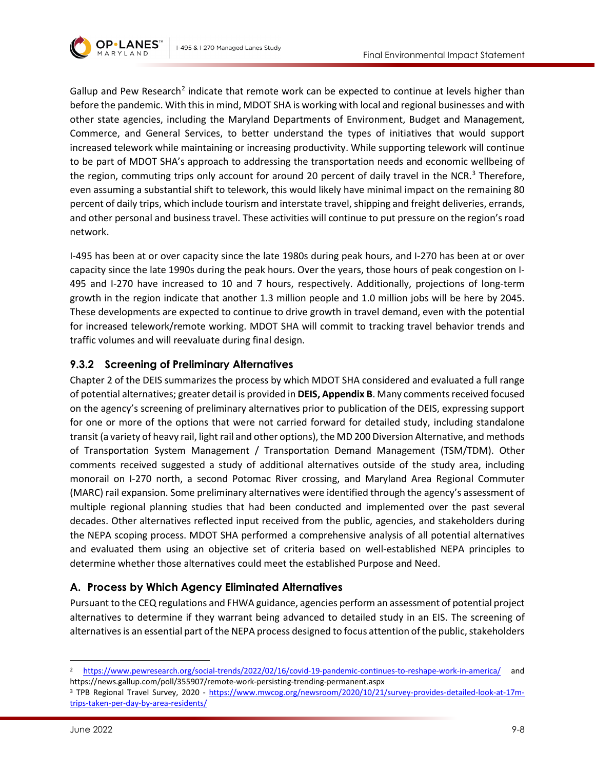Gallup and Pew Research[2] indicate that remote work can be expected to continue at levels higher than before the pandemic. With this in mind, MDOT SHA is working with local and regional businesses and with other state agencies, including the Maryland Departments of Environment, Budget and Management, Commerce, and General Services, to better understand the types of initiatives that would support increased telework while maintaining or increasing productivity. While supporting telework will continue to be part of MDOT SHA's approach to addressing the transportation needs and economic wellbeing of the region, commuting trips only account for around 20 percent of daily travel in the NCR.[3] Therefore, even assuming a substantial shift to telework, this would likely have minimal impact on the remaining 80 percent of daily trips, which include tourism and interstate travel, shipping and freight deliveries, errands, and other personal and business travel. These activities will continue to put pressure on the region's road network.

I-495 has been at or over capacity since the late 1980s during peak hours, and I-270 has been at or over capacity since the late 1990s during the peak hours. Over the years, those hours of peak congestion on I-495 and I-270 have increased to 10 and 7 hours, respectively. Additionally, projections of long-term growth in the region indicate that another 1.3 million people and 1.0 million jobs will be here by 2045. These developments are expected to continue to drive growth in travel demand, even with the potential for increased telework/remote working. MDOT SHA will commit to tracking travel behavior trends and traffic volumes and will reevaluate during final design.

### 9.3.2 Screening of Preliminary Alternatives

Chapter 2 of the DEIS summarizes the process by which MDOT SHA considered and evaluated a full range of potential alternatives; greater detail is provided in **DEIS, Appendix B**. Many comments received focused on the agency's screening of preliminary alternatives prior to publication of the DEIS, expressing support for one or more of the options that were not carried forward for detailed study, including standalone transit (a variety of heavy rail, light rail and other options), the MD 200 Diversion Alternative, and methods of Transportation System Management / Transportation Demand Management (TSM/TDM). Other comments received suggested a study of additional alternatives outside of the study area, including monorail on I-270 north, a second Potomac River crossing, and Maryland Area Regional Commuter (MARC) rail expansion. Some preliminary alternatives were identified through the agency's assessment of multiple regional planning studies that had been conducted and implemented over the past several decades. Other alternatives reflected input received from the public, agencies, and stakeholders during the NEPA scoping process. MDOT SHA performed a comprehensive analysis of all potential alternatives and evaluated them using an objective set of criteria based on well-established NEPA principles to determine whether those alternatives could meet the established Purpose and Need.

#### A. Process by Which Agency Eliminated Alternatives

Pursuant to the CEQ regulations and FHWA guidance, agencies perform an assessment of potential project alternatives to determine if they warrant being advanced to detailed study in an EIS. The screening of alternatives is an essential part of the NEPA process designed to focus attention of the public, stakeholders

---

[2] https://www.pewresearch.org/social-trends/2022/02/16/covid-19-pandemic-continues-to-reshape-work-in-america/ and https://news.gallup.com/poll/355907/remote-work-persisting-trending-permanent.aspx

[3] TPB Regional Travel Survey, 2020 - https://www.mwcog.org/newsroom/2020/10/21/survey-provides-detailed-look-at-17m-trips-taken-per-day-by-area-residents/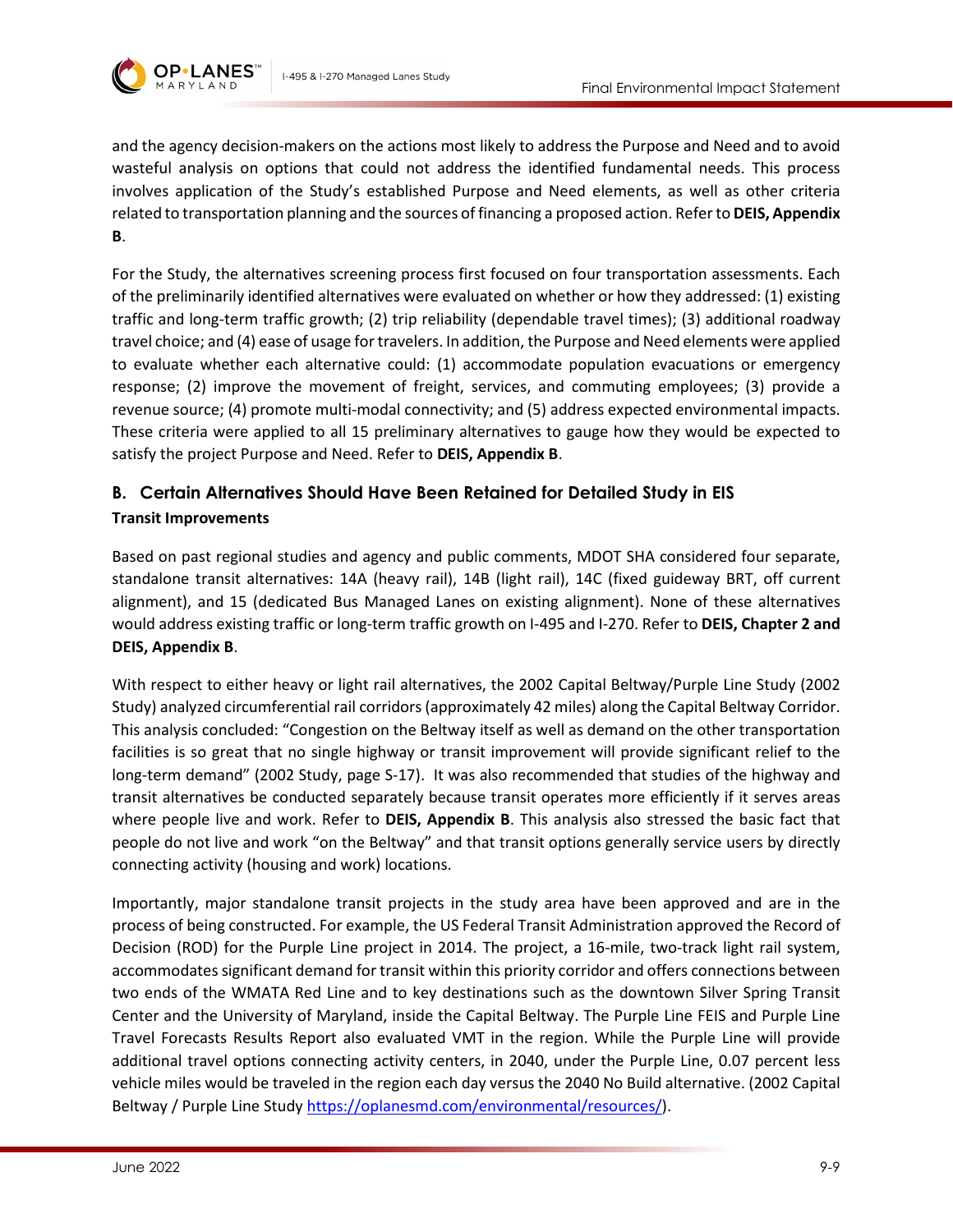and the agency decision-makers on the actions most likely to address the Purpose and Need and to avoid wasteful analysis on options that could not address the identified fundamental needs. This process involves application of the Study's established Purpose and Need elements, as well as other criteria related to transportation planning and the sources of financing a proposed action. Refer to **DEIS, Appendix B**.

For the Study, the alternatives screening process first focused on four transportation assessments. Each of the preliminarily identified alternatives were evaluated on whether or how they addressed: (1) existing traffic and long-term traffic growth; (2) trip reliability (dependable travel times); (3) additional roadway travel choice; and (4) ease of usage for travelers. In addition, the Purpose and Need elements were applied to evaluate whether each alternative could: (1) accommodate population evacuations or emergency response; (2) improve the movement of freight, services, and commuting employees; (3) provide a revenue source; (4) promote multi-modal connectivity; and (5) address expected environmental impacts. These criteria were applied to all 15 preliminary alternatives to gauge how they would be expected to satisfy the project Purpose and Need. Refer to **DEIS, Appendix B**.

## B. Certain Alternatives Should Have Been Retained for Detailed Study in EIS

### Transit Improvements

Based on past regional studies and agency and public comments, MDOT SHA considered four separate, standalone transit alternatives: 14A (heavy rail), 14B (light rail), 14C (fixed guideway BRT, off current alignment), and 15 (dedicated Bus Managed Lanes on existing alignment). None of these alternatives would address existing traffic or long-term traffic growth on I-495 and I-270. Refer to **DEIS, Chapter 2 and DEIS, Appendix B**.

With respect to either heavy or light rail alternatives, the 2002 Capital Beltway/Purple Line Study (2002 Study) analyzed circumferential rail corridors (approximately 42 miles) along the Capital Beltway Corridor. This analysis concluded: "Congestion on the Beltway itself as well as demand on the other transportation facilities is so great that no single highway or transit improvement will provide significant relief to the long-term demand" (2002 Study, page S-17). It was also recommended that studies of the highway and transit alternatives be conducted separately because transit operates more efficiently if it serves areas where people live and work. Refer to **DEIS, Appendix B**. This analysis also stressed the basic fact that people do not live and work "on the Beltway" and that transit options generally service users by directly connecting activity (housing and work) locations.

Importantly, major standalone transit projects in the study area have been approved and are in the process of being constructed. For example, the US Federal Transit Administration approved the Record of Decision (ROD) for the Purple Line project in 2014. The project, a 16-mile, two-track light rail system, accommodates significant demand for transit within this priority corridor and offers connections between two ends of the WMATA Red Line and to key destinations such as the downtown Silver Spring Transit Center and the University of Maryland, inside the Capital Beltway. The Purple Line FEIS and Purple Line Travel Forecasts Results Report also evaluated VMT in the region. While the Purple Line will provide additional travel options connecting activity centers, in 2040, under the Purple Line, 0.07 percent less vehicle miles would be traveled in the region each day versus the 2040 No Build alternative. (2002 Capital Beltway / Purple Line Study https://oplanesmd.com/environmental/resources/).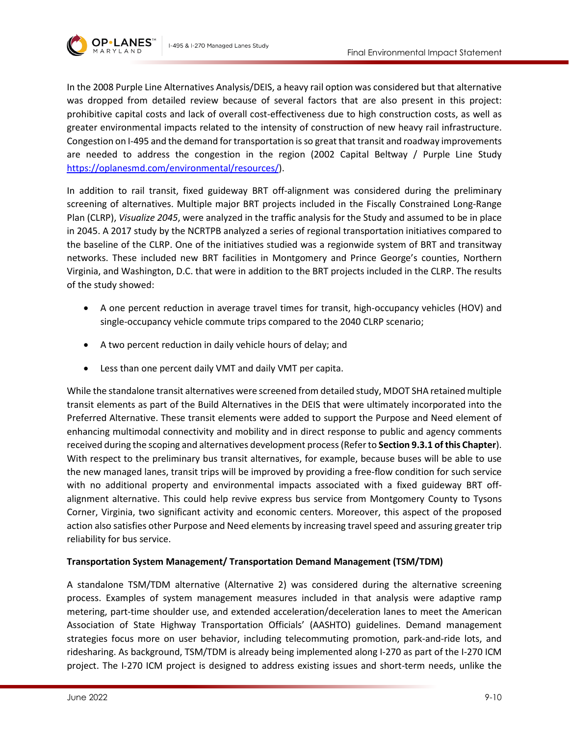In the 2008 Purple Line Alternatives Analysis/DEIS, a heavy rail option was considered but that alternative was dropped from detailed review because of several factors that are also present in this project: prohibitive capital costs and lack of overall cost-effectiveness due to high construction costs, as well as greater environmental impacts related to the intensity of construction of new heavy rail infrastructure. Congestion on I-495 and the demand for transportation is so great that transit and roadway improvements are needed to address the congestion in the region (2002 Capital Beltway / Purple Line Study https://oplanesmd.com/environmental/resources/).

In addition to rail transit, fixed guideway BRT off-alignment was considered during the preliminary screening of alternatives. Multiple major BRT projects included in the Fiscally Constrained Long-Range Plan (CLRP), *Visualize 2045*, were analyzed in the traffic analysis for the Study and assumed to be in place in 2045. A 2017 study by the NCRTPB analyzed a series of regional transportation initiatives compared to the baseline of the CLRP. One of the initiatives studied was a regionwide system of BRT and transitway networks. These included new BRT facilities in Montgomery and Prince George's counties, Northern Virginia, and Washington, D.C. that were in addition to the BRT projects included in the CLRP. The results of the study showed:

- A one percent reduction in average travel times for transit, high-occupancy vehicles (HOV) and single-occupancy vehicle commute trips compared to the 2040 CLRP scenario;
- A two percent reduction in daily vehicle hours of delay; and
- Less than one percent daily VMT and daily VMT per capita.

While the standalone transit alternatives were screened from detailed study, MDOT SHA retained multiple transit elements as part of the Build Alternatives in the DEIS that were ultimately incorporated into the Preferred Alternative. These transit elements were added to support the Purpose and Need element of enhancing multimodal connectivity and mobility and in direct response to public and agency comments received during the scoping and alternatives development process (Refer to **Section 9.3.1 of this Chapter**). With respect to the preliminary bus transit alternatives, for example, because buses will be able to use the new managed lanes, transit trips will be improved by providing a free-flow condition for such service with no additional property and environmental impacts associated with a fixed guideway BRT off-alignment alternative. This could help revive express bus service from Montgomery County to Tysons Corner, Virginia, two significant activity and economic centers. Moreover, this aspect of the proposed action also satisfies other Purpose and Need elements by increasing travel speed and assuring greater trip reliability for bus service.

**Transportation System Management/ Transportation Demand Management (TSM/TDM)**

A standalone TSM/TDM alternative (Alternative 2) was considered during the alternative screening process. Examples of system management measures included in that analysis were adaptive ramp metering, part-time shoulder use, and extended acceleration/deceleration lanes to meet the American Association of State Highway Transportation Officials' (AASHTO) guidelines. Demand management strategies focus more on user behavior, including telecommuting promotion, park-and-ride lots, and ridesharing. As background, TSM/TDM is already being implemented along I-270 as part of the I-270 ICM project. The I-270 ICM project is designed to address existing issues and short-term needs, unlike the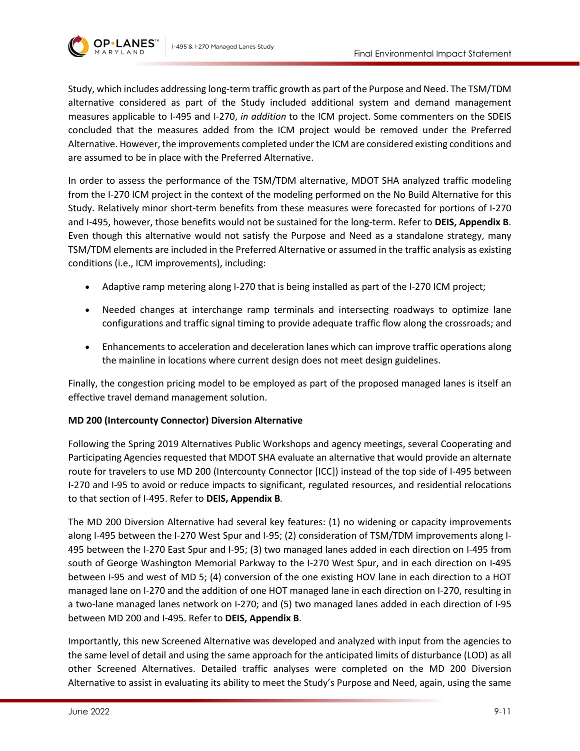Study, which includes addressing long-term traffic growth as part of the Purpose and Need. The TSM/TDM alternative considered as part of the Study included additional system and demand management measures applicable to I-495 and I-270, *in addition* to the ICM project. Some commenters on the SDEIS concluded that the measures added from the ICM project would be removed under the Preferred Alternative. However, the improvements completed under the ICM are considered existing conditions and are assumed to be in place with the Preferred Alternative.

In order to assess the performance of the TSM/TDM alternative, MDOT SHA analyzed traffic modeling from the I-270 ICM project in the context of the modeling performed on the No Build Alternative for this Study. Relatively minor short-term benefits from these measures were forecasted for portions of I-270 and I-495, however, those benefits would not be sustained for the long-term. Refer to **DEIS, Appendix B**. Even though this alternative would not satisfy the Purpose and Need as a standalone strategy, many TSM/TDM elements are included in the Preferred Alternative or assumed in the traffic analysis as existing conditions (i.e., ICM improvements), including:

- Adaptive ramp metering along I-270 that is being installed as part of the I-270 ICM project;
- Needed changes at interchange ramp terminals and intersecting roadways to optimize lane configurations and traffic signal timing to provide adequate traffic flow along the crossroads; and
- Enhancements to acceleration and deceleration lanes which can improve traffic operations along the mainline in locations where current design does not meet design guidelines.

Finally, the congestion pricing model to be employed as part of the proposed managed lanes is itself an effective travel demand management solution.

**MD 200 (Intercounty Connector) Diversion Alternative**

Following the Spring 2019 Alternatives Public Workshops and agency meetings, several Cooperating and Participating Agencies requested that MDOT SHA evaluate an alternative that would provide an alternate route for travelers to use MD 200 (Intercounty Connector [ICC]) instead of the top side of I-495 between I-270 and I-95 to avoid or reduce impacts to significant, regulated resources, and residential relocations to that section of I-495. Refer to **DEIS, Appendix B**.

The MD 200 Diversion Alternative had several key features: (1) no widening or capacity improvements along I-495 between the I-270 West Spur and I-95; (2) consideration of TSM/TDM improvements along I-495 between the I-270 East Spur and I-95; (3) two managed lanes added in each direction on I-495 from south of George Washington Memorial Parkway to the I-270 West Spur, and in each direction on I-495 between I-95 and west of MD 5; (4) conversion of the one existing HOV lane in each direction to a HOT managed lane on I-270 and the addition of one HOT managed lane in each direction on I-270, resulting in a two-lane managed lanes network on I-270; and (5) two managed lanes added in each direction of I-95 between MD 200 and I-495. Refer to **DEIS, Appendix B**.

Importantly, this new Screened Alternative was developed and analyzed with input from the agencies to the same level of detail and using the same approach for the anticipated limits of disturbance (LOD) as all other Screened Alternatives. Detailed traffic analyses were completed on the MD 200 Diversion Alternative to assist in evaluating its ability to meet the Study's Purpose and Need, again, using the same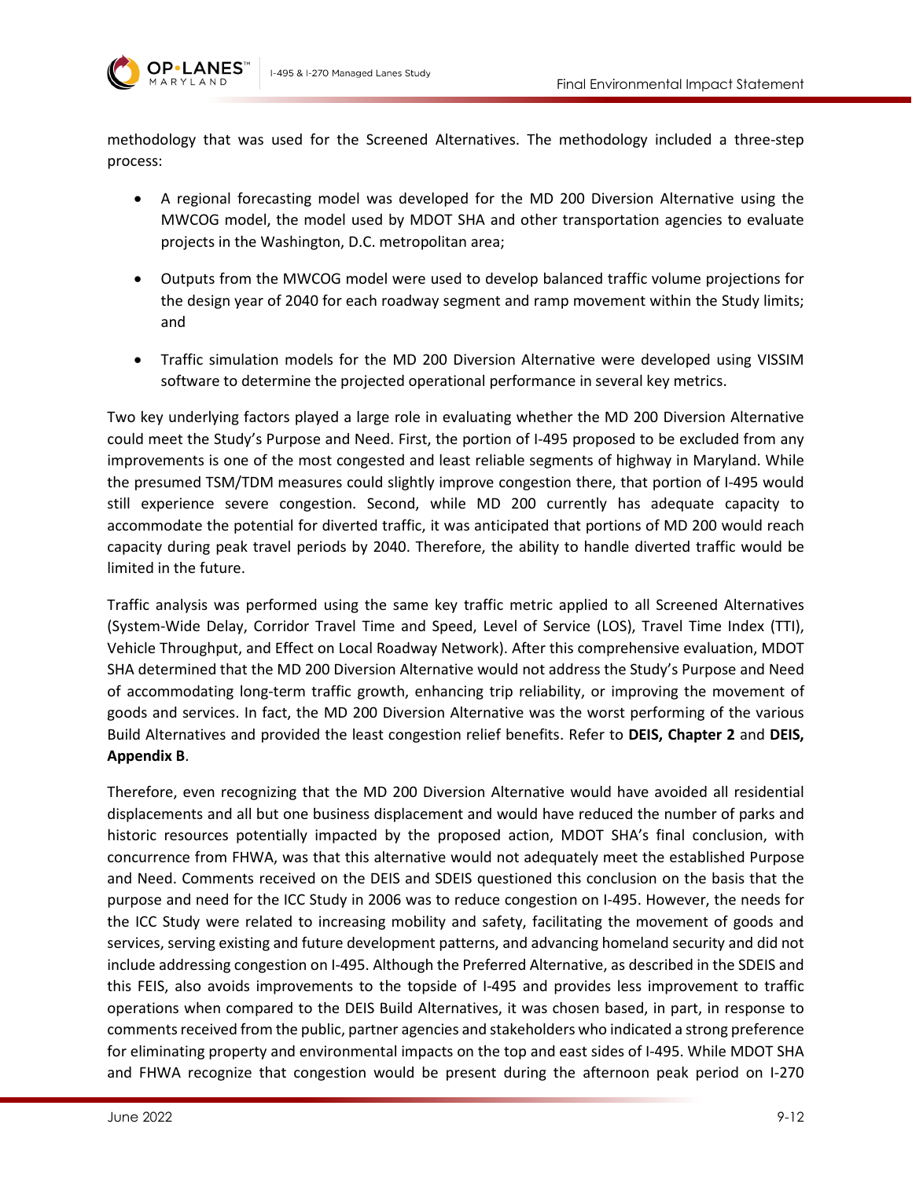methodology that was used for the Screened Alternatives. The methodology included a three-step process:

- A regional forecasting model was developed for the MD 200 Diversion Alternative using the MWCOG model, the model used by MDOT SHA and other transportation agencies to evaluate projects in the Washington, D.C. metropolitan area;
- Outputs from the MWCOG model were used to develop balanced traffic volume projections for the design year of 2040 for each roadway segment and ramp movement within the Study limits; and
- Traffic simulation models for the MD 200 Diversion Alternative were developed using VISSIM software to determine the projected operational performance in several key metrics.

Two key underlying factors played a large role in evaluating whether the MD 200 Diversion Alternative could meet the Study's Purpose and Need. First, the portion of I-495 proposed to be excluded from any improvements is one of the most congested and least reliable segments of highway in Maryland. While the presumed TSM/TDM measures could slightly improve congestion there, that portion of I-495 would still experience severe congestion. Second, while MD 200 currently has adequate capacity to accommodate the potential for diverted traffic, it was anticipated that portions of MD 200 would reach capacity during peak travel periods by 2040. Therefore, the ability to handle diverted traffic would be limited in the future.

Traffic analysis was performed using the same key traffic metric applied to all Screened Alternatives (System-Wide Delay, Corridor Travel Time and Speed, Level of Service (LOS), Travel Time Index (TTI), Vehicle Throughput, and Effect on Local Roadway Network). After this comprehensive evaluation, MDOT SHA determined that the MD 200 Diversion Alternative would not address the Study's Purpose and Need of accommodating long-term traffic growth, enhancing trip reliability, or improving the movement of goods and services. In fact, the MD 200 Diversion Alternative was the worst performing of the various Build Alternatives and provided the least congestion relief benefits. Refer to **DEIS, Chapter 2** and **DEIS, Appendix B**.

Therefore, even recognizing that the MD 200 Diversion Alternative would have avoided all residential displacements and all but one business displacement and would have reduced the number of parks and historic resources potentially impacted by the proposed action, MDOT SHA's final conclusion, with concurrence from FHWA, was that this alternative would not adequately meet the established Purpose and Need. Comments received on the DEIS and SDEIS questioned this conclusion on the basis that the purpose and need for the ICC Study in 2006 was to reduce congestion on I-495. However, the needs for the ICC Study were related to increasing mobility and safety, facilitating the movement of goods and services, serving existing and future development patterns, and advancing homeland security and did not include addressing congestion on I-495. Although the Preferred Alternative, as described in the SDEIS and this FEIS, also avoids improvements to the topside of I-495 and provides less improvement to traffic operations when compared to the DEIS Build Alternatives, it was chosen based, in part, in response to comments received from the public, partner agencies and stakeholders who indicated a strong preference for eliminating property and environmental impacts on the top and east sides of I-495. While MDOT SHA and FHWA recognize that congestion would be present during the afternoon peak period on I-270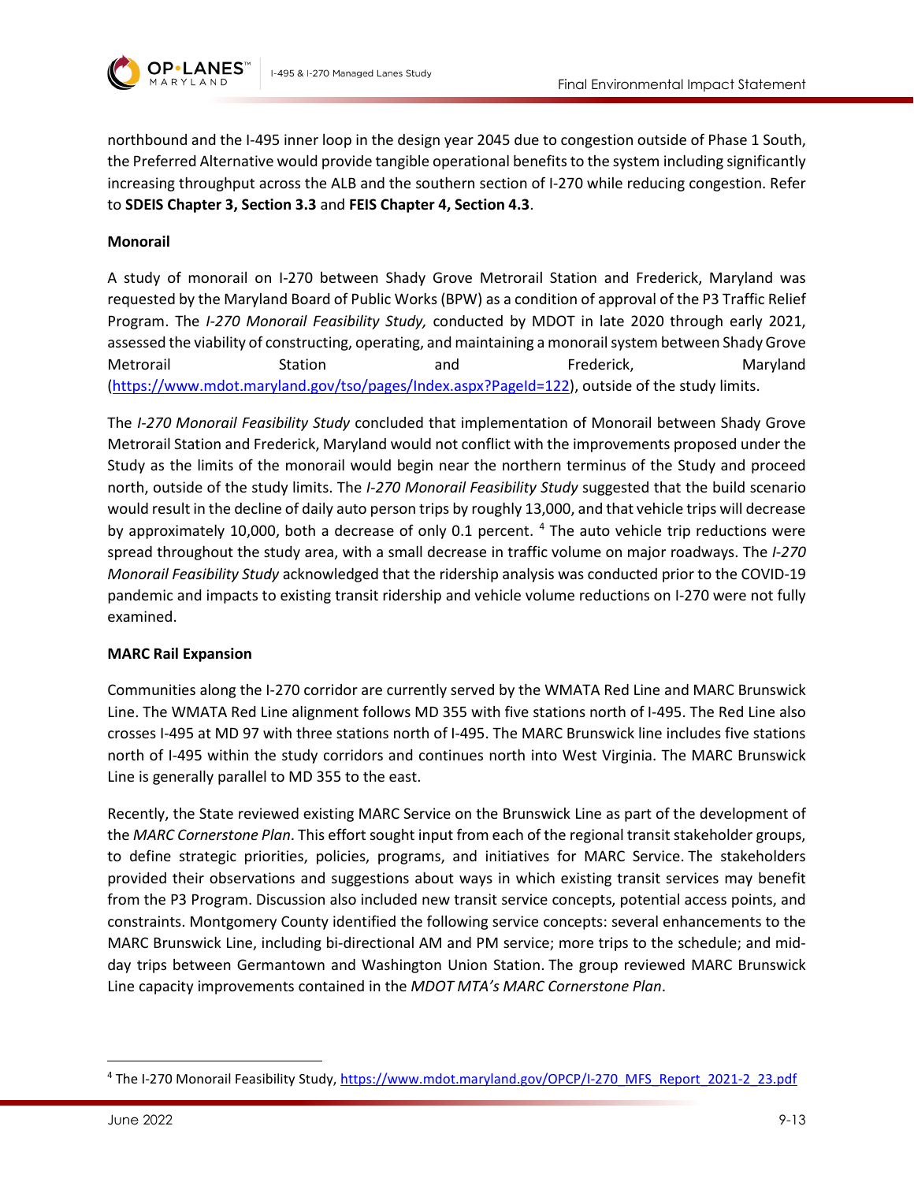northbound and the I-495 inner loop in the design year 2045 due to congestion outside of Phase 1 South, the Preferred Alternative would provide tangible operational benefits to the system including significantly increasing throughput across the ALB and the southern section of I-270 while reducing congestion. Refer to **SDEIS Chapter 3, Section 3.3** and **FEIS Chapter 4, Section 4.3**.

**Monorail**

A study of monorail on I-270 between Shady Grove Metrorail Station and Frederick, Maryland was requested by the Maryland Board of Public Works (BPW) as a condition of approval of the P3 Traffic Relief Program. The *I-270 Monorail Feasibility Study,* conducted by MDOT in late 2020 through early 2021, assessed the viability of constructing, operating, and maintaining a monorail system between Shady Grove Metrorail Station and Frederick, Maryland (https://www.mdot.maryland.gov/tso/pages/Index.aspx?PageId=122), outside of the study limits.

The *I-270 Monorail Feasibility Study* concluded that implementation of Monorail between Shady Grove Metrorail Station and Frederick, Maryland would not conflict with the improvements proposed under the Study as the limits of the monorail would begin near the northern terminus of the Study and proceed north, outside of the study limits. The *I-270 Monorail Feasibility Study* suggested that the build scenario would result in the decline of daily auto person trips by roughly 13,000, and that vehicle trips will decrease by approximately 10,000, both a decrease of only 0.1 percent. [4] The auto vehicle trip reductions were spread throughout the study area, with a small decrease in traffic volume on major roadways. The *I-270 Monorail Feasibility Study* acknowledged that the ridership analysis was conducted prior to the COVID-19 pandemic and impacts to existing transit ridership and vehicle volume reductions on I-270 were not fully examined.

**MARC Rail Expansion**

Communities along the I-270 corridor are currently served by the WMATA Red Line and MARC Brunswick Line. The WMATA Red Line alignment follows MD 355 with five stations north of I-495. The Red Line also crosses I-495 at MD 97 with three stations north of I-495. The MARC Brunswick line includes five stations north of I-495 within the study corridors and continues north into West Virginia. The MARC Brunswick Line is generally parallel to MD 355 to the east.

Recently, the State reviewed existing MARC Service on the Brunswick Line as part of the development of the *MARC Cornerstone Plan*. This effort sought input from each of the regional transit stakeholder groups, to define strategic priorities, policies, programs, and initiatives for MARC Service. The stakeholders provided their observations and suggestions about ways in which existing transit services may benefit from the P3 Program. Discussion also included new transit service concepts, potential access points, and constraints. Montgomery County identified the following service concepts: several enhancements to the MARC Brunswick Line, including bi-directional AM and PM service; more trips to the schedule; and mid-day trips between Germantown and Washington Union Station. The group reviewed MARC Brunswick Line capacity improvements contained in the *MDOT MTA's MARC Cornerstone Plan*.

[4] The I-270 Monorail Feasibility Study, https://www.mdot.maryland.gov/OPCP/I-270_MFS_Report_2021-2_23.pdf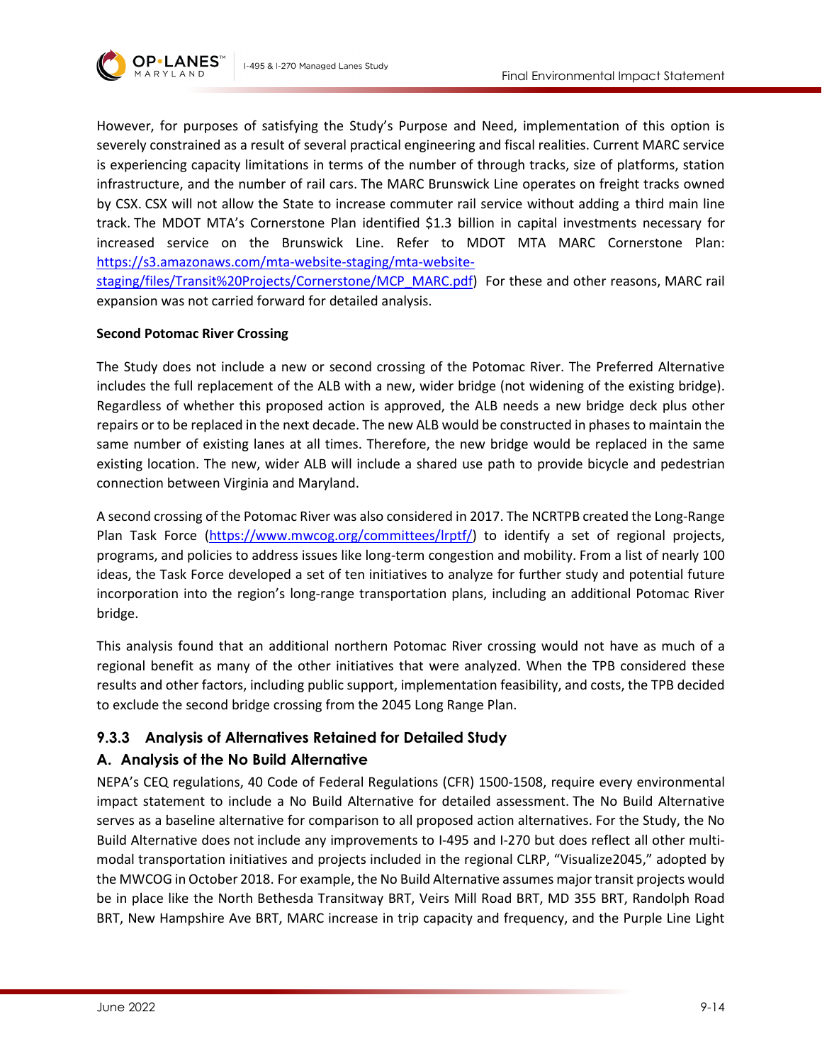However, for purposes of satisfying the Study's Purpose and Need, implementation of this option is severely constrained as a result of several practical engineering and fiscal realities. Current MARC service is experiencing capacity limitations in terms of the number of through tracks, size of platforms, station infrastructure, and the number of rail cars. The MARC Brunswick Line operates on freight tracks owned by CSX. CSX will not allow the State to increase commuter rail service without adding a third main line track. The MDOT MTA's Cornerstone Plan identified $1.3 billion in capital investments necessary for increased service on the Brunswick Line. Refer to MDOT MTA MARC Cornerstone Plan: [https://s3.amazonaws.com/mta-website-staging/mta-website-staging/files/Transit%20Projects/Cornerstone/MCP_MARC.pdf](https://s3.amazonaws.com/mta-website-staging/mta-website-staging/files/Transit%20Projects/Cornerstone/MCP_MARC.pdf)) For these and other reasons, MARC rail expansion was not carried forward for detailed analysis.

**Second Potomac River Crossing**

The Study does not include a new or second crossing of the Potomac River. The Preferred Alternative includes the full replacement of the ALB with a new, wider bridge (not widening of the existing bridge). Regardless of whether this proposed action is approved, the ALB needs a new bridge deck plus other repairs or to be replaced in the next decade. The new ALB would be constructed in phases to maintain the same number of existing lanes at all times. Therefore, the new bridge would be replaced in the same existing location. The new, wider ALB will include a shared use path to provide bicycle and pedestrian connection between Virginia and Maryland.

A second crossing of the Potomac River was also considered in 2017. The NCRTPB created the Long-Range Plan Task Force ([https://www.mwcog.org/committees/lrptf/](https://www.mwcog.org/committees/lrptf/)) to identify a set of regional projects, programs, and policies to address issues like long-term congestion and mobility. From a list of nearly 100 ideas, the Task Force developed a set of ten initiatives to analyze for further study and potential future incorporation into the region's long-range transportation plans, including an additional Potomac River bridge.

This analysis found that an additional northern Potomac River crossing would not have as much of a regional benefit as many of the other initiatives that were analyzed. When the TPB considered these results and other factors, including public support, implementation feasibility, and costs, the TPB decided to exclude the second bridge crossing from the 2045 Long Range Plan.

### 9.3.3 Analysis of Alternatives Retained for Detailed Study

#### A. Analysis of the No Build Alternative

NEPA's CEQ regulations, 40 Code of Federal Regulations (CFR) 1500-1508, require every environmental impact statement to include a No Build Alternative for detailed assessment. The No Build Alternative serves as a baseline alternative for comparison to all proposed action alternatives. For the Study, the No Build Alternative does not include any improvements to I-495 and I-270 but does reflect all other multi-modal transportation initiatives and projects included in the regional CLRP, "Visualize2045," adopted by the MWCOG in October 2018. For example, the No Build Alternative assumes major transit projects would be in place like the North Bethesda Transitway BRT, Veirs Mill Road BRT, MD 355 BRT, Randolph Road BRT, New Hampshire Ave BRT, MARC increase in trip capacity and frequency, and the Purple Line Light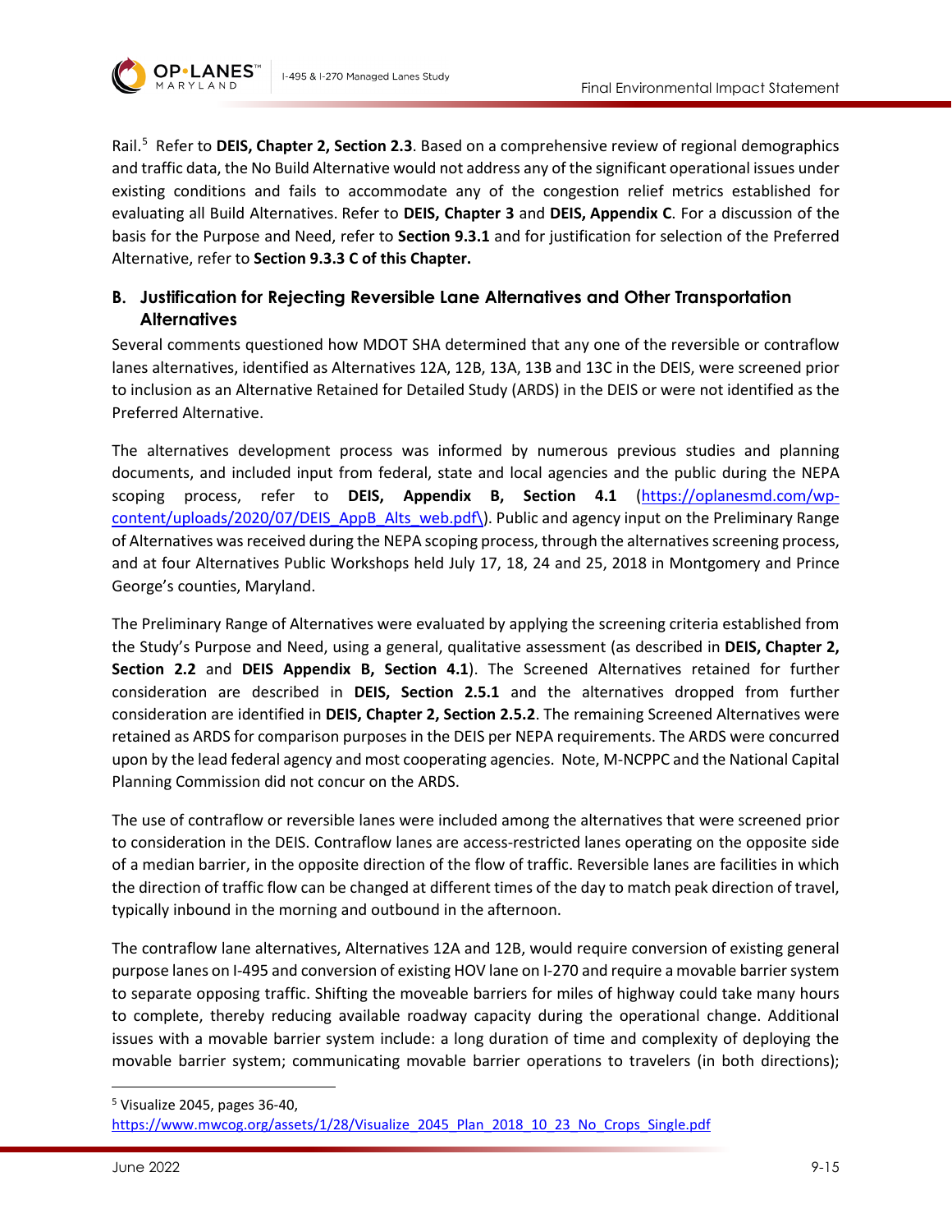Rail.[5] Refer to **DEIS, Chapter 2, Section 2.3**. Based on a comprehensive review of regional demographics and traffic data, the No Build Alternative would not address any of the significant operational issues under existing conditions and fails to accommodate any of the congestion relief metrics established for evaluating all Build Alternatives. Refer to **DEIS, Chapter 3** and **DEIS, Appendix C**. For a discussion of the basis for the Purpose and Need, refer to **Section 9.3.1** and for justification for selection of the Preferred Alternative, refer to **Section 9.3.3 C of this Chapter.**

### B. Justification for Rejecting Reversible Lane Alternatives and Other Transportation Alternatives

Several comments questioned how MDOT SHA determined that any one of the reversible or contraflow lanes alternatives, identified as Alternatives 12A, 12B, 13A, 13B and 13C in the DEIS, were screened prior to inclusion as an Alternative Retained for Detailed Study (ARDS) in the DEIS or were not identified as the Preferred Alternative.

The alternatives development process was informed by numerous previous studies and planning documents, and included input from federal, state and local agencies and the public during the NEPA scoping process, refer to **DEIS, Appendix B, Section 4.1** (https://oplanesmd.com/wp-content/uploads/2020/07/DEIS_AppB_Alts_web.pdf\). Public and agency input on the Preliminary Range of Alternatives was received during the NEPA scoping process, through the alternatives screening process, and at four Alternatives Public Workshops held July 17, 18, 24 and 25, 2018 in Montgomery and Prince George's counties, Maryland.

The Preliminary Range of Alternatives were evaluated by applying the screening criteria established from the Study's Purpose and Need, using a general, qualitative assessment (as described in **DEIS, Chapter 2, Section 2.2** and **DEIS Appendix B, Section 4.1**). The Screened Alternatives retained for further consideration are described in **DEIS, Section 2.5.1** and the alternatives dropped from further consideration are identified in **DEIS, Chapter 2, Section 2.5.2**. The remaining Screened Alternatives were retained as ARDS for comparison purposes in the DEIS per NEPA requirements. The ARDS were concurred upon by the lead federal agency and most cooperating agencies. Note, M-NCPPC and the National Capital Planning Commission did not concur on the ARDS.

The use of contraflow or reversible lanes were included among the alternatives that were screened prior to consideration in the DEIS. Contraflow lanes are access-restricted lanes operating on the opposite side of a median barrier, in the opposite direction of the flow of traffic. Reversible lanes are facilities in which the direction of traffic flow can be changed at different times of the day to match peak direction of travel, typically inbound in the morning and outbound in the afternoon.

The contraflow lane alternatives, Alternatives 12A and 12B, would require conversion of existing general purpose lanes on I-495 and conversion of existing HOV lane on I-270 and require a movable barrier system to separate opposing traffic. Shifting the moveable barriers for miles of highway could take many hours to complete, thereby reducing available roadway capacity during the operational change. Additional issues with a movable barrier system include: a long duration of time and complexity of deploying the movable barrier system; communicating movable barrier operations to travelers (in both directions);

[5] Visualize 2045, pages 36-40, https://www.mwcog.org/assets/1/28/Visualize_2045_Plan_2018_10_23_No_Crops_Single.pdf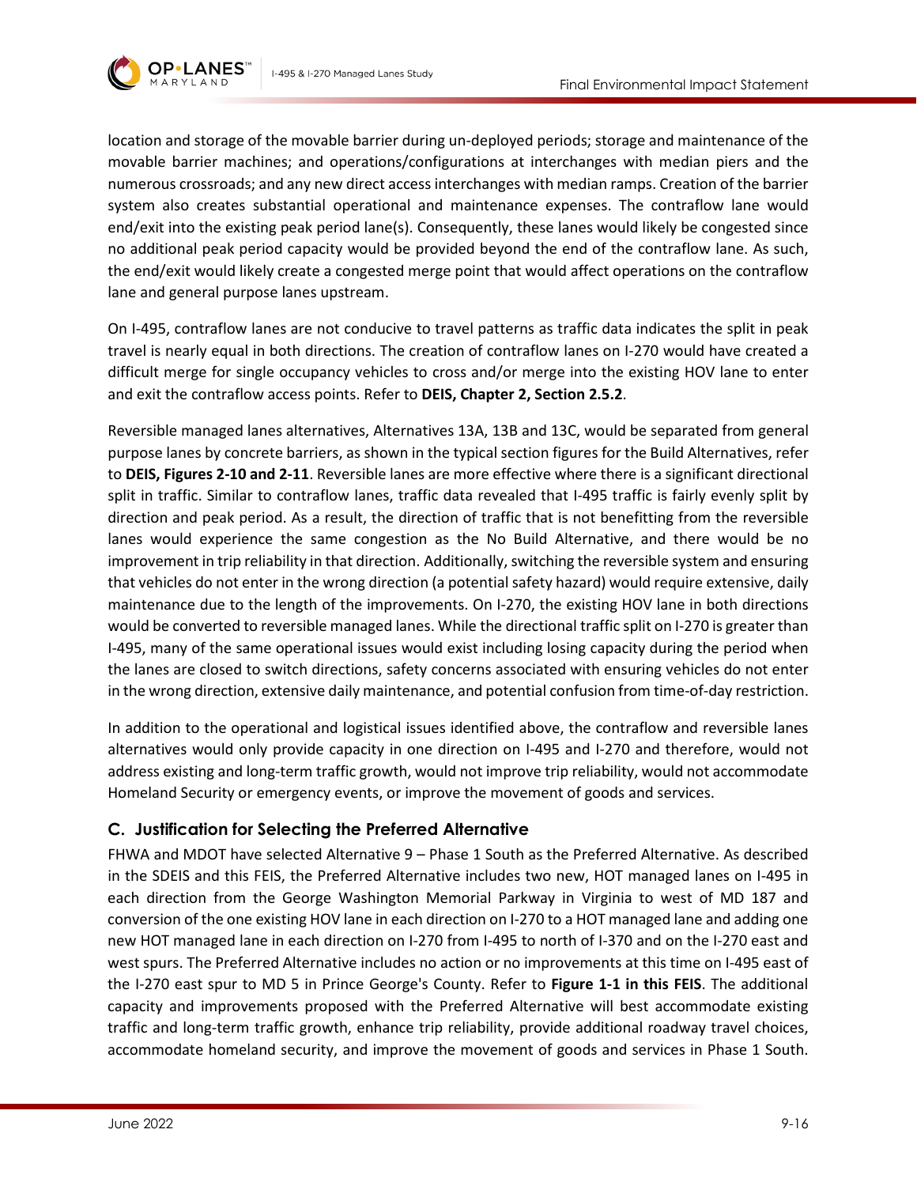location and storage of the movable barrier during un-deployed periods; storage and maintenance of the movable barrier machines; and operations/configurations at interchanges with median piers and the numerous crossroads; and any new direct access interchanges with median ramps. Creation of the barrier system also creates substantial operational and maintenance expenses. The contraflow lane would end/exit into the existing peak period lane(s). Consequently, these lanes would likely be congested since no additional peak period capacity would be provided beyond the end of the contraflow lane. As such, the end/exit would likely create a congested merge point that would affect operations on the contraflow lane and general purpose lanes upstream.

On I-495, contraflow lanes are not conducive to travel patterns as traffic data indicates the split in peak travel is nearly equal in both directions. The creation of contraflow lanes on I-270 would have created a difficult merge for single occupancy vehicles to cross and/or merge into the existing HOV lane to enter and exit the contraflow access points. Refer to **DEIS, Chapter 2, Section 2.5.2**.

Reversible managed lanes alternatives, Alternatives 13A, 13B and 13C, would be separated from general purpose lanes by concrete barriers, as shown in the typical section figures for the Build Alternatives, refer to **DEIS, Figures 2-10 and 2-11**. Reversible lanes are more effective where there is a significant directional split in traffic. Similar to contraflow lanes, traffic data revealed that I-495 traffic is fairly evenly split by direction and peak period. As a result, the direction of traffic that is not benefitting from the reversible lanes would experience the same congestion as the No Build Alternative, and there would be no improvement in trip reliability in that direction. Additionally, switching the reversible system and ensuring that vehicles do not enter in the wrong direction (a potential safety hazard) would require extensive, daily maintenance due to the length of the improvements. On I-270, the existing HOV lane in both directions would be converted to reversible managed lanes. While the directional traffic split on I-270 is greater than I-495, many of the same operational issues would exist including losing capacity during the period when the lanes are closed to switch directions, safety concerns associated with ensuring vehicles do not enter in the wrong direction, extensive daily maintenance, and potential confusion from time-of-day restriction.

In addition to the operational and logistical issues identified above, the contraflow and reversible lanes alternatives would only provide capacity in one direction on I-495 and I-270 and therefore, would not address existing and long-term traffic growth, would not improve trip reliability, would not accommodate Homeland Security or emergency events, or improve the movement of goods and services.

### C. Justification for Selecting the Preferred Alternative

FHWA and MDOT have selected Alternative 9 – Phase 1 South as the Preferred Alternative. As described in the SDEIS and this FEIS, the Preferred Alternative includes two new, HOT managed lanes on I-495 in each direction from the George Washington Memorial Parkway in Virginia to west of MD 187 and conversion of the one existing HOV lane in each direction on I-270 to a HOT managed lane and adding one new HOT managed lane in each direction on I-270 from I-495 to north of I-370 and on the I-270 east and west spurs. The Preferred Alternative includes no action or no improvements at this time on I-495 east of the I-270 east spur to MD 5 in Prince George's County. Refer to **Figure 1-1 in this FEIS**. The additional capacity and improvements proposed with the Preferred Alternative will best accommodate existing traffic and long-term traffic growth, enhance trip reliability, provide additional roadway travel choices, accommodate homeland security, and improve the movement of goods and services in Phase 1 South.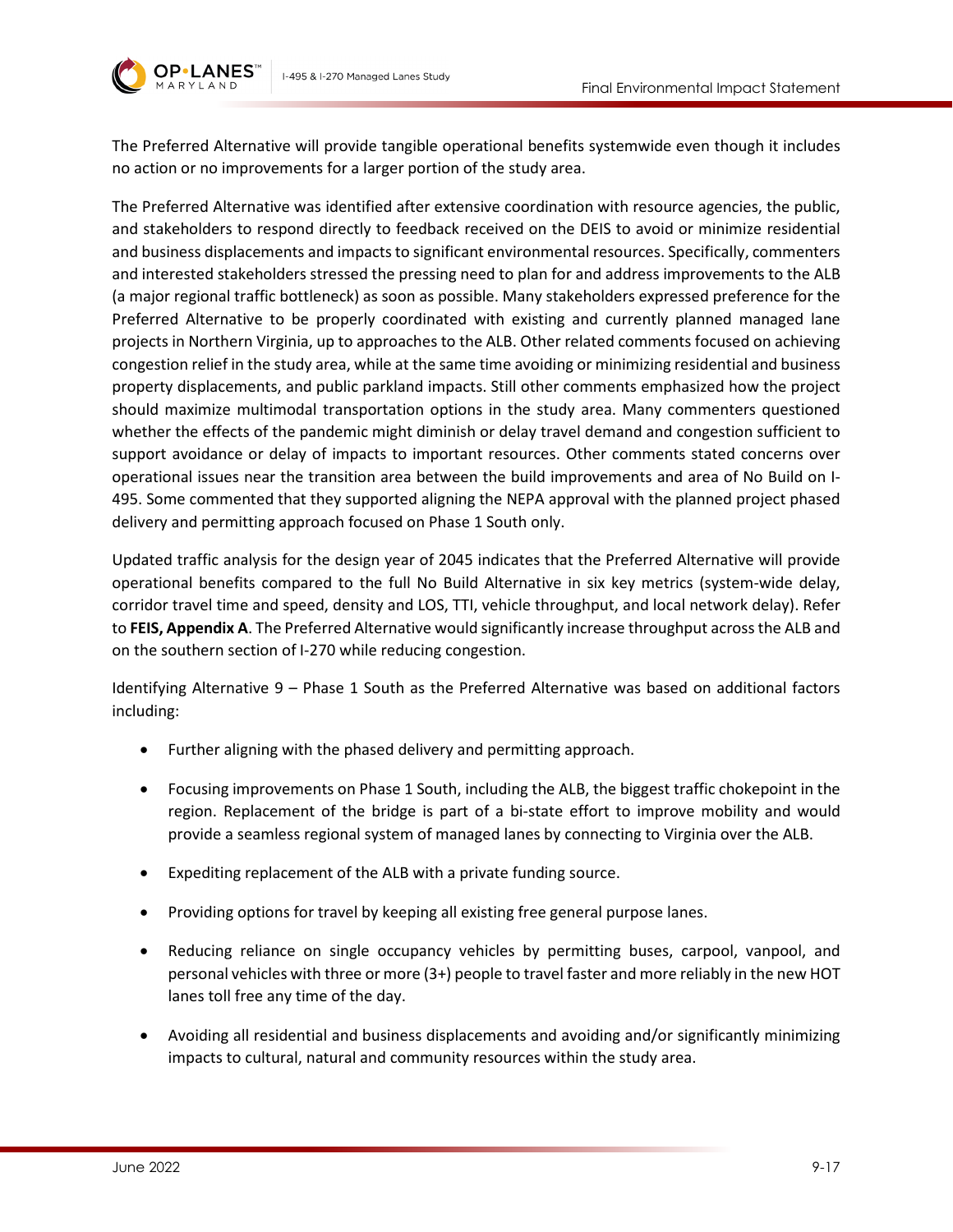The Preferred Alternative will provide tangible operational benefits systemwide even though it includes no action or no improvements for a larger portion of the study area.

The Preferred Alternative was identified after extensive coordination with resource agencies, the public, and stakeholders to respond directly to feedback received on the DEIS to avoid or minimize residential and business displacements and impacts to significant environmental resources. Specifically, commenters and interested stakeholders stressed the pressing need to plan for and address improvements to the ALB (a major regional traffic bottleneck) as soon as possible. Many stakeholders expressed preference for the Preferred Alternative to be properly coordinated with existing and currently planned managed lane projects in Northern Virginia, up to approaches to the ALB. Other related comments focused on achieving congestion relief in the study area, while at the same time avoiding or minimizing residential and business property displacements, and public parkland impacts. Still other comments emphasized how the project should maximize multimodal transportation options in the study area. Many commenters questioned whether the effects of the pandemic might diminish or delay travel demand and congestion sufficient to support avoidance or delay of impacts to important resources. Other comments stated concerns over operational issues near the transition area between the build improvements and area of No Build on I-495. Some commented that they supported aligning the NEPA approval with the planned project phased delivery and permitting approach focused on Phase 1 South only.

Updated traffic analysis for the design year of 2045 indicates that the Preferred Alternative will provide operational benefits compared to the full No Build Alternative in six key metrics (system-wide delay, corridor travel time and speed, density and LOS, TTI, vehicle throughput, and local network delay). Refer to **FEIS, Appendix A**. The Preferred Alternative would significantly increase throughput across the ALB and on the southern section of I-270 while reducing congestion.

Identifying Alternative 9 – Phase 1 South as the Preferred Alternative was based on additional factors including:

- Further aligning with the phased delivery and permitting approach.
- Focusing improvements on Phase 1 South, including the ALB, the biggest traffic chokepoint in the region. Replacement of the bridge is part of a bi-state effort to improve mobility and would provide a seamless regional system of managed lanes by connecting to Virginia over the ALB.
- Expediting replacement of the ALB with a private funding source.
- Providing options for travel by keeping all existing free general purpose lanes.
- Reducing reliance on single occupancy vehicles by permitting buses, carpool, vanpool, and personal vehicles with three or more (3+) people to travel faster and more reliably in the new HOT lanes toll free any time of the day.
- Avoiding all residential and business displacements and avoiding and/or significantly minimizing impacts to cultural, natural and community resources within the study area.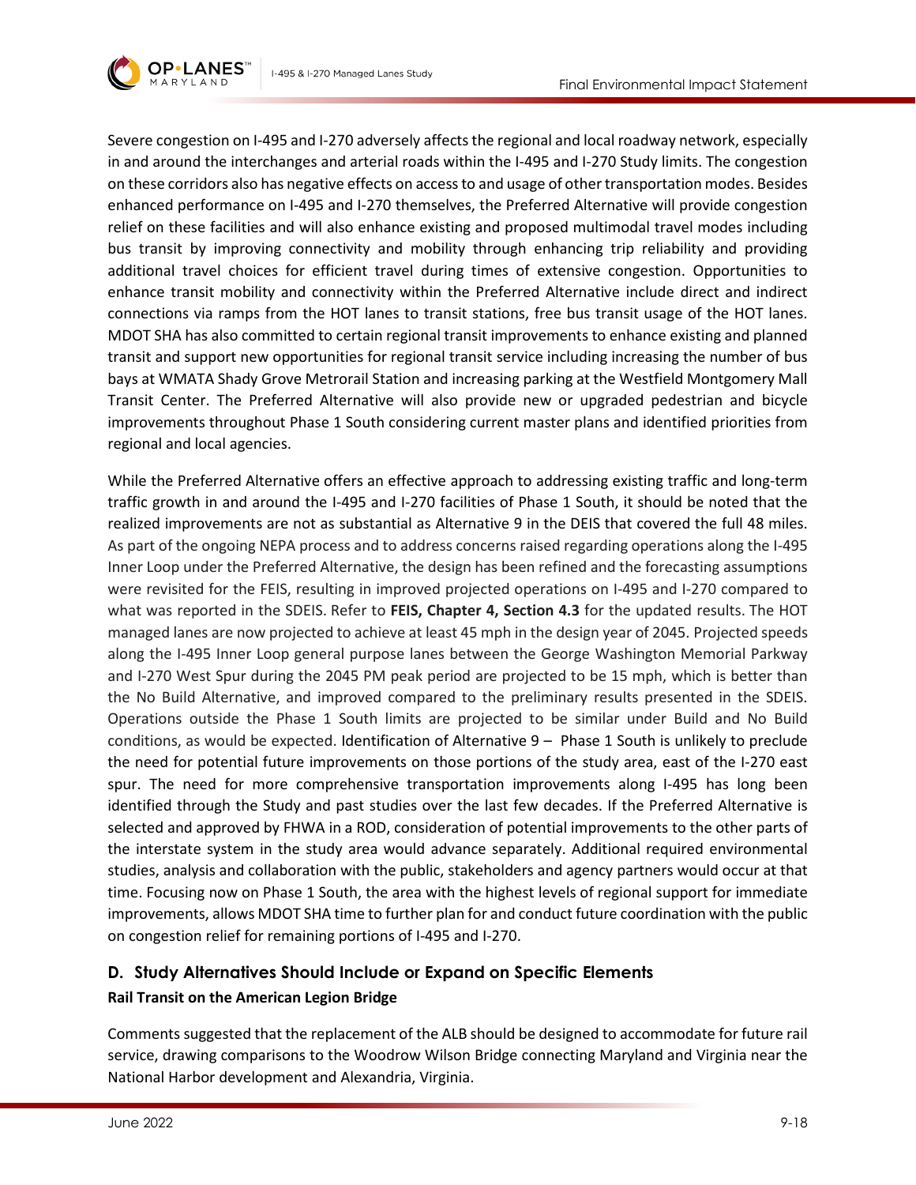Severe congestion on I-495 and I-270 adversely affects the regional and local roadway network, especially in and around the interchanges and arterial roads within the I-495 and I-270 Study limits. The congestion on these corridors also has negative effects on access to and usage of other transportation modes. Besides enhanced performance on I-495 and I-270 themselves, the Preferred Alternative will provide congestion relief on these facilities and will also enhance existing and proposed multimodal travel modes including bus transit by improving connectivity and mobility through enhancing trip reliability and providing additional travel choices for efficient travel during times of extensive congestion. Opportunities to enhance transit mobility and connectivity within the Preferred Alternative include direct and indirect connections via ramps from the HOT lanes to transit stations, free bus transit usage of the HOT lanes. MDOT SHA has also committed to certain regional transit improvements to enhance existing and planned transit and support new opportunities for regional transit service including increasing the number of bus bays at WMATA Shady Grove Metrorail Station and increasing parking at the Westfield Montgomery Mall Transit Center. The Preferred Alternative will also provide new or upgraded pedestrian and bicycle improvements throughout Phase 1 South considering current master plans and identified priorities from regional and local agencies.

While the Preferred Alternative offers an effective approach to addressing existing traffic and long-term traffic growth in and around the I-495 and I-270 facilities of Phase 1 South, it should be noted that the realized improvements are not as substantial as Alternative 9 in the DEIS that covered the full 48 miles. As part of the ongoing NEPA process and to address concerns raised regarding operations along the I-495 Inner Loop under the Preferred Alternative, the design has been refined and the forecasting assumptions were revisited for the FEIS, resulting in improved projected operations on I-495 and I-270 compared to what was reported in the SDEIS. Refer to **FEIS, Chapter 4, Section 4.3** for the updated results. The HOT managed lanes are now projected to achieve at least 45 mph in the design year of 2045. Projected speeds along the I-495 Inner Loop general purpose lanes between the George Washington Memorial Parkway and I-270 West Spur during the 2045 PM peak period are projected to be 15 mph, which is better than the No Build Alternative, and improved compared to the preliminary results presented in the SDEIS. Operations outside the Phase 1 South limits are projected to be similar under Build and No Build conditions, as would be expected. Identification of Alternative 9 – Phase 1 South is unlikely to preclude the need for potential future improvements on those portions of the study area, east of the I-270 east spur. The need for more comprehensive transportation improvements along I-495 has long been identified through the Study and past studies over the last few decades. If the Preferred Alternative is selected and approved by FHWA in a ROD, consideration of potential improvements to the other parts of the interstate system in the study area would advance separately. Additional required environmental studies, analysis and collaboration with the public, stakeholders and agency partners would occur at that time. Focusing now on Phase 1 South, the area with the highest levels of regional support for immediate improvements, allows MDOT SHA time to further plan for and conduct future coordination with the public on congestion relief for remaining portions of I-495 and I-270.

### D. Study Alternatives Should Include or Expand on Specific Elements

**Rail Transit on the American Legion Bridge**

Comments suggested that the replacement of the ALB should be designed to accommodate for future rail service, drawing comparisons to the Woodrow Wilson Bridge connecting Maryland and Virginia near the National Harbor development and Alexandria, Virginia.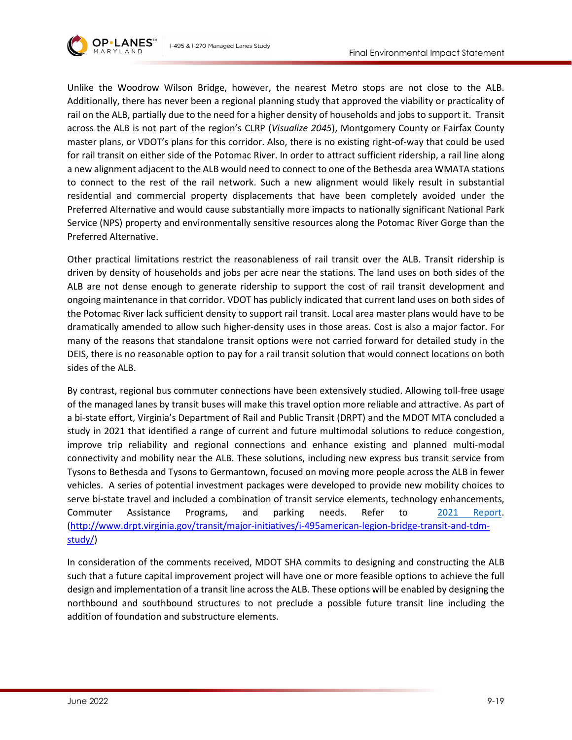Unlike the Woodrow Wilson Bridge, however, the nearest Metro stops are not close to the ALB. Additionally, there has never been a regional planning study that approved the viability or practicality of rail on the ALB, partially due to the need for a higher density of households and jobs to support it. Transit across the ALB is not part of the region's CLRP (*Visualize 2045*), Montgomery County or Fairfax County master plans, or VDOT's plans for this corridor. Also, there is no existing right-of-way that could be used for rail transit on either side of the Potomac River. In order to attract sufficient ridership, a rail line along a new alignment adjacent to the ALB would need to connect to one of the Bethesda area WMATA stations to connect to the rest of the rail network. Such a new alignment would likely result in substantial residential and commercial property displacements that have been completely avoided under the Preferred Alternative and would cause substantially more impacts to nationally significant National Park Service (NPS) property and environmentally sensitive resources along the Potomac River Gorge than the Preferred Alternative.

Other practical limitations restrict the reasonableness of rail transit over the ALB. Transit ridership is driven by density of households and jobs per acre near the stations. The land uses on both sides of the ALB are not dense enough to generate ridership to support the cost of rail transit development and ongoing maintenance in that corridor. VDOT has publicly indicated that current land uses on both sides of the Potomac River lack sufficient density to support rail transit. Local area master plans would have to be dramatically amended to allow such higher-density uses in those areas. Cost is also a major factor. For many of the reasons that standalone transit options were not carried forward for detailed study in the DEIS, there is no reasonable option to pay for a rail transit solution that would connect locations on both sides of the ALB.

By contrast, regional bus commuter connections have been extensively studied. Allowing toll-free usage of the managed lanes by transit buses will make this travel option more reliable and attractive. As part of a bi-state effort, Virginia's Department of Rail and Public Transit (DRPT) and the MDOT MTA concluded a study in 2021 that identified a range of current and future multimodal solutions to reduce congestion, improve trip reliability and regional connections and enhance existing and planned multi-modal connectivity and mobility near the ALB. These solutions, including new express bus transit service from Tysons to Bethesda and Tysons to Germantown, focused on moving more people across the ALB in fewer vehicles. A series of potential investment packages were developed to provide new mobility choices to serve bi-state travel and included a combination of transit service elements, technology enhancements, Commuter Assistance Programs, and parking needs. Refer to [2021 Report](http://www.drpt.virginia.gov/transit/major-initiatives/i-495american-legion-bridge-transit-and-tdm-study/). (http://www.drpt.virginia.gov/transit/major-initiatives/i-495american-legion-bridge-transit-and-tdm-study/)

In consideration of the comments received, MDOT SHA commits to designing and constructing the ALB such that a future capital improvement project will have one or more feasible options to achieve the full design and implementation of a transit line across the ALB. These options will be enabled by designing the northbound and southbound structures to not preclude a possible future transit line including the addition of foundation and substructure elements.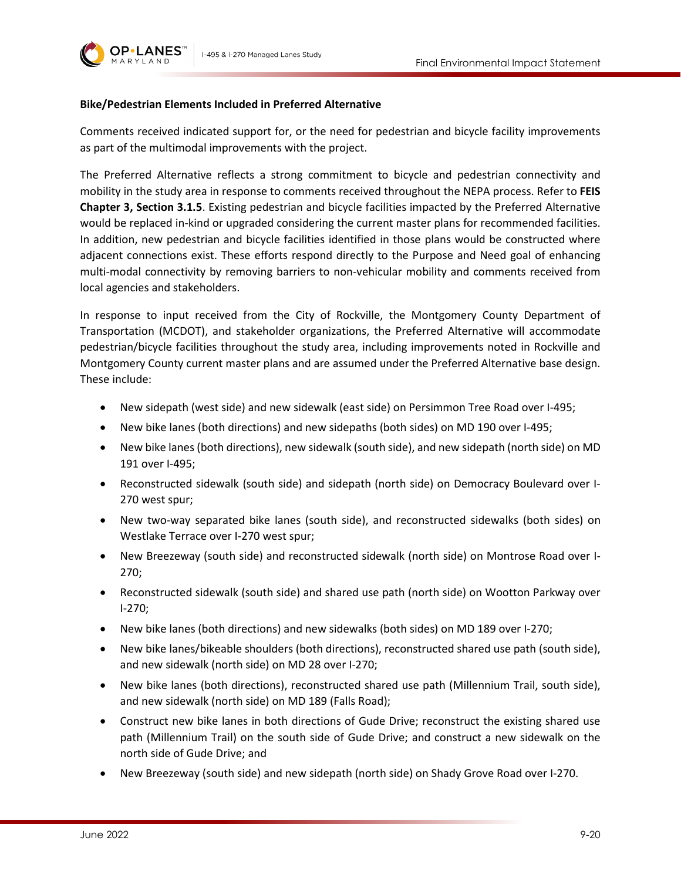**Bike/Pedestrian Elements Included in Preferred Alternative**

Comments received indicated support for, or the need for pedestrian and bicycle facility improvements as part of the multimodal improvements with the project.

The Preferred Alternative reflects a strong commitment to bicycle and pedestrian connectivity and mobility in the study area in response to comments received throughout the NEPA process. Refer to **FEIS Chapter 3, Section 3.1.5**. Existing pedestrian and bicycle facilities impacted by the Preferred Alternative would be replaced in-kind or upgraded considering the current master plans for recommended facilities. In addition, new pedestrian and bicycle facilities identified in those plans would be constructed where adjacent connections exist. These efforts respond directly to the Purpose and Need goal of enhancing multi-modal connectivity by removing barriers to non-vehicular mobility and comments received from local agencies and stakeholders.

In response to input received from the City of Rockville, the Montgomery County Department of Transportation (MCDOT), and stakeholder organizations, the Preferred Alternative will accommodate pedestrian/bicycle facilities throughout the study area, including improvements noted in Rockville and Montgomery County current master plans and are assumed under the Preferred Alternative base design. These include:

- New sidepath (west side) and new sidewalk (east side) on Persimmon Tree Road over I-495;
- New bike lanes (both directions) and new sidepaths (both sides) on MD 190 over I-495;
- New bike lanes (both directions), new sidewalk (south side), and new sidepath (north side) on MD 191 over I-495;
- Reconstructed sidewalk (south side) and sidepath (north side) on Democracy Boulevard over I-270 west spur;
- New two-way separated bike lanes (south side), and reconstructed sidewalks (both sides) on Westlake Terrace over I-270 west spur;
- New Breezeway (south side) and reconstructed sidewalk (north side) on Montrose Road over I-270;
- Reconstructed sidewalk (south side) and shared use path (north side) on Wootton Parkway over I-270;
- New bike lanes (both directions) and new sidewalks (both sides) on MD 189 over I-270;
- New bike lanes/bikeable shoulders (both directions), reconstructed shared use path (south side), and new sidewalk (north side) on MD 28 over I-270;
- New bike lanes (both directions), reconstructed shared use path (Millennium Trail, south side), and new sidewalk (north side) on MD 189 (Falls Road);
- Construct new bike lanes in both directions of Gude Drive; reconstruct the existing shared use path (Millennium Trail) on the south side of Gude Drive; and construct a new sidewalk on the north side of Gude Drive; and
- New Breezeway (south side) and new sidepath (north side) on Shady Grove Road over I-270.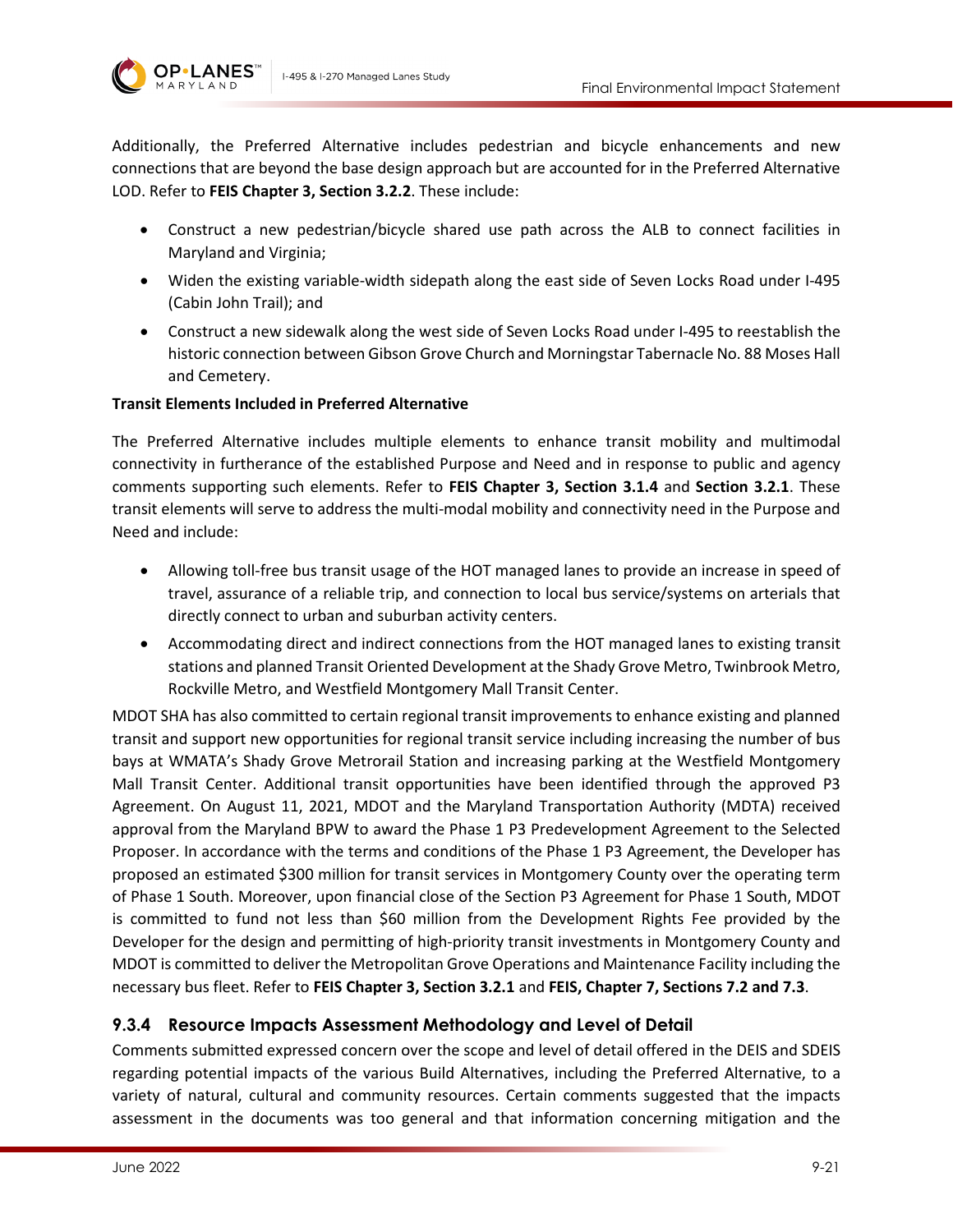Additionally, the Preferred Alternative includes pedestrian and bicycle enhancements and new connections that are beyond the base design approach but are accounted for in the Preferred Alternative LOD. Refer to **FEIS Chapter 3, Section 3.2.2**. These include:

- Construct a new pedestrian/bicycle shared use path across the ALB to connect facilities in Maryland and Virginia;
- Widen the existing variable-width sidepath along the east side of Seven Locks Road under I-495 (Cabin John Trail); and
- Construct a new sidewalk along the west side of Seven Locks Road under I-495 to reestablish the historic connection between Gibson Grove Church and Morningstar Tabernacle No. 88 Moses Hall and Cemetery.

**Transit Elements Included in Preferred Alternative**

The Preferred Alternative includes multiple elements to enhance transit mobility and multimodal connectivity in furtherance of the established Purpose and Need and in response to public and agency comments supporting such elements. Refer to **FEIS Chapter 3, Section 3.1.4** and **Section 3.2.1**. These transit elements will serve to address the multi-modal mobility and connectivity need in the Purpose and Need and include:

- Allowing toll-free bus transit usage of the HOT managed lanes to provide an increase in speed of travel, assurance of a reliable trip, and connection to local bus service/systems on arterials that directly connect to urban and suburban activity centers.
- Accommodating direct and indirect connections from the HOT managed lanes to existing transit stations and planned Transit Oriented Development at the Shady Grove Metro, Twinbrook Metro, Rockville Metro, and Westfield Montgomery Mall Transit Center.

MDOT SHA has also committed to certain regional transit improvements to enhance existing and planned transit and support new opportunities for regional transit service including increasing the number of bus bays at WMATA's Shady Grove Metrorail Station and increasing parking at the Westfield Montgomery Mall Transit Center. Additional transit opportunities have been identified through the approved P3 Agreement. On August 11, 2021, MDOT and the Maryland Transportation Authority (MDTA) received approval from the Maryland BPW to award the Phase 1 P3 Predevelopment Agreement to the Selected Proposer. In accordance with the terms and conditions of the Phase 1 P3 Agreement, the Developer has proposed an estimated $300 million for transit services in Montgomery County over the operating term of Phase 1 South. Moreover, upon financial close of the Section P3 Agreement for Phase 1 South, MDOT is committed to fund not less than $60 million from the Development Rights Fee provided by the Developer for the design and permitting of high-priority transit investments in Montgomery County and MDOT is committed to deliver the Metropolitan Grove Operations and Maintenance Facility including the necessary bus fleet. Refer to **FEIS Chapter 3, Section 3.2.1** and **FEIS, Chapter 7, Sections 7.2 and 7.3**.

### 9.3.4 Resource Impacts Assessment Methodology and Level of Detail

Comments submitted expressed concern over the scope and level of detail offered in the DEIS and SDEIS regarding potential impacts of the various Build Alternatives, including the Preferred Alternative, to a variety of natural, cultural and community resources. Certain comments suggested that the impacts assessment in the documents was too general and that information concerning mitigation and the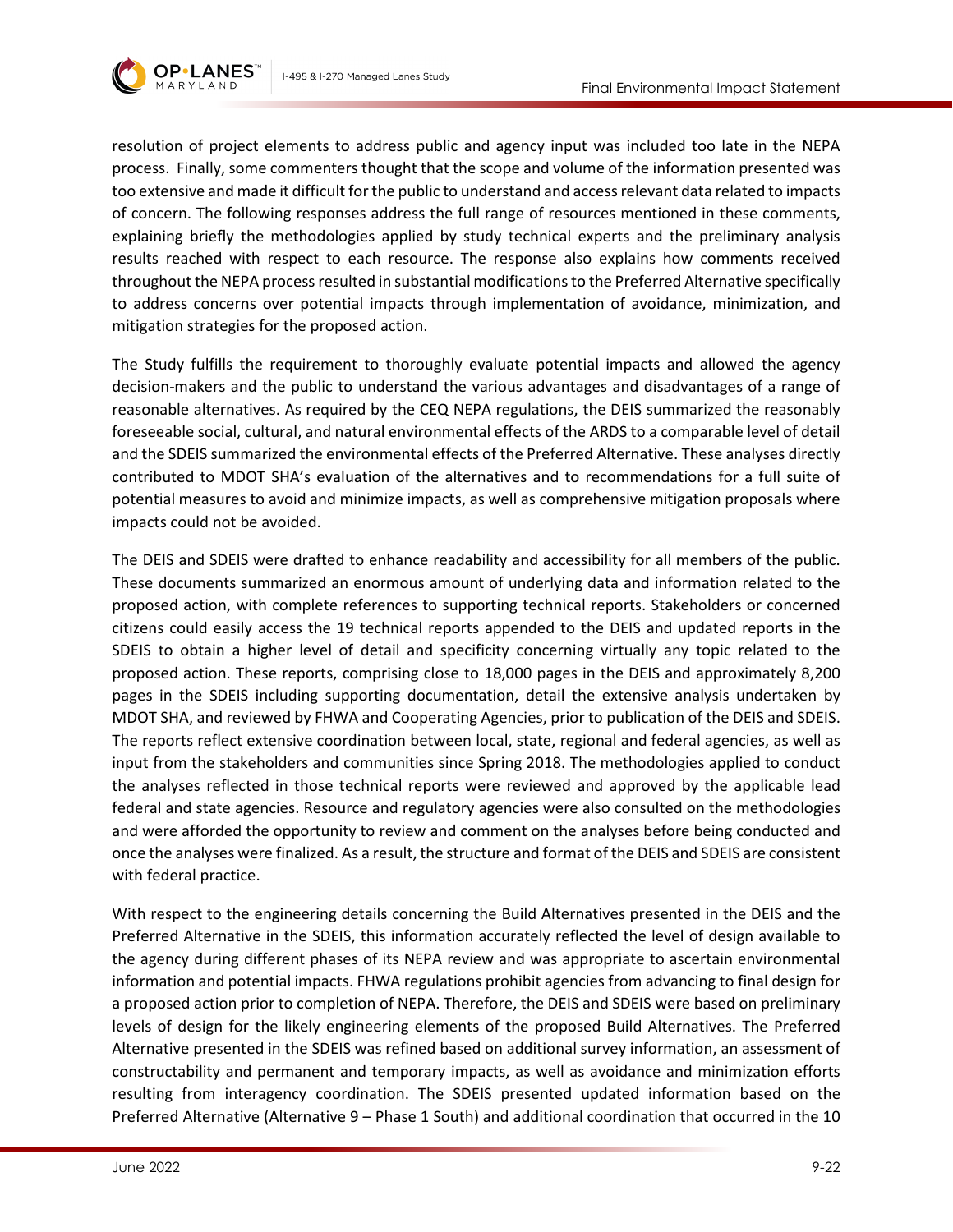resolution of project elements to address public and agency input was included too late in the NEPA process. Finally, some commenters thought that the scope and volume of the information presented was too extensive and made it difficult for the public to understand and access relevant data related to impacts of concern. The following responses address the full range of resources mentioned in these comments, explaining briefly the methodologies applied by study technical experts and the preliminary analysis results reached with respect to each resource. The response also explains how comments received throughout the NEPA process resulted in substantial modifications to the Preferred Alternative specifically to address concerns over potential impacts through implementation of avoidance, minimization, and mitigation strategies for the proposed action.

The Study fulfills the requirement to thoroughly evaluate potential impacts and allowed the agency decision-makers and the public to understand the various advantages and disadvantages of a range of reasonable alternatives. As required by the CEQ NEPA regulations, the DEIS summarized the reasonably foreseeable social, cultural, and natural environmental effects of the ARDS to a comparable level of detail and the SDEIS summarized the environmental effects of the Preferred Alternative. These analyses directly contributed to MDOT SHA's evaluation of the alternatives and to recommendations for a full suite of potential measures to avoid and minimize impacts, as well as comprehensive mitigation proposals where impacts could not be avoided.

The DEIS and SDEIS were drafted to enhance readability and accessibility for all members of the public. These documents summarized an enormous amount of underlying data and information related to the proposed action, with complete references to supporting technical reports. Stakeholders or concerned citizens could easily access the 19 technical reports appended to the DEIS and updated reports in the SDEIS to obtain a higher level of detail and specificity concerning virtually any topic related to the proposed action. These reports, comprising close to 18,000 pages in the DEIS and approximately 8,200 pages in the SDEIS including supporting documentation, detail the extensive analysis undertaken by MDOT SHA, and reviewed by FHWA and Cooperating Agencies, prior to publication of the DEIS and SDEIS. The reports reflect extensive coordination between local, state, regional and federal agencies, as well as input from the stakeholders and communities since Spring 2018. The methodologies applied to conduct the analyses reflected in those technical reports were reviewed and approved by the applicable lead federal and state agencies. Resource and regulatory agencies were also consulted on the methodologies and were afforded the opportunity to review and comment on the analyses before being conducted and once the analyses were finalized. As a result, the structure and format of the DEIS and SDEIS are consistent with federal practice.

With respect to the engineering details concerning the Build Alternatives presented in the DEIS and the Preferred Alternative in the SDEIS, this information accurately reflected the level of design available to the agency during different phases of its NEPA review and was appropriate to ascertain environmental information and potential impacts. FHWA regulations prohibit agencies from advancing to final design for a proposed action prior to completion of NEPA. Therefore, the DEIS and SDEIS were based on preliminary levels of design for the likely engineering elements of the proposed Build Alternatives. The Preferred Alternative presented in the SDEIS was refined based on additional survey information, an assessment of constructability and permanent and temporary impacts, as well as avoidance and minimization efforts resulting from interagency coordination. The SDEIS presented updated information based on the Preferred Alternative (Alternative 9 – Phase 1 South) and additional coordination that occurred in the 10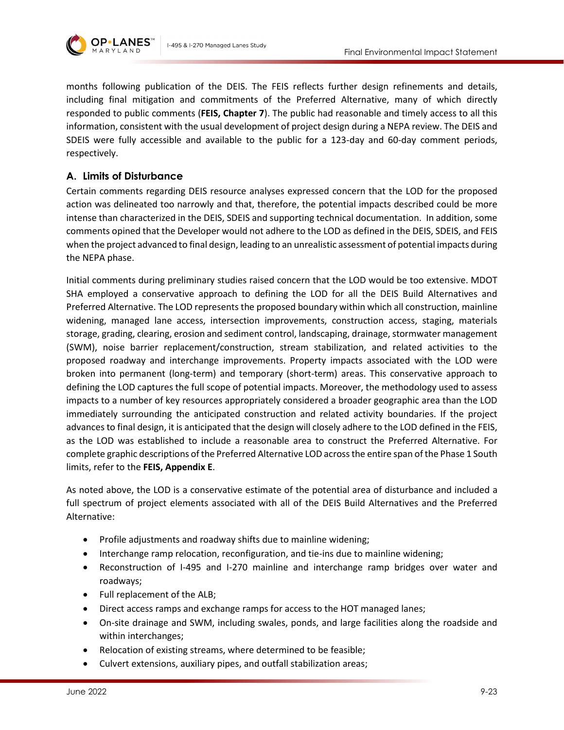months following publication of the DEIS. The FEIS reflects further design refinements and details, including final mitigation and commitments of the Preferred Alternative, many of which directly responded to public comments (**FEIS, Chapter 7**). The public had reasonable and timely access to all this information, consistent with the usual development of project design during a NEPA review. The DEIS and SDEIS were fully accessible and available to the public for a 123-day and 60-day comment periods, respectively.

## A. Limits of Disturbance

Certain comments regarding DEIS resource analyses expressed concern that the LOD for the proposed action was delineated too narrowly and that, therefore, the potential impacts described could be more intense than characterized in the DEIS, SDEIS and supporting technical documentation. In addition, some comments opined that the Developer would not adhere to the LOD as defined in the DEIS, SDEIS, and FEIS when the project advanced to final design, leading to an unrealistic assessment of potential impacts during the NEPA phase.

Initial comments during preliminary studies raised concern that the LOD would be too extensive. MDOT SHA employed a conservative approach to defining the LOD for all the DEIS Build Alternatives and Preferred Alternative. The LOD represents the proposed boundary within which all construction, mainline widening, managed lane access, intersection improvements, construction access, staging, materials storage, grading, clearing, erosion and sediment control, landscaping, drainage, stormwater management (SWM), noise barrier replacement/construction, stream stabilization, and related activities to the proposed roadway and interchange improvements. Property impacts associated with the LOD were broken into permanent (long-term) and temporary (short-term) areas. This conservative approach to defining the LOD captures the full scope of potential impacts. Moreover, the methodology used to assess impacts to a number of key resources appropriately considered a broader geographic area than the LOD immediately surrounding the anticipated construction and related activity boundaries. If the project advances to final design, it is anticipated that the design will closely adhere to the LOD defined in the FEIS, as the LOD was established to include a reasonable area to construct the Preferred Alternative. For complete graphic descriptions of the Preferred Alternative LOD across the entire span of the Phase 1 South limits, refer to the **FEIS, Appendix E**.

As noted above, the LOD is a conservative estimate of the potential area of disturbance and included a full spectrum of project elements associated with all of the DEIS Build Alternatives and the Preferred Alternative:

- Profile adjustments and roadway shifts due to mainline widening;
- Interchange ramp relocation, reconfiguration, and tie-ins due to mainline widening;
- Reconstruction of I-495 and I-270 mainline and interchange ramp bridges over water and roadways;
- Full replacement of the ALB;
- Direct access ramps and exchange ramps for access to the HOT managed lanes;
- On-site drainage and SWM, including swales, ponds, and large facilities along the roadside and within interchanges;
- Relocation of existing streams, where determined to be feasible;
- Culvert extensions, auxiliary pipes, and outfall stabilization areas;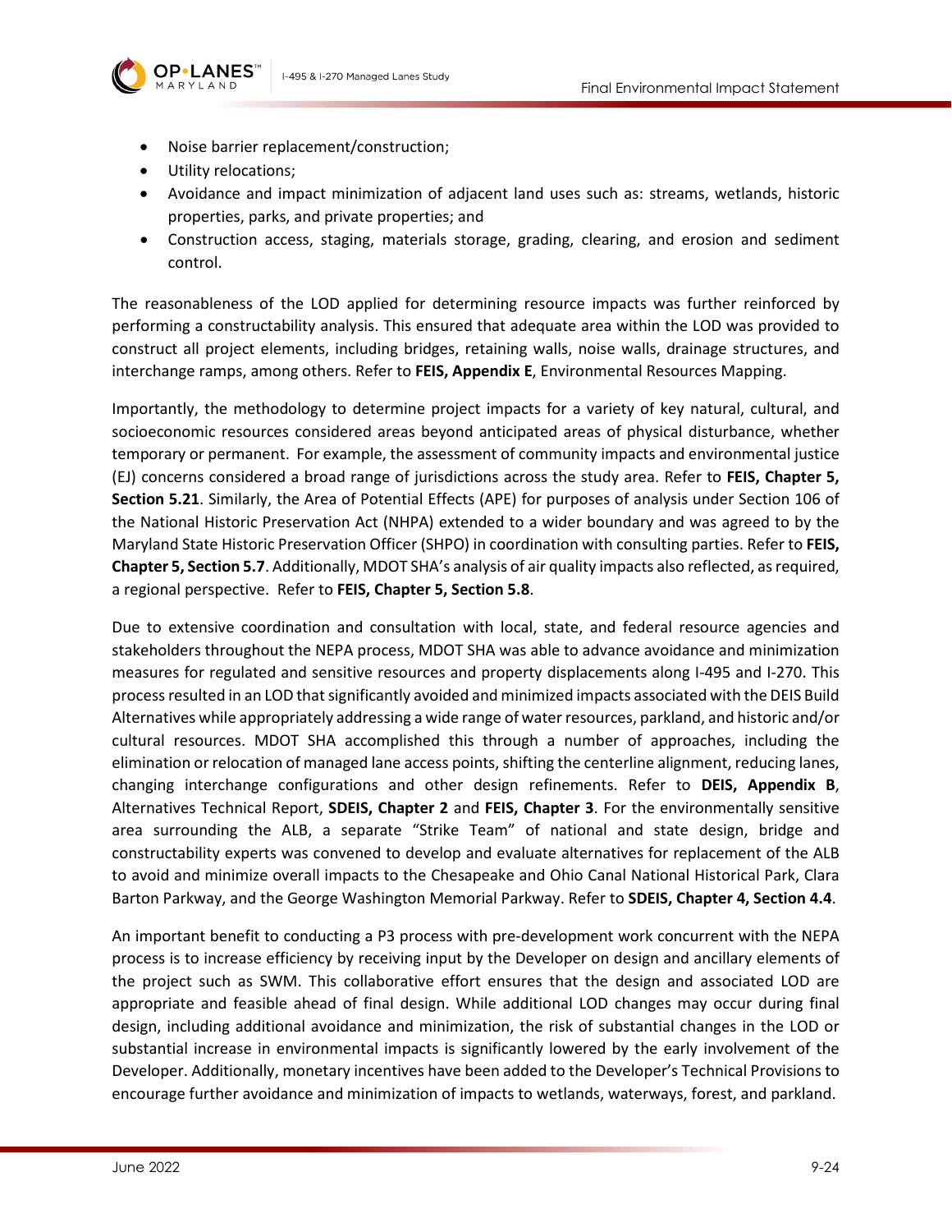- Noise barrier replacement/construction;
- Utility relocations;
- Avoidance and impact minimization of adjacent land uses such as: streams, wetlands, historic properties, parks, and private properties; and
- Construction access, staging, materials storage, grading, clearing, and erosion and sediment control.

The reasonableness of the LOD applied for determining resource impacts was further reinforced by performing a constructability analysis. This ensured that adequate area within the LOD was provided to construct all project elements, including bridges, retaining walls, noise walls, drainage structures, and interchange ramps, among others. Refer to **FEIS, Appendix E**, Environmental Resources Mapping.

Importantly, the methodology to determine project impacts for a variety of key natural, cultural, and socioeconomic resources considered areas beyond anticipated areas of physical disturbance, whether temporary or permanent. For example, the assessment of community impacts and environmental justice (EJ) concerns considered a broad range of jurisdictions across the study area. Refer to **FEIS, Chapter 5, Section 5.21**. Similarly, the Area of Potential Effects (APE) for purposes of analysis under Section 106 of the National Historic Preservation Act (NHPA) extended to a wider boundary and was agreed to by the Maryland State Historic Preservation Officer (SHPO) in coordination with consulting parties. Refer to **FEIS, Chapter 5, Section 5.7**. Additionally, MDOT SHA's analysis of air quality impacts also reflected, as required, a regional perspective. Refer to **FEIS, Chapter 5, Section 5.8**.

Due to extensive coordination and consultation with local, state, and federal resource agencies and stakeholders throughout the NEPA process, MDOT SHA was able to advance avoidance and minimization measures for regulated and sensitive resources and property displacements along I-495 and I-270. This process resulted in an LOD that significantly avoided and minimized impacts associated with the DEIS Build Alternatives while appropriately addressing a wide range of water resources, parkland, and historic and/or cultural resources. MDOT SHA accomplished this through a number of approaches, including the elimination or relocation of managed lane access points, shifting the centerline alignment, reducing lanes, changing interchange configurations and other design refinements. Refer to **DEIS, Appendix B**, Alternatives Technical Report, **SDEIS, Chapter 2** and **FEIS, Chapter 3**. For the environmentally sensitive area surrounding the ALB, a separate "Strike Team" of national and state design, bridge and constructability experts was convened to develop and evaluate alternatives for replacement of the ALB to avoid and minimize overall impacts to the Chesapeake and Ohio Canal National Historical Park, Clara Barton Parkway, and the George Washington Memorial Parkway. Refer to **SDEIS, Chapter 4, Section 4.4**.

An important benefit to conducting a P3 process with pre-development work concurrent with the NEPA process is to increase efficiency by receiving input by the Developer on design and ancillary elements of the project such as SWM. This collaborative effort ensures that the design and associated LOD are appropriate and feasible ahead of final design. While additional LOD changes may occur during final design, including additional avoidance and minimization, the risk of substantial changes in the LOD or substantial increase in environmental impacts is significantly lowered by the early involvement of the Developer. Additionally, monetary incentives have been added to the Developer's Technical Provisions to encourage further avoidance and minimization of impacts to wetlands, waterways, forest, and parkland.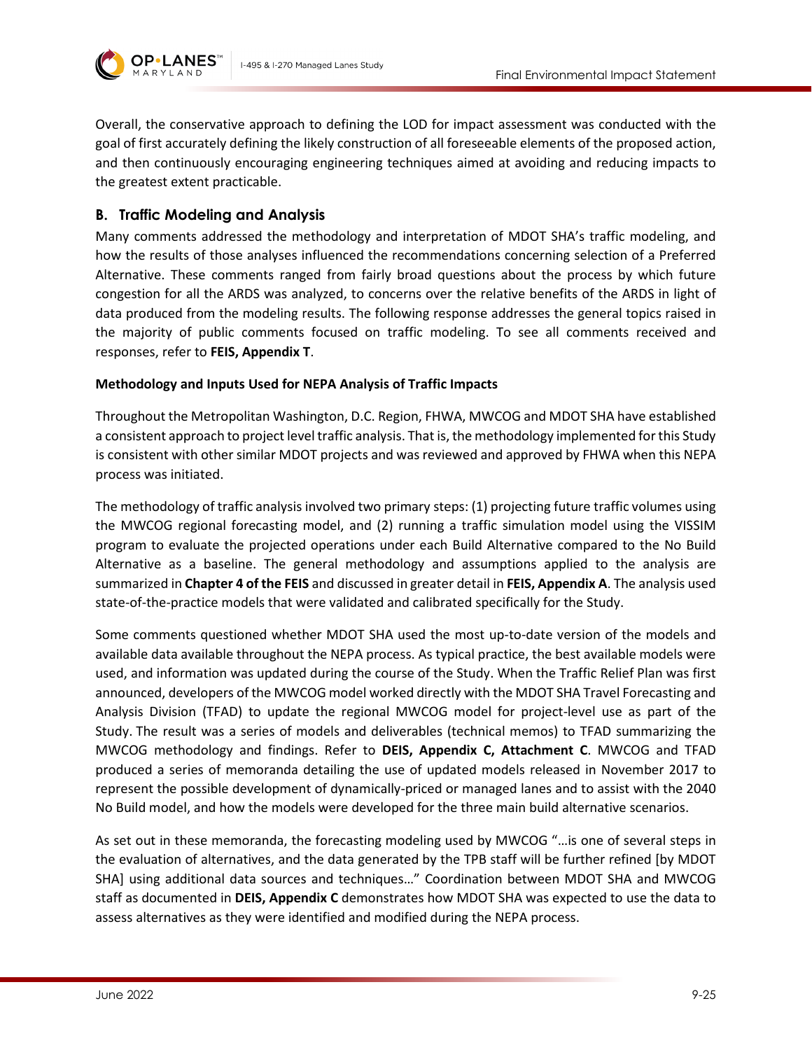Overall, the conservative approach to defining the LOD for impact assessment was conducted with the goal of first accurately defining the likely construction of all foreseeable elements of the proposed action, and then continuously encouraging engineering techniques aimed at avoiding and reducing impacts to the greatest extent practicable.

## B. Traffic Modeling and Analysis

Many comments addressed the methodology and interpretation of MDOT SHA's traffic modeling, and how the results of those analyses influenced the recommendations concerning selection of a Preferred Alternative. These comments ranged from fairly broad questions about the process by which future congestion for all the ARDS was analyzed, to concerns over the relative benefits of the ARDS in light of data produced from the modeling results. The following response addresses the general topics raised in the majority of public comments focused on traffic modeling. To see all comments received and responses, refer to **FEIS, Appendix T**.

**Methodology and Inputs Used for NEPA Analysis of Traffic Impacts**

Throughout the Metropolitan Washington, D.C. Region, FHWA, MWCOG and MDOT SHA have established a consistent approach to project level traffic analysis. That is, the methodology implemented for this Study is consistent with other similar MDOT projects and was reviewed and approved by FHWA when this NEPA process was initiated.

The methodology of traffic analysis involved two primary steps: (1) projecting future traffic volumes using the MWCOG regional forecasting model, and (2) running a traffic simulation model using the VISSIM program to evaluate the projected operations under each Build Alternative compared to the No Build Alternative as a baseline. The general methodology and assumptions applied to the analysis are summarized in **Chapter 4 of the FEIS** and discussed in greater detail in **FEIS, Appendix A**. The analysis used state-of-the-practice models that were validated and calibrated specifically for the Study.

Some comments questioned whether MDOT SHA used the most up-to-date version of the models and available data available throughout the NEPA process. As typical practice, the best available models were used, and information was updated during the course of the Study. When the Traffic Relief Plan was first announced, developers of the MWCOG model worked directly with the MDOT SHA Travel Forecasting and Analysis Division (TFAD) to update the regional MWCOG model for project-level use as part of the Study. The result was a series of models and deliverables (technical memos) to TFAD summarizing the MWCOG methodology and findings. Refer to **DEIS, Appendix C, Attachment C**. MWCOG and TFAD produced a series of memoranda detailing the use of updated models released in November 2017 to represent the possible development of dynamically-priced or managed lanes and to assist with the 2040 No Build model, and how the models were developed for the three main build alternative scenarios.

As set out in these memoranda, the forecasting modeling used by MWCOG "…is one of several steps in the evaluation of alternatives, and the data generated by the TPB staff will be further refined [by MDOT SHA] using additional data sources and techniques…" Coordination between MDOT SHA and MWCOG staff as documented in **DEIS, Appendix C** demonstrates how MDOT SHA was expected to use the data to assess alternatives as they were identified and modified during the NEPA process.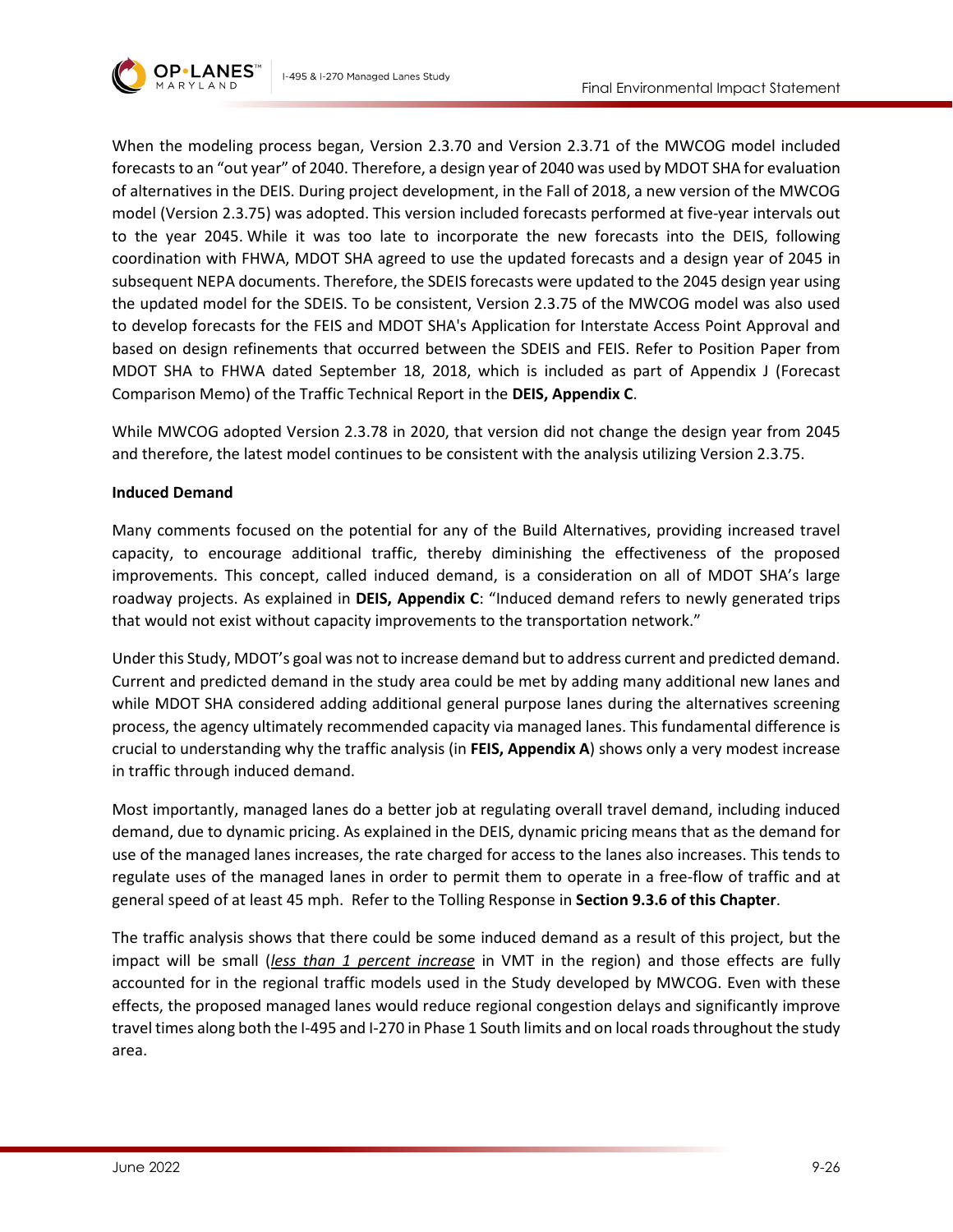When the modeling process began, Version 2.3.70 and Version 2.3.71 of the MWCOG model included forecasts to an "out year" of 2040. Therefore, a design year of 2040 was used by MDOT SHA for evaluation of alternatives in the DEIS. During project development, in the Fall of 2018, a new version of the MWCOG model (Version 2.3.75) was adopted. This version included forecasts performed at five-year intervals out to the year 2045. While it was too late to incorporate the new forecasts into the DEIS, following coordination with FHWA, MDOT SHA agreed to use the updated forecasts and a design year of 2045 in subsequent NEPA documents. Therefore, the SDEIS forecasts were updated to the 2045 design year using the updated model for the SDEIS. To be consistent, Version 2.3.75 of the MWCOG model was also used to develop forecasts for the FEIS and MDOT SHA's Application for Interstate Access Point Approval and based on design refinements that occurred between the SDEIS and FEIS. Refer to Position Paper from MDOT SHA to FHWA dated September 18, 2018, which is included as part of Appendix J (Forecast Comparison Memo) of the Traffic Technical Report in the **DEIS, Appendix C**.

While MWCOG adopted Version 2.3.78 in 2020, that version did not change the design year from 2045 and therefore, the latest model continues to be consistent with the analysis utilizing Version 2.3.75.

**Induced Demand**

Many comments focused on the potential for any of the Build Alternatives, providing increased travel capacity, to encourage additional traffic, thereby diminishing the effectiveness of the proposed improvements. This concept, called induced demand, is a consideration on all of MDOT SHA's large roadway projects. As explained in **DEIS, Appendix C**: "Induced demand refers to newly generated trips that would not exist without capacity improvements to the transportation network."

Under this Study, MDOT's goal was not to increase demand but to address current and predicted demand. Current and predicted demand in the study area could be met by adding many additional new lanes and while MDOT SHA considered adding additional general purpose lanes during the alternatives screening process, the agency ultimately recommended capacity via managed lanes. This fundamental difference is crucial to understanding why the traffic analysis (in **FEIS, Appendix A**) shows only a very modest increase in traffic through induced demand.

Most importantly, managed lanes do a better job at regulating overall travel demand, including induced demand, due to dynamic pricing. As explained in the DEIS, dynamic pricing means that as the demand for use of the managed lanes increases, the rate charged for access to the lanes also increases. This tends to regulate uses of the managed lanes in order to permit them to operate in a free-flow of traffic and at general speed of at least 45 mph. Refer to the Tolling Response in **Section 9.3.6 of this Chapter**.

The traffic analysis shows that there could be some induced demand as a result of this project, but the impact will be small (*less than 1 percent increase* in VMT in the region) and those effects are fully accounted for in the regional traffic models used in the Study developed by MWCOG. Even with these effects, the proposed managed lanes would reduce regional congestion delays and significantly improve travel times along both the I-495 and I-270 in Phase 1 South limits and on local roads throughout the study area.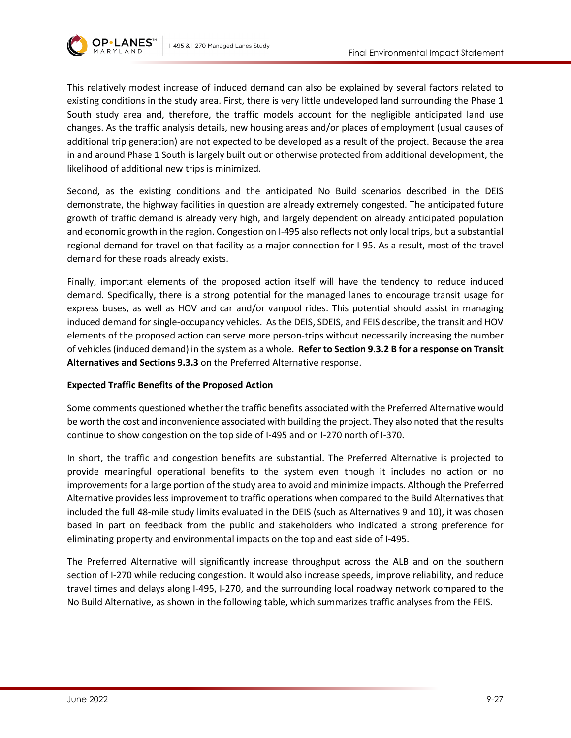This relatively modest increase of induced demand can also be explained by several factors related to existing conditions in the study area. First, there is very little undeveloped land surrounding the Phase 1 South study area and, therefore, the traffic models account for the negligible anticipated land use changes. As the traffic analysis details, new housing areas and/or places of employment (usual causes of additional trip generation) are not expected to be developed as a result of the project. Because the area in and around Phase 1 South is largely built out or otherwise protected from additional development, the likelihood of additional new trips is minimized.

Second, as the existing conditions and the anticipated No Build scenarios described in the DEIS demonstrate, the highway facilities in question are already extremely congested. The anticipated future growth of traffic demand is already very high, and largely dependent on already anticipated population and economic growth in the region. Congestion on I-495 also reflects not only local trips, but a substantial regional demand for travel on that facility as a major connection for I-95. As a result, most of the travel demand for these roads already exists.

Finally, important elements of the proposed action itself will have the tendency to reduce induced demand. Specifically, there is a strong potential for the managed lanes to encourage transit usage for express buses, as well as HOV and car and/or vanpool rides. This potential should assist in managing induced demand for single-occupancy vehicles. As the DEIS, SDEIS, and FEIS describe, the transit and HOV elements of the proposed action can serve more person-trips without necessarily increasing the number of vehicles (induced demand) in the system as a whole. **Refer to Section 9.3.2 B for a response on Transit Alternatives and Sections 9.3.3** on the Preferred Alternative response.

**Expected Traffic Benefits of the Proposed Action**

Some comments questioned whether the traffic benefits associated with the Preferred Alternative would be worth the cost and inconvenience associated with building the project. They also noted that the results continue to show congestion on the top side of I-495 and on I-270 north of I-370.

In short, the traffic and congestion benefits are substantial. The Preferred Alternative is projected to provide meaningful operational benefits to the system even though it includes no action or no improvements for a large portion of the study area to avoid and minimize impacts. Although the Preferred Alternative provides less improvement to traffic operations when compared to the Build Alternatives that included the full 48-mile study limits evaluated in the DEIS (such as Alternatives 9 and 10), it was chosen based in part on feedback from the public and stakeholders who indicated a strong preference for eliminating property and environmental impacts on the top and east side of I-495.

The Preferred Alternative will significantly increase throughput across the ALB and on the southern section of I-270 while reducing congestion. It would also increase speeds, improve reliability, and reduce travel times and delays along I-495, I-270, and the surrounding local roadway network compared to the No Build Alternative, as shown in the following table, which summarizes traffic analyses from the FEIS.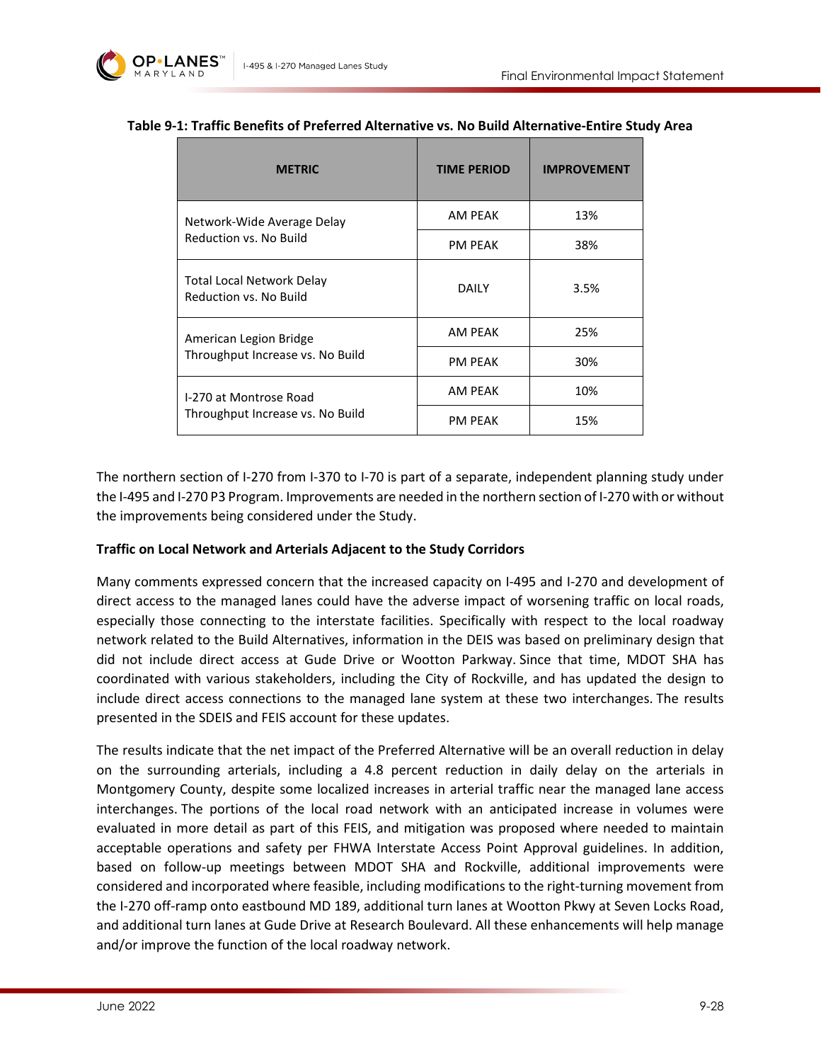**Table 9-1: Traffic Benefits of Preferred Alternative vs. No Build Alternative-Entire Study Area**

| METRIC | TIME PERIOD | IMPROVEMENT |
|---|---|---|
| Network-Wide Average Delay Reduction vs. No Build | AM PEAK | 13% |
| | PM PEAK | 38% |
| Total Local Network Delay Reduction vs. No Build | DAILY | 3.5% |
| American Legion Bridge Throughput Increase vs. No Build | AM PEAK | 25% |
| | PM PEAK | 30% |
| I-270 at Montrose Road Throughput Increase vs. No Build | AM PEAK | 10% |
| | PM PEAK | 15% |

The northern section of I-270 from I-370 to I-70 is part of a separate, independent planning study under the I-495 and I-270 P3 Program. Improvements are needed in the northern section of I-270 with or without the improvements being considered under the Study.

**Traffic on Local Network and Arterials Adjacent to the Study Corridors**

Many comments expressed concern that the increased capacity on I-495 and I-270 and development of direct access to the managed lanes could have the adverse impact of worsening traffic on local roads, especially those connecting to the interstate facilities. Specifically with respect to the local roadway network related to the Build Alternatives, information in the DEIS was based on preliminary design that did not include direct access at Gude Drive or Wootton Parkway. Since that time, MDOT SHA has coordinated with various stakeholders, including the City of Rockville, and has updated the design to include direct access connections to the managed lane system at these two interchanges. The results presented in the SDEIS and FEIS account for these updates.

The results indicate that the net impact of the Preferred Alternative will be an overall reduction in delay on the surrounding arterials, including a 4.8 percent reduction in daily delay on the arterials in Montgomery County, despite some localized increases in arterial traffic near the managed lane access interchanges. The portions of the local road network with an anticipated increase in volumes were evaluated in more detail as part of this FEIS, and mitigation was proposed where needed to maintain acceptable operations and safety per FHWA Interstate Access Point Approval guidelines. In addition, based on follow-up meetings between MDOT SHA and Rockville, additional improvements were considered and incorporated where feasible, including modifications to the right-turning movement from the I-270 off-ramp onto eastbound MD 189, additional turn lanes at Wootton Pkwy at Seven Locks Road, and additional turn lanes at Gude Drive at Research Boulevard. All these enhancements will help manage and/or improve the function of the local roadway network.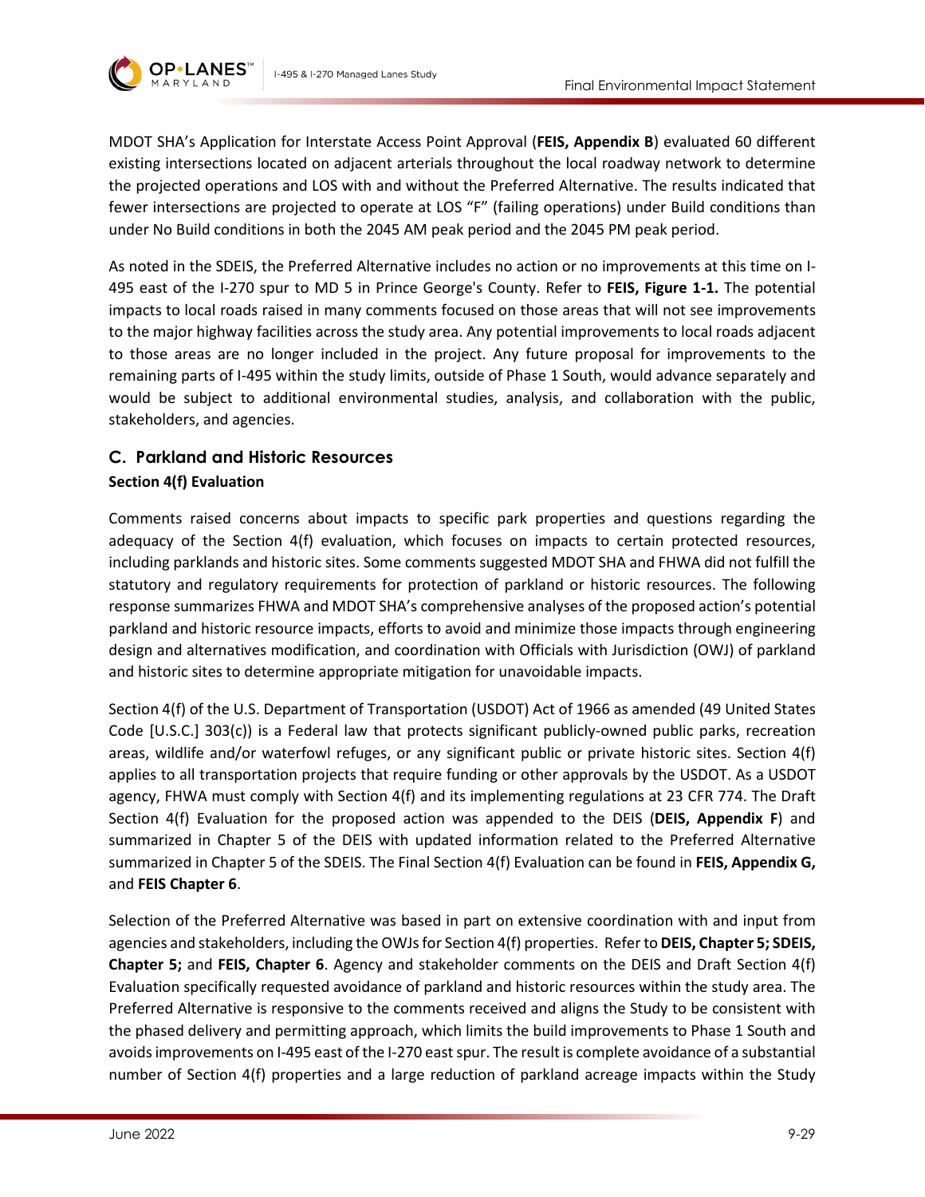MDOT SHA's Application for Interstate Access Point Approval (**FEIS, Appendix B**) evaluated 60 different existing intersections located on adjacent arterials throughout the local roadway network to determine the projected operations and LOS with and without the Preferred Alternative. The results indicated that fewer intersections are projected to operate at LOS "F" (failing operations) under Build conditions than under No Build conditions in both the 2045 AM peak period and the 2045 PM peak period.

As noted in the SDEIS, the Preferred Alternative includes no action or no improvements at this time on I-495 east of the I-270 spur to MD 5 in Prince George's County. Refer to **FEIS, Figure 1-1.** The potential impacts to local roads raised in many comments focused on those areas that will not see improvements to the major highway facilities across the study area. Any potential improvements to local roads adjacent to those areas are no longer included in the project. Any future proposal for improvements to the remaining parts of I-495 within the study limits, outside of Phase 1 South, would advance separately and would be subject to additional environmental studies, analysis, and collaboration with the public, stakeholders, and agencies.

## C. Parkland and Historic Resources

### Section 4(f) Evaluation

Comments raised concerns about impacts to specific park properties and questions regarding the adequacy of the Section 4(f) evaluation, which focuses on impacts to certain protected resources, including parklands and historic sites. Some comments suggested MDOT SHA and FHWA did not fulfill the statutory and regulatory requirements for protection of parkland or historic resources. The following response summarizes FHWA and MDOT SHA's comprehensive analyses of the proposed action's potential parkland and historic resource impacts, efforts to avoid and minimize those impacts through engineering design and alternatives modification, and coordination with Officials with Jurisdiction (OWJ) of parkland and historic sites to determine appropriate mitigation for unavoidable impacts.

Section 4(f) of the U.S. Department of Transportation (USDOT) Act of 1966 as amended (49 United States Code [U.S.C.] 303(c)) is a Federal law that protects significant publicly-owned public parks, recreation areas, wildlife and/or waterfowl refuges, or any significant public or private historic sites. Section 4(f) applies to all transportation projects that require funding or other approvals by the USDOT. As a USDOT agency, FHWA must comply with Section 4(f) and its implementing regulations at 23 CFR 774. The Draft Section 4(f) Evaluation for the proposed action was appended to the DEIS (**DEIS, Appendix F**) and summarized in Chapter 5 of the DEIS with updated information related to the Preferred Alternative summarized in Chapter 5 of the SDEIS. The Final Section 4(f) Evaluation can be found in **FEIS, Appendix G,** and **FEIS Chapter 6**.

Selection of the Preferred Alternative was based in part on extensive coordination with and input from agencies and stakeholders, including the OWJs for Section 4(f) properties. Refer to **DEIS, Chapter 5; SDEIS, Chapter 5;** and **FEIS, Chapter 6**. Agency and stakeholder comments on the DEIS and Draft Section 4(f) Evaluation specifically requested avoidance of parkland and historic resources within the study area. The Preferred Alternative is responsive to the comments received and aligns the Study to be consistent with the phased delivery and permitting approach, which limits the build improvements to Phase 1 South and avoids improvements on I-495 east of the I-270 east spur. The result is complete avoidance of a substantial number of Section 4(f) properties and a large reduction of parkland acreage impacts within the Study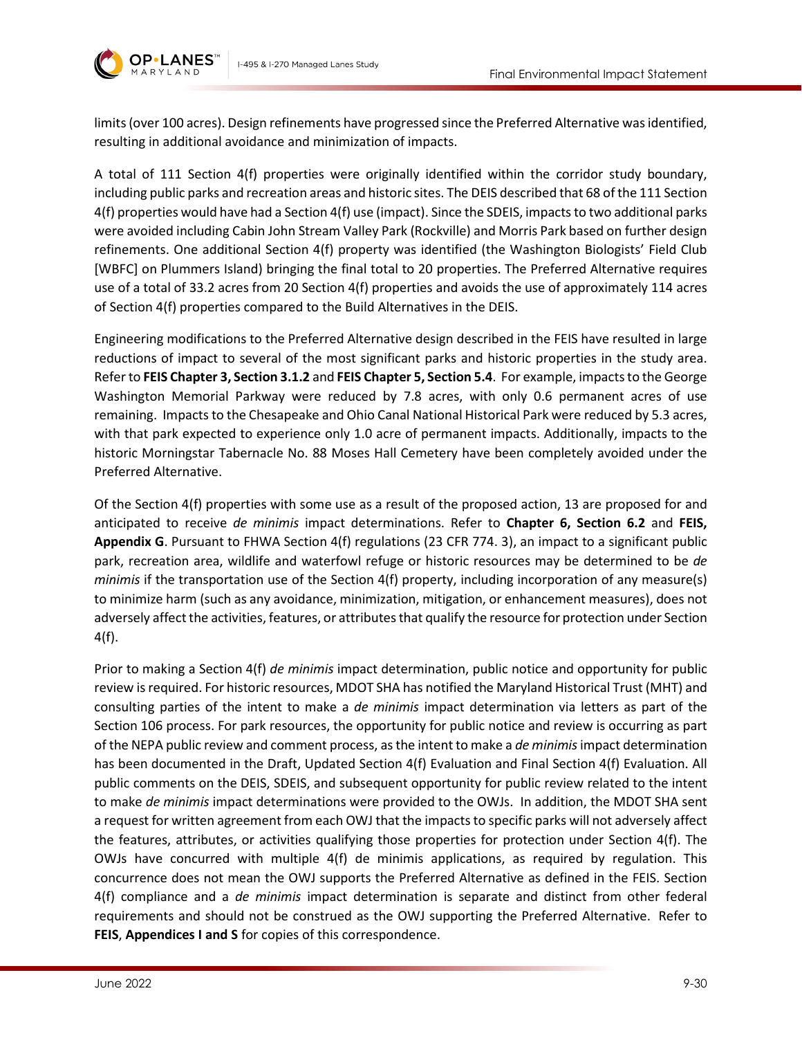limits (over 100 acres). Design refinements have progressed since the Preferred Alternative was identified, resulting in additional avoidance and minimization of impacts.

A total of 111 Section 4(f) properties were originally identified within the corridor study boundary, including public parks and recreation areas and historic sites. The DEIS described that 68 of the 111 Section 4(f) properties would have had a Section 4(f) use (impact). Since the SDEIS, impacts to two additional parks were avoided including Cabin John Stream Valley Park (Rockville) and Morris Park based on further design refinements. One additional Section 4(f) property was identified (the Washington Biologists' Field Club [WBFC] on Plummers Island) bringing the final total to 20 properties. The Preferred Alternative requires use of a total of 33.2 acres from 20 Section 4(f) properties and avoids the use of approximately 114 acres of Section 4(f) properties compared to the Build Alternatives in the DEIS.

Engineering modifications to the Preferred Alternative design described in the FEIS have resulted in large reductions of impact to several of the most significant parks and historic properties in the study area. Refer to **FEIS Chapter 3, Section 3.1.2** and **FEIS Chapter 5, Section 5.4**. For example, impacts to the George Washington Memorial Parkway were reduced by 7.8 acres, with only 0.6 permanent acres of use remaining. Impacts to the Chesapeake and Ohio Canal National Historical Park were reduced by 5.3 acres, with that park expected to experience only 1.0 acre of permanent impacts. Additionally, impacts to the historic Morningstar Tabernacle No. 88 Moses Hall Cemetery have been completely avoided under the Preferred Alternative.

Of the Section 4(f) properties with some use as a result of the proposed action, 13 are proposed for and anticipated to receive *de minimis* impact determinations. Refer to **Chapter 6, Section 6.2** and **FEIS, Appendix G**. Pursuant to FHWA Section 4(f) regulations (23 CFR 774. 3), an impact to a significant public park, recreation area, wildlife and waterfowl refuge or historic resources may be determined to be *de minimis* if the transportation use of the Section 4(f) property, including incorporation of any measure(s) to minimize harm (such as any avoidance, minimization, mitigation, or enhancement measures), does not adversely affect the activities, features, or attributes that qualify the resource for protection under Section 4(f).

Prior to making a Section 4(f) *de minimis* impact determination, public notice and opportunity for public review is required. For historic resources, MDOT SHA has notified the Maryland Historical Trust (MHT) and consulting parties of the intent to make a *de minimis* impact determination via letters as part of the Section 106 process. For park resources, the opportunity for public notice and review is occurring as part of the NEPA public review and comment process, as the intent to make a *de minimis* impact determination has been documented in the Draft, Updated Section 4(f) Evaluation and Final Section 4(f) Evaluation. All public comments on the DEIS, SDEIS, and subsequent opportunity for public review related to the intent to make *de minimis* impact determinations were provided to the OWJs. In addition, the MDOT SHA sent a request for written agreement from each OWJ that the impacts to specific parks will not adversely affect the features, attributes, or activities qualifying those properties for protection under Section 4(f). The OWJs have concurred with multiple 4(f) de minimis applications, as required by regulation. This concurrence does not mean the OWJ supports the Preferred Alternative as defined in the FEIS. Section 4(f) compliance and a *de minimis* impact determination is separate and distinct from other federal requirements and should not be construed as the OWJ supporting the Preferred Alternative. Refer to **FEIS**, **Appendices I and S** for copies of this correspondence.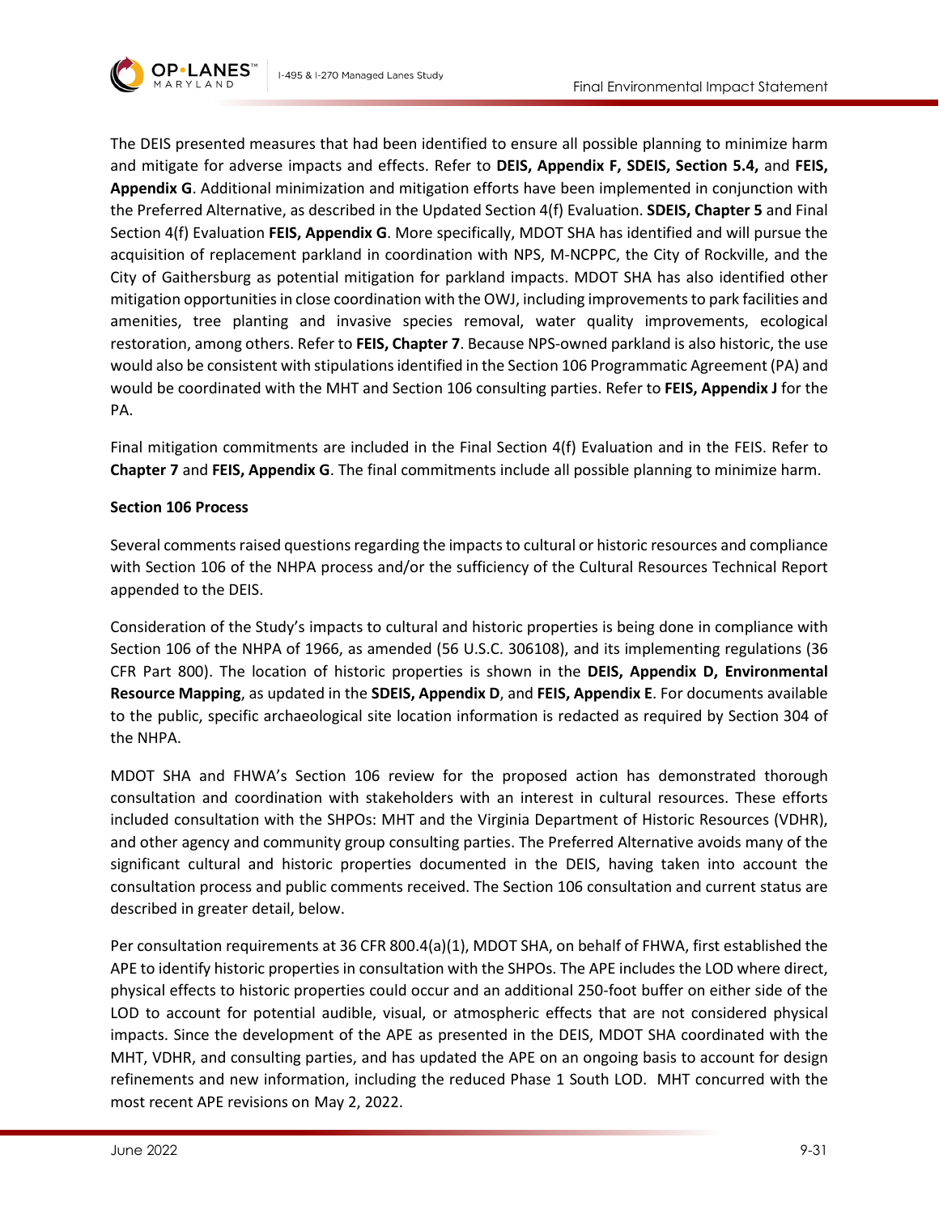The DEIS presented measures that had been identified to ensure all possible planning to minimize harm and mitigate for adverse impacts and effects. Refer to **DEIS, Appendix F, SDEIS, Section 5.4,** and **FEIS, Appendix G**. Additional minimization and mitigation efforts have been implemented in conjunction with the Preferred Alternative, as described in the Updated Section 4(f) Evaluation. **SDEIS, Chapter 5** and Final Section 4(f) Evaluation **FEIS, Appendix G**. More specifically, MDOT SHA has identified and will pursue the acquisition of replacement parkland in coordination with NPS, M-NCPPC, the City of Rockville, and the City of Gaithersburg as potential mitigation for parkland impacts. MDOT SHA has also identified other mitigation opportunities in close coordination with the OWJ, including improvements to park facilities and amenities, tree planting and invasive species removal, water quality improvements, ecological restoration, among others. Refer to **FEIS, Chapter 7**. Because NPS-owned parkland is also historic, the use would also be consistent with stipulations identified in the Section 106 Programmatic Agreement (PA) and would be coordinated with the MHT and Section 106 consulting parties. Refer to **FEIS, Appendix J** for the PA.

Final mitigation commitments are included in the Final Section 4(f) Evaluation and in the FEIS. Refer to **Chapter 7** and **FEIS, Appendix G**. The final commitments include all possible planning to minimize harm.

**Section 106 Process**

Several comments raised questions regarding the impacts to cultural or historic resources and compliance with Section 106 of the NHPA process and/or the sufficiency of the Cultural Resources Technical Report appended to the DEIS.

Consideration of the Study's impacts to cultural and historic properties is being done in compliance with Section 106 of the NHPA of 1966, as amended (56 U.S.C. 306108), and its implementing regulations (36 CFR Part 800). The location of historic properties is shown in the **DEIS, Appendix D, Environmental Resource Mapping**, as updated in the **SDEIS, Appendix D**, and **FEIS, Appendix E**. For documents available to the public, specific archaeological site location information is redacted as required by Section 304 of the NHPA.

MDOT SHA and FHWA's Section 106 review for the proposed action has demonstrated thorough consultation and coordination with stakeholders with an interest in cultural resources. These efforts included consultation with the SHPOs: MHT and the Virginia Department of Historic Resources (VDHR), and other agency and community group consulting parties. The Preferred Alternative avoids many of the significant cultural and historic properties documented in the DEIS, having taken into account the consultation process and public comments received. The Section 106 consultation and current status are described in greater detail, below.

Per consultation requirements at 36 CFR 800.4(a)(1), MDOT SHA, on behalf of FHWA, first established the APE to identify historic properties in consultation with the SHPOs. The APE includes the LOD where direct, physical effects to historic properties could occur and an additional 250-foot buffer on either side of the LOD to account for potential audible, visual, or atmospheric effects that are not considered physical impacts. Since the development of the APE as presented in the DEIS, MDOT SHA coordinated with the MHT, VDHR, and consulting parties, and has updated the APE on an ongoing basis to account for design refinements and new information, including the reduced Phase 1 South LOD. MHT concurred with the most recent APE revisions on May 2, 2022.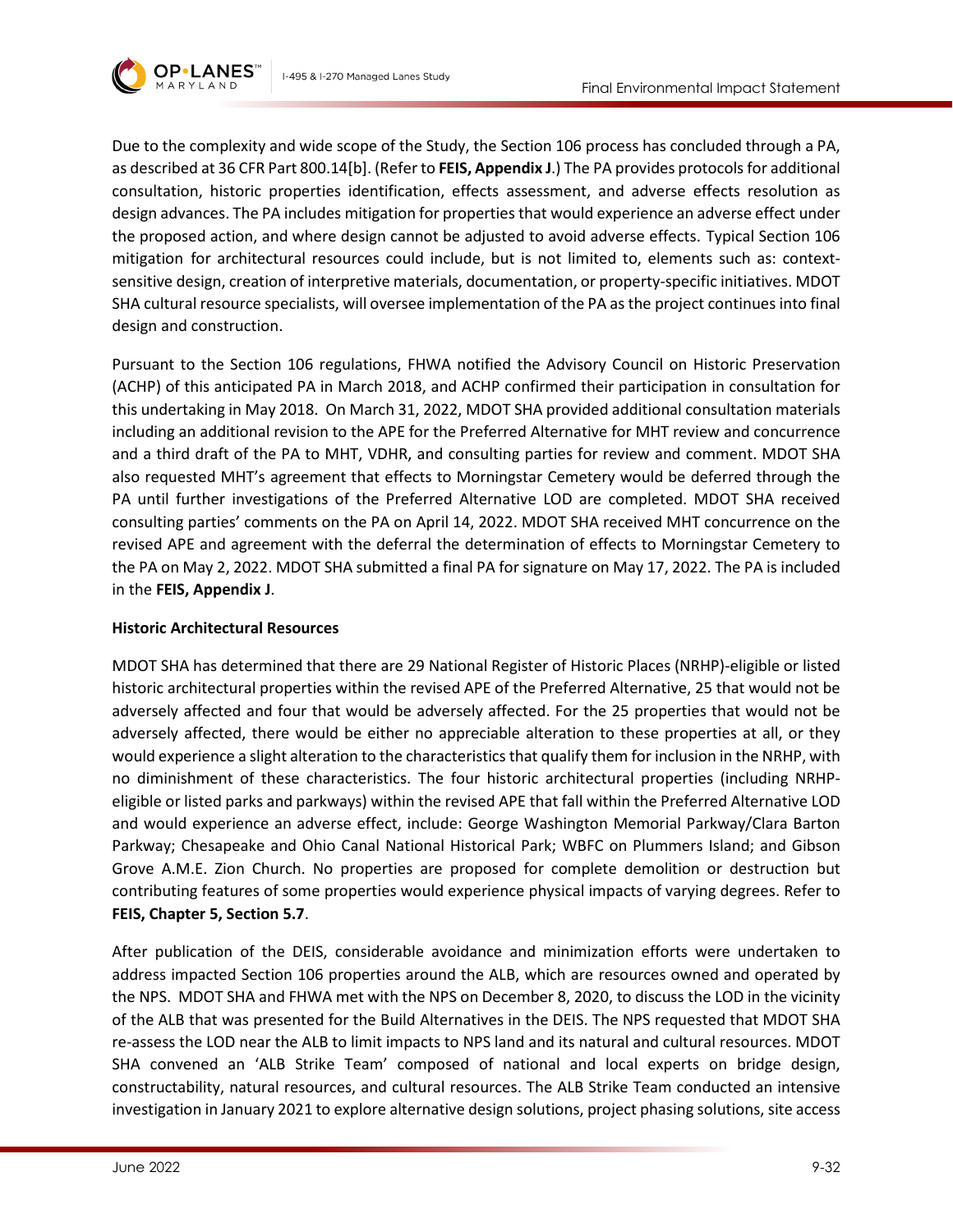Due to the complexity and wide scope of the Study, the Section 106 process has concluded through a PA, as described at 36 CFR Part 800.14[b]. (Refer to **FEIS, Appendix J**.) The PA provides protocols for additional consultation, historic properties identification, effects assessment, and adverse effects resolution as design advances. The PA includes mitigation for properties that would experience an adverse effect under the proposed action, and where design cannot be adjusted to avoid adverse effects. Typical Section 106 mitigation for architectural resources could include, but is not limited to, elements such as: context-sensitive design, creation of interpretive materials, documentation, or property-specific initiatives. MDOT SHA cultural resource specialists, will oversee implementation of the PA as the project continues into final design and construction.

Pursuant to the Section 106 regulations, FHWA notified the Advisory Council on Historic Preservation (ACHP) of this anticipated PA in March 2018, and ACHP confirmed their participation in consultation for this undertaking in May 2018. On March 31, 2022, MDOT SHA provided additional consultation materials including an additional revision to the APE for the Preferred Alternative for MHT review and concurrence and a third draft of the PA to MHT, VDHR, and consulting parties for review and comment. MDOT SHA also requested MHT's agreement that effects to Morningstar Cemetery would be deferred through the PA until further investigations of the Preferred Alternative LOD are completed. MDOT SHA received consulting parties' comments on the PA on April 14, 2022. MDOT SHA received MHT concurrence on the revised APE and agreement with the deferral the determination of effects to Morningstar Cemetery to the PA on May 2, 2022. MDOT SHA submitted a final PA for signature on May 17, 2022. The PA is included in the **FEIS, Appendix J**.

**Historic Architectural Resources**

MDOT SHA has determined that there are 29 National Register of Historic Places (NRHP)-eligible or listed historic architectural properties within the revised APE of the Preferred Alternative, 25 that would not be adversely affected and four that would be adversely affected. For the 25 properties that would not be adversely affected, there would be either no appreciable alteration to these properties at all, or they would experience a slight alteration to the characteristics that qualify them for inclusion in the NRHP, with no diminishment of these characteristics. The four historic architectural properties (including NRHP-eligible or listed parks and parkways) within the revised APE that fall within the Preferred Alternative LOD and would experience an adverse effect, include: George Washington Memorial Parkway/Clara Barton Parkway; Chesapeake and Ohio Canal National Historical Park; WBFC on Plummers Island; and Gibson Grove A.M.E. Zion Church. No properties are proposed for complete demolition or destruction but contributing features of some properties would experience physical impacts of varying degrees. Refer to **FEIS, Chapter 5, Section 5.7**.

After publication of the DEIS, considerable avoidance and minimization efforts were undertaken to address impacted Section 106 properties around the ALB, which are resources owned and operated by the NPS. MDOT SHA and FHWA met with the NPS on December 8, 2020, to discuss the LOD in the vicinity of the ALB that was presented for the Build Alternatives in the DEIS. The NPS requested that MDOT SHA re-assess the LOD near the ALB to limit impacts to NPS land and its natural and cultural resources. MDOT SHA convened an 'ALB Strike Team' composed of national and local experts on bridge design, constructability, natural resources, and cultural resources. The ALB Strike Team conducted an intensive investigation in January 2021 to explore alternative design solutions, project phasing solutions, site access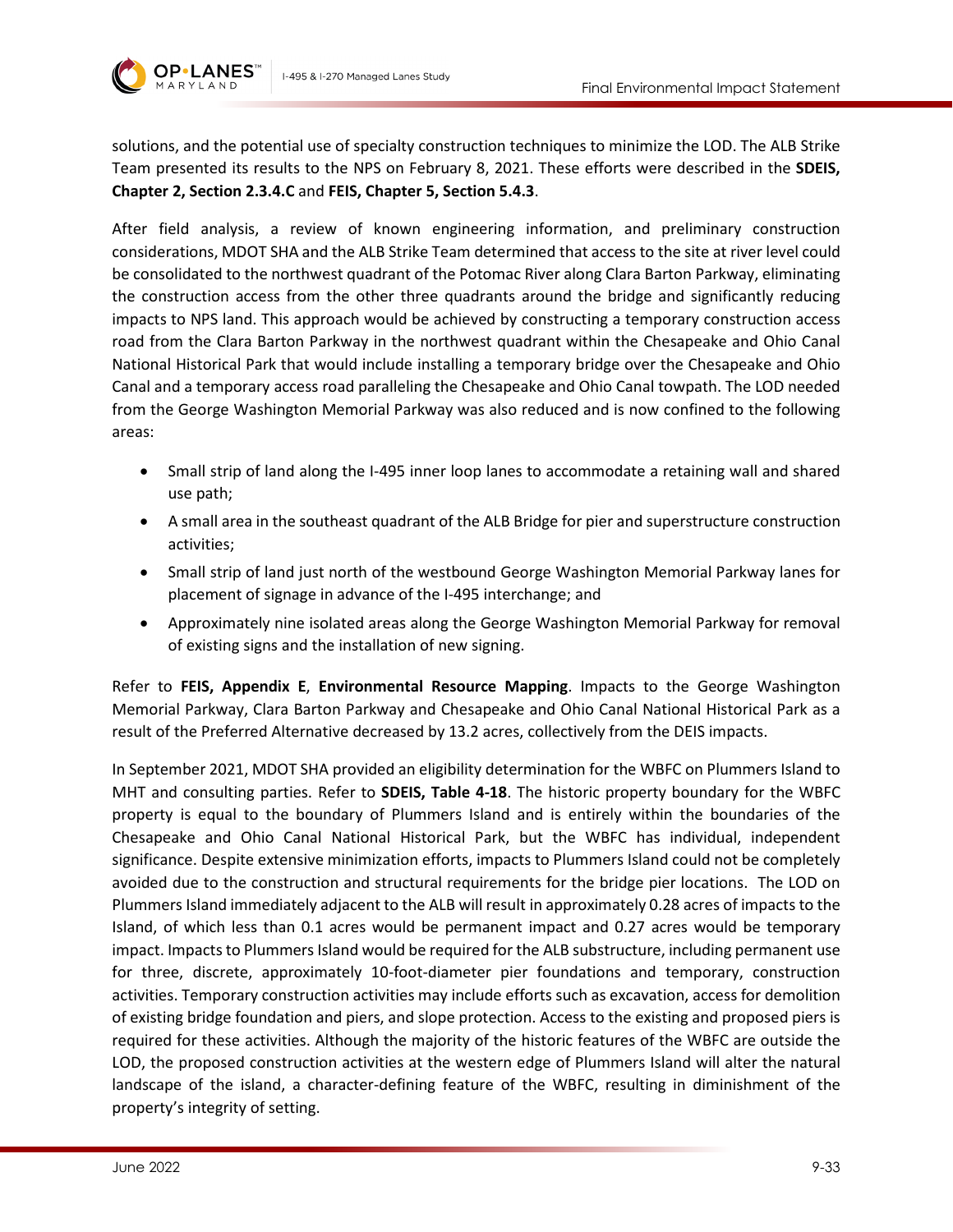solutions, and the potential use of specialty construction techniques to minimize the LOD. The ALB Strike Team presented its results to the NPS on February 8, 2021. These efforts were described in the **SDEIS, Chapter 2, Section 2.3.4.C** and **FEIS, Chapter 5, Section 5.4.3**.

After field analysis, a review of known engineering information, and preliminary construction considerations, MDOT SHA and the ALB Strike Team determined that access to the site at river level could be consolidated to the northwest quadrant of the Potomac River along Clara Barton Parkway, eliminating the construction access from the other three quadrants around the bridge and significantly reducing impacts to NPS land. This approach would be achieved by constructing a temporary construction access road from the Clara Barton Parkway in the northwest quadrant within the Chesapeake and Ohio Canal National Historical Park that would include installing a temporary bridge over the Chesapeake and Ohio Canal and a temporary access road paralleling the Chesapeake and Ohio Canal towpath. The LOD needed from the George Washington Memorial Parkway was also reduced and is now confined to the following areas:

- Small strip of land along the I-495 inner loop lanes to accommodate a retaining wall and shared use path;
- A small area in the southeast quadrant of the ALB Bridge for pier and superstructure construction activities;
- Small strip of land just north of the westbound George Washington Memorial Parkway lanes for placement of signage in advance of the I-495 interchange; and
- Approximately nine isolated areas along the George Washington Memorial Parkway for removal of existing signs and the installation of new signing.

Refer to **FEIS, Appendix E**, **Environmental Resource Mapping**. Impacts to the George Washington Memorial Parkway, Clara Barton Parkway and Chesapeake and Ohio Canal National Historical Park as a result of the Preferred Alternative decreased by 13.2 acres, collectively from the DEIS impacts.

In September 2021, MDOT SHA provided an eligibility determination for the WBFC on Plummers Island to MHT and consulting parties. Refer to **SDEIS, Table 4-18**. The historic property boundary for the WBFC property is equal to the boundary of Plummers Island and is entirely within the boundaries of the Chesapeake and Ohio Canal National Historical Park, but the WBFC has individual, independent significance. Despite extensive minimization efforts, impacts to Plummers Island could not be completely avoided due to the construction and structural requirements for the bridge pier locations. The LOD on Plummers Island immediately adjacent to the ALB will result in approximately 0.28 acres of impacts to the Island, of which less than 0.1 acres would be permanent impact and 0.27 acres would be temporary impact. Impacts to Plummers Island would be required for the ALB substructure, including permanent use for three, discrete, approximately 10-foot-diameter pier foundations and temporary, construction activities. Temporary construction activities may include efforts such as excavation, access for demolition of existing bridge foundation and piers, and slope protection. Access to the existing and proposed piers is required for these activities. Although the majority of the historic features of the WBFC are outside the LOD, the proposed construction activities at the western edge of Plummers Island will alter the natural landscape of the island, a character-defining feature of the WBFC, resulting in diminishment of the property's integrity of setting.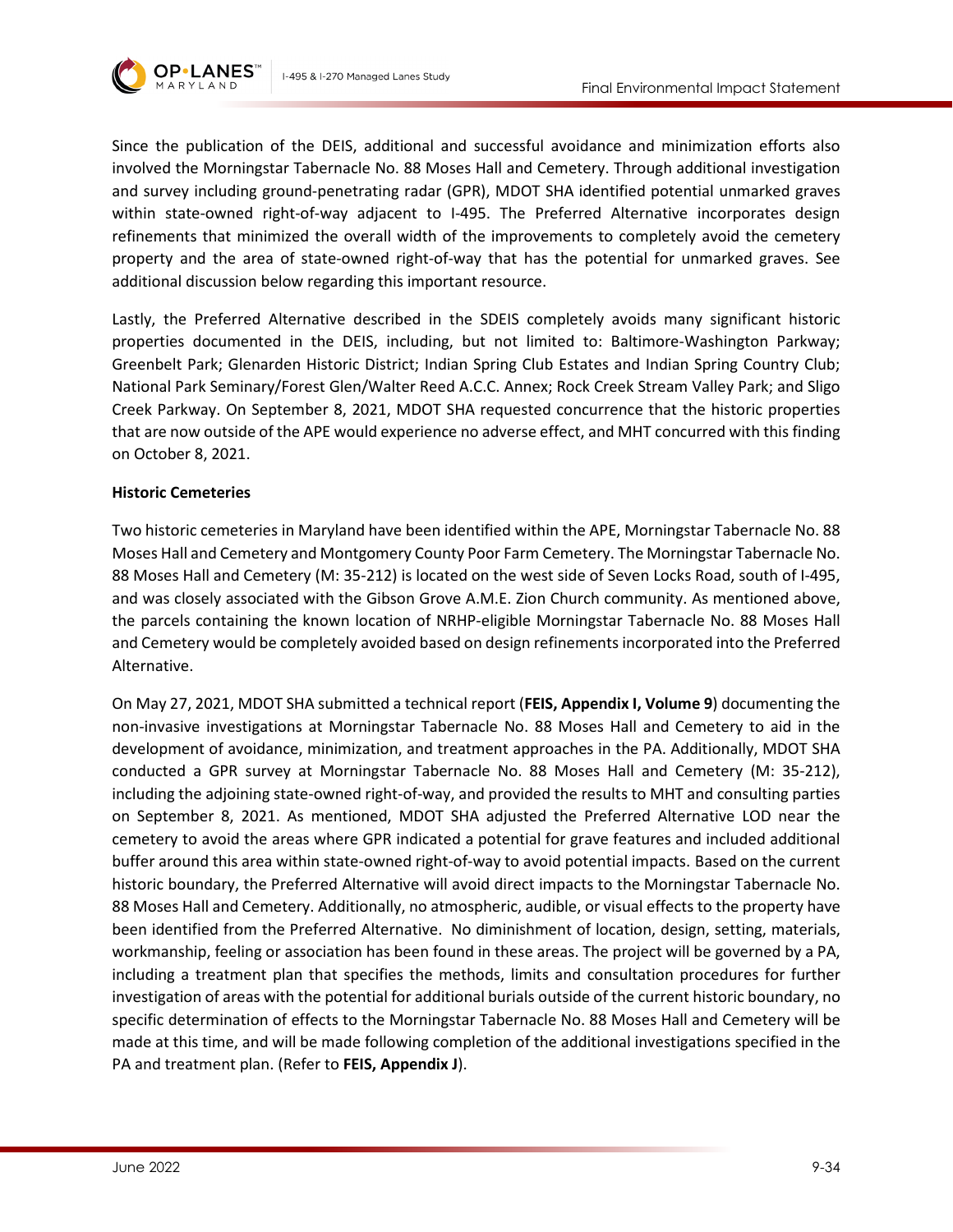Since the publication of the DEIS, additional and successful avoidance and minimization efforts also involved the Morningstar Tabernacle No. 88 Moses Hall and Cemetery. Through additional investigation and survey including ground-penetrating radar (GPR), MDOT SHA identified potential unmarked graves within state-owned right-of-way adjacent to I-495. The Preferred Alternative incorporates design refinements that minimized the overall width of the improvements to completely avoid the cemetery property and the area of state-owned right-of-way that has the potential for unmarked graves. See additional discussion below regarding this important resource.

Lastly, the Preferred Alternative described in the SDEIS completely avoids many significant historic properties documented in the DEIS, including, but not limited to: Baltimore-Washington Parkway; Greenbelt Park; Glenarden Historic District; Indian Spring Club Estates and Indian Spring Country Club; National Park Seminary/Forest Glen/Walter Reed A.C.C. Annex; Rock Creek Stream Valley Park; and Sligo Creek Parkway. On September 8, 2021, MDOT SHA requested concurrence that the historic properties that are now outside of the APE would experience no adverse effect, and MHT concurred with this finding on October 8, 2021.

**Historic Cemeteries**

Two historic cemeteries in Maryland have been identified within the APE, Morningstar Tabernacle No. 88 Moses Hall and Cemetery and Montgomery County Poor Farm Cemetery. The Morningstar Tabernacle No. 88 Moses Hall and Cemetery (M: 35-212) is located on the west side of Seven Locks Road, south of I-495, and was closely associated with the Gibson Grove A.M.E. Zion Church community. As mentioned above, the parcels containing the known location of NRHP-eligible Morningstar Tabernacle No. 88 Moses Hall and Cemetery would be completely avoided based on design refinements incorporated into the Preferred Alternative.

On May 27, 2021, MDOT SHA submitted a technical report (**FEIS, Appendix I, Volume 9**) documenting the non-invasive investigations at Morningstar Tabernacle No. 88 Moses Hall and Cemetery to aid in the development of avoidance, minimization, and treatment approaches in the PA. Additionally, MDOT SHA conducted a GPR survey at Morningstar Tabernacle No. 88 Moses Hall and Cemetery (M: 35-212), including the adjoining state-owned right-of-way, and provided the results to MHT and consulting parties on September 8, 2021. As mentioned, MDOT SHA adjusted the Preferred Alternative LOD near the cemetery to avoid the areas where GPR indicated a potential for grave features and included additional buffer around this area within state-owned right-of-way to avoid potential impacts. Based on the current historic boundary, the Preferred Alternative will avoid direct impacts to the Morningstar Tabernacle No. 88 Moses Hall and Cemetery. Additionally, no atmospheric, audible, or visual effects to the property have been identified from the Preferred Alternative. No diminishment of location, design, setting, materials, workmanship, feeling or association has been found in these areas. The project will be governed by a PA, including a treatment plan that specifies the methods, limits and consultation procedures for further investigation of areas with the potential for additional burials outside of the current historic boundary, no specific determination of effects to the Morningstar Tabernacle No. 88 Moses Hall and Cemetery will be made at this time, and will be made following completion of the additional investigations specified in the PA and treatment plan. (Refer to **FEIS, Appendix J**).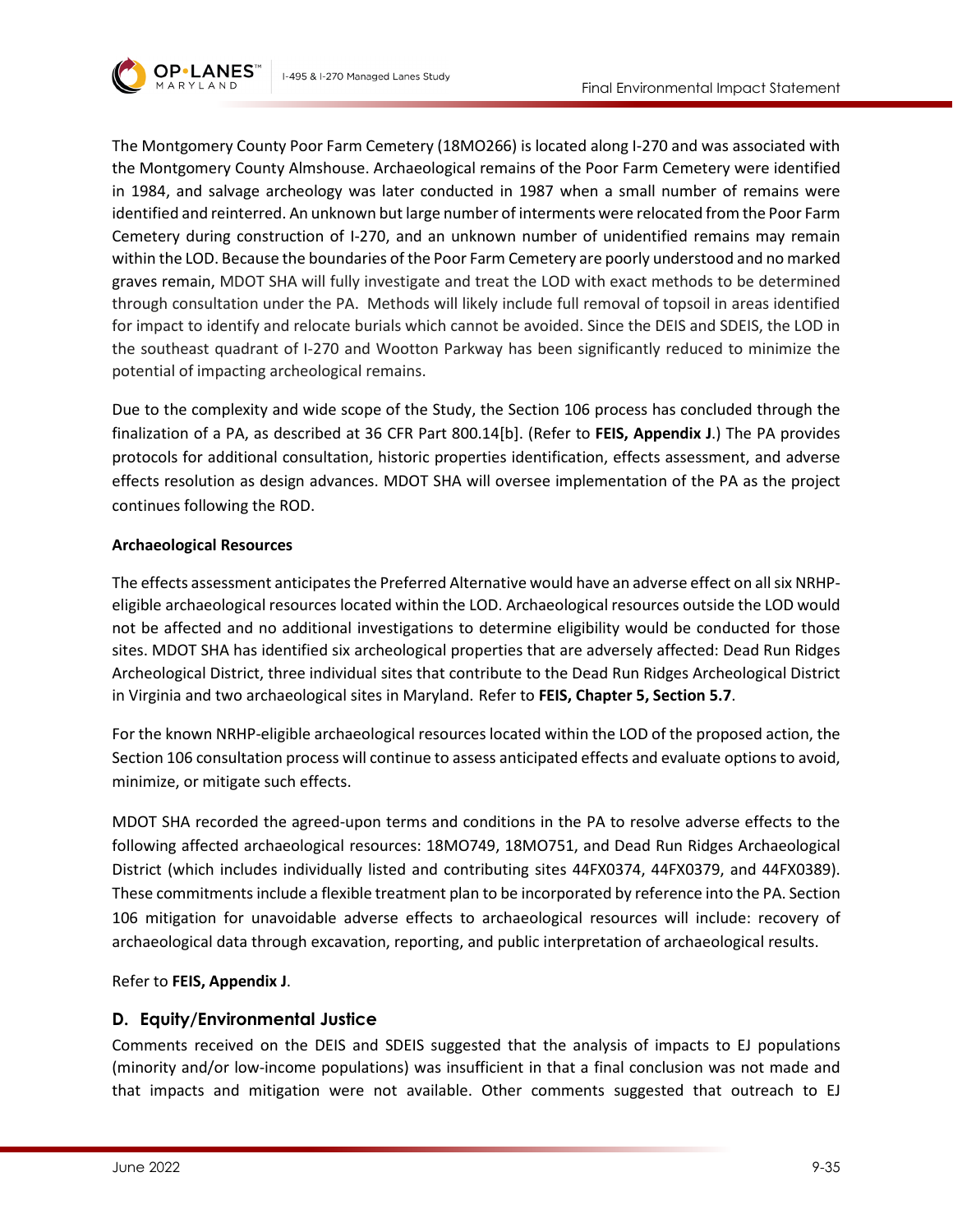The Montgomery County Poor Farm Cemetery (18MO266) is located along I-270 and was associated with the Montgomery County Almshouse. Archaeological remains of the Poor Farm Cemetery were identified in 1984, and salvage archeology was later conducted in 1987 when a small number of remains were identified and reinterred. An unknown but large number of interments were relocated from the Poor Farm Cemetery during construction of I-270, and an unknown number of unidentified remains may remain within the LOD. Because the boundaries of the Poor Farm Cemetery are poorly understood and no marked graves remain, MDOT SHA will fully investigate and treat the LOD with exact methods to be determined through consultation under the PA. Methods will likely include full removal of topsoil in areas identified for impact to identify and relocate burials which cannot be avoided. Since the DEIS and SDEIS, the LOD in the southeast quadrant of I-270 and Wootton Parkway has been significantly reduced to minimize the potential of impacting archeological remains.

Due to the complexity and wide scope of the Study, the Section 106 process has concluded through the finalization of a PA, as described at 36 CFR Part 800.14[b]. (Refer to **FEIS, Appendix J**.) The PA provides protocols for additional consultation, historic properties identification, effects assessment, and adverse effects resolution as design advances. MDOT SHA will oversee implementation of the PA as the project continues following the ROD.

**Archaeological Resources**

The effects assessment anticipates the Preferred Alternative would have an adverse effect on all six NRHP-eligible archaeological resources located within the LOD. Archaeological resources outside the LOD would not be affected and no additional investigations to determine eligibility would be conducted for those sites. MDOT SHA has identified six archeological properties that are adversely affected: Dead Run Ridges Archeological District, three individual sites that contribute to the Dead Run Ridges Archeological District in Virginia and two archaeological sites in Maryland. Refer to **FEIS, Chapter 5, Section 5.7**.

For the known NRHP-eligible archaeological resources located within the LOD of the proposed action, the Section 106 consultation process will continue to assess anticipated effects and evaluate options to avoid, minimize, or mitigate such effects.

MDOT SHA recorded the agreed-upon terms and conditions in the PA to resolve adverse effects to the following affected archaeological resources: 18MO749, 18MO751, and Dead Run Ridges Archaeological District (which includes individually listed and contributing sites 44FX0374, 44FX0379, and 44FX0389). These commitments include a flexible treatment plan to be incorporated by reference into the PA. Section 106 mitigation for unavoidable adverse effects to archaeological resources will include: recovery of archaeological data through excavation, reporting, and public interpretation of archaeological results.

Refer to **FEIS, Appendix J**.

## D. Equity/Environmental Justice

Comments received on the DEIS and SDEIS suggested that the analysis of impacts to EJ populations (minority and/or low-income populations) was insufficient in that a final conclusion was not made and that impacts and mitigation were not available. Other comments suggested that outreach to EJ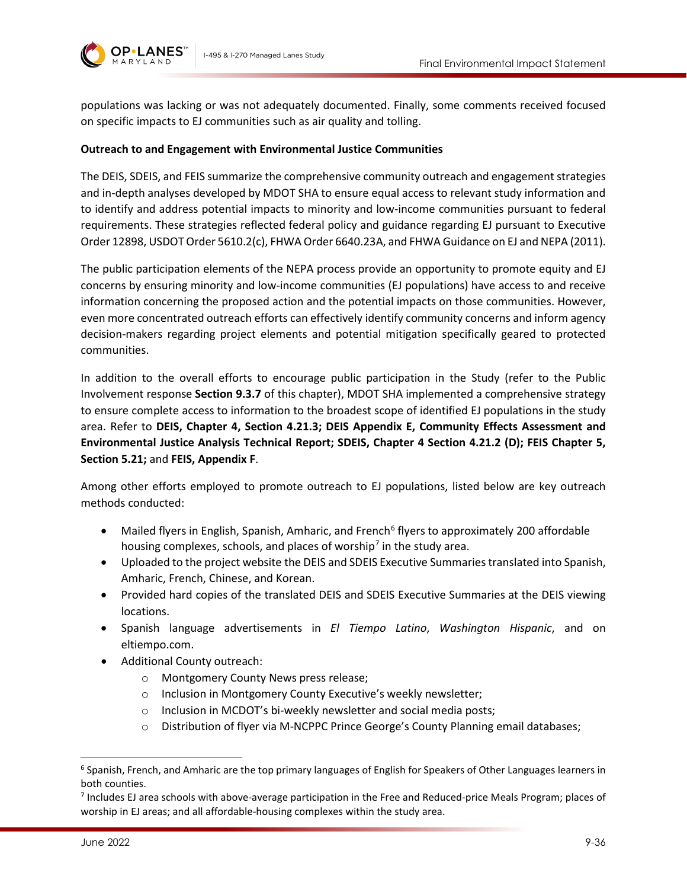populations was lacking or was not adequately documented. Finally, some comments received focused on specific impacts to EJ communities such as air quality and tolling.

**Outreach to and Engagement with Environmental Justice Communities**

The DEIS, SDEIS, and FEIS summarize the comprehensive community outreach and engagement strategies and in-depth analyses developed by MDOT SHA to ensure equal access to relevant study information and to identify and address potential impacts to minority and low-income communities pursuant to federal requirements. These strategies reflected federal policy and guidance regarding EJ pursuant to Executive Order 12898, USDOT Order 5610.2(c), FHWA Order 6640.23A, and FHWA Guidance on EJ and NEPA (2011).

The public participation elements of the NEPA process provide an opportunity to promote equity and EJ concerns by ensuring minority and low-income communities (EJ populations) have access to and receive information concerning the proposed action and the potential impacts on those communities. However, even more concentrated outreach efforts can effectively identify community concerns and inform agency decision-makers regarding project elements and potential mitigation specifically geared to protected communities.

In addition to the overall efforts to encourage public participation in the Study (refer to the Public Involvement response **Section 9.3.7** of this chapter), MDOT SHA implemented a comprehensive strategy to ensure complete access to information to the broadest scope of identified EJ populations in the study area. Refer to **DEIS, Chapter 4, Section 4.21.3; DEIS Appendix E, Community Effects Assessment and Environmental Justice Analysis Technical Report; SDEIS, Chapter 4 Section 4.21.2 (D); FEIS Chapter 5, Section 5.21;** and **FEIS, Appendix F**.

Among other efforts employed to promote outreach to EJ populations, listed below are key outreach methods conducted:

- Mailed flyers in English, Spanish, Amharic, and French[6] flyers to approximately 200 affordable housing complexes, schools, and places of worship[7] in the study area.
- Uploaded to the project website the DEIS and SDEIS Executive Summaries translated into Spanish, Amharic, French, Chinese, and Korean.
- Provided hard copies of the translated DEIS and SDEIS Executive Summaries at the DEIS viewing locations.
- Spanish language advertisements in *El Tiempo Latino*, *Washington Hispanic*, and on eltiempo.com.
- Additional County outreach:
  - Montgomery County News press release;
  - Inclusion in Montgomery County Executive's weekly newsletter;
  - Inclusion in MCDOT's bi-weekly newsletter and social media posts;
  - Distribution of flyer via M-NCPPC Prince George's County Planning email databases;

[6] Spanish, French, and Amharic are the top primary languages of English for Speakers of Other Languages learners in both counties.

[7] Includes EJ area schools with above-average participation in the Free and Reduced-price Meals Program; places of worship in EJ areas; and all affordable-housing complexes within the study area.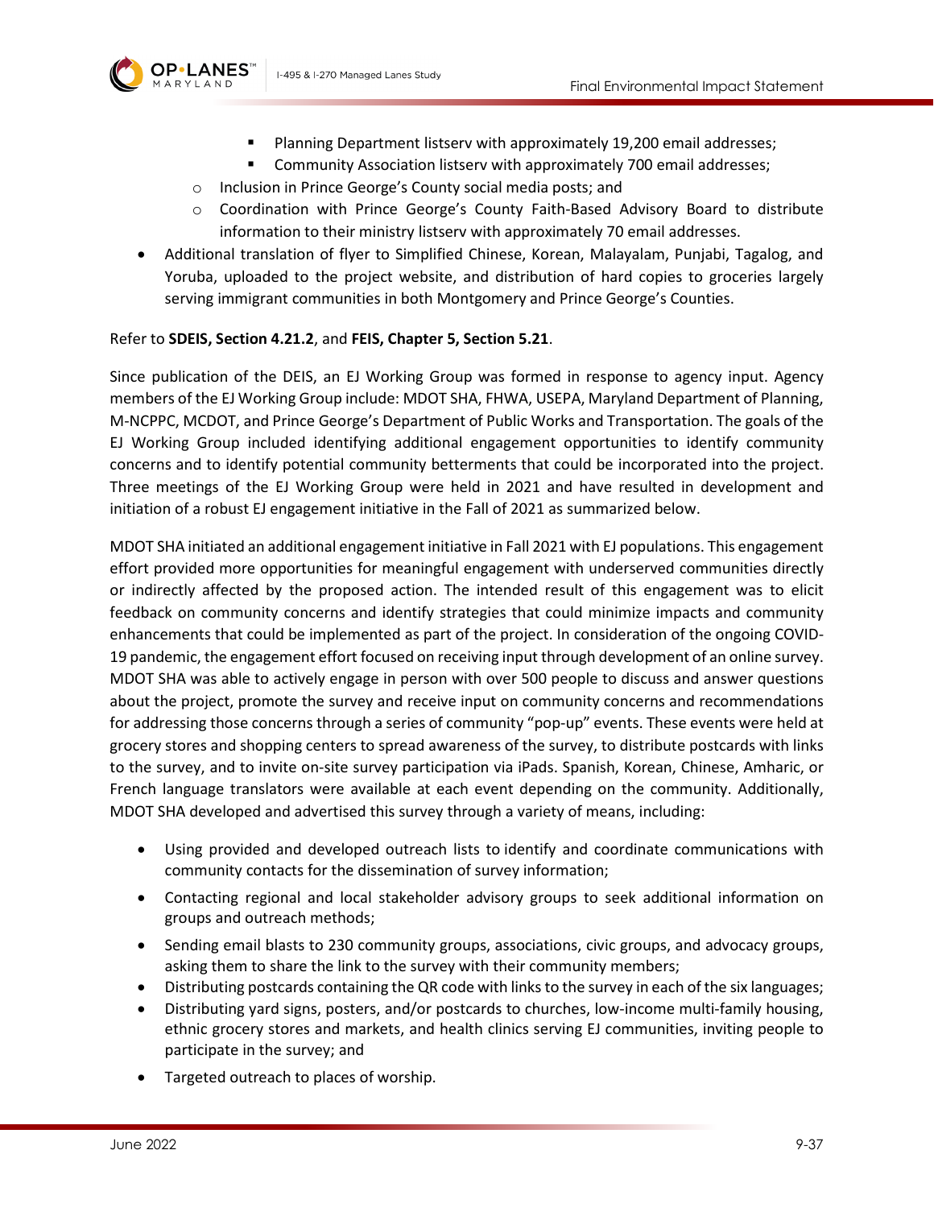- Planning Department listserv with approximately 19,200 email addresses;
    - Community Association listserv with approximately 700 email addresses;
  - Inclusion in Prince George's County social media posts; and
  - Coordination with Prince George's County Faith-Based Advisory Board to distribute information to their ministry listserv with approximately 70 email addresses.
- Additional translation of flyer to Simplified Chinese, Korean, Malayalam, Punjabi, Tagalog, and Yoruba, uploaded to the project website, and distribution of hard copies to groceries largely serving immigrant communities in both Montgomery and Prince George's Counties.

Refer to **SDEIS, Section 4.21.2**, and **FEIS, Chapter 5, Section 5.21**.

Since publication of the DEIS, an EJ Working Group was formed in response to agency input. Agency members of the EJ Working Group include: MDOT SHA, FHWA, USEPA, Maryland Department of Planning, M-NCPPC, MCDOT, and Prince George's Department of Public Works and Transportation. The goals of the EJ Working Group included identifying additional engagement opportunities to identify community concerns and to identify potential community betterments that could be incorporated into the project. Three meetings of the EJ Working Group were held in 2021 and have resulted in development and initiation of a robust EJ engagement initiative in the Fall of 2021 as summarized below.

MDOT SHA initiated an additional engagement initiative in Fall 2021 with EJ populations. This engagement effort provided more opportunities for meaningful engagement with underserved communities directly or indirectly affected by the proposed action. The intended result of this engagement was to elicit feedback on community concerns and identify strategies that could minimize impacts and community enhancements that could be implemented as part of the project. In consideration of the ongoing COVID-19 pandemic, the engagement effort focused on receiving input through development of an online survey. MDOT SHA was able to actively engage in person with over 500 people to discuss and answer questions about the project, promote the survey and receive input on community concerns and recommendations for addressing those concerns through a series of community "pop-up" events. These events were held at grocery stores and shopping centers to spread awareness of the survey, to distribute postcards with links to the survey, and to invite on-site survey participation via iPads. Spanish, Korean, Chinese, Amharic, or French language translators were available at each event depending on the community. Additionally, MDOT SHA developed and advertised this survey through a variety of means, including:

- Using provided and developed outreach lists to identify and coordinate communications with community contacts for the dissemination of survey information;
- Contacting regional and local stakeholder advisory groups to seek additional information on groups and outreach methods;
- Sending email blasts to 230 community groups, associations, civic groups, and advocacy groups, asking them to share the link to the survey with their community members;
- Distributing postcards containing the QR code with links to the survey in each of the six languages;
- Distributing yard signs, posters, and/or postcards to churches, low-income multi-family housing, ethnic grocery stores and markets, and health clinics serving EJ communities, inviting people to participate in the survey; and
- Targeted outreach to places of worship.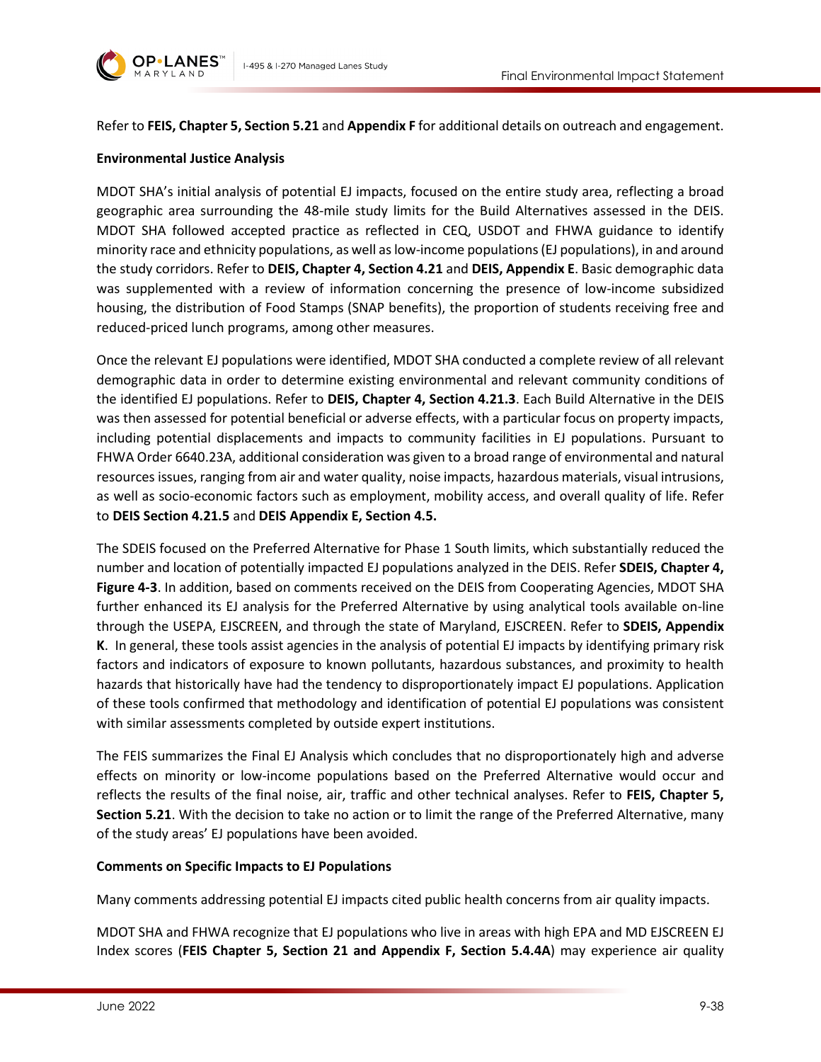Refer to **FEIS, Chapter 5, Section 5.21** and **Appendix F** for additional details on outreach and engagement.

**Environmental Justice Analysis**

MDOT SHA's initial analysis of potential EJ impacts, focused on the entire study area, reflecting a broad geographic area surrounding the 48-mile study limits for the Build Alternatives assessed in the DEIS. MDOT SHA followed accepted practice as reflected in CEQ, USDOT and FHWA guidance to identify minority race and ethnicity populations, as well as low-income populations (EJ populations), in and around the study corridors. Refer to **DEIS, Chapter 4, Section 4.21** and **DEIS, Appendix E**. Basic demographic data was supplemented with a review of information concerning the presence of low-income subsidized housing, the distribution of Food Stamps (SNAP benefits), the proportion of students receiving free and reduced-priced lunch programs, among other measures.

Once the relevant EJ populations were identified, MDOT SHA conducted a complete review of all relevant demographic data in order to determine existing environmental and relevant community conditions of the identified EJ populations. Refer to **DEIS, Chapter 4, Section 4.21.3**. Each Build Alternative in the DEIS was then assessed for potential beneficial or adverse effects, with a particular focus on property impacts, including potential displacements and impacts to community facilities in EJ populations. Pursuant to FHWA Order 6640.23A, additional consideration was given to a broad range of environmental and natural resources issues, ranging from air and water quality, noise impacts, hazardous materials, visual intrusions, as well as socio-economic factors such as employment, mobility access, and overall quality of life. Refer to **DEIS Section 4.21.5** and **DEIS Appendix E, Section 4.5.**

The SDEIS focused on the Preferred Alternative for Phase 1 South limits, which substantially reduced the number and location of potentially impacted EJ populations analyzed in the DEIS. Refer **SDEIS, Chapter 4, Figure 4-3**. In addition, based on comments received on the DEIS from Cooperating Agencies, MDOT SHA further enhanced its EJ analysis for the Preferred Alternative by using analytical tools available on-line through the USEPA, EJSCREEN, and through the state of Maryland, EJSCREEN. Refer to **SDEIS, Appendix K**. In general, these tools assist agencies in the analysis of potential EJ impacts by identifying primary risk factors and indicators of exposure to known pollutants, hazardous substances, and proximity to health hazards that historically have had the tendency to disproportionately impact EJ populations. Application of these tools confirmed that methodology and identification of potential EJ populations was consistent with similar assessments completed by outside expert institutions.

The FEIS summarizes the Final EJ Analysis which concludes that no disproportionately high and adverse effects on minority or low-income populations based on the Preferred Alternative would occur and reflects the results of the final noise, air, traffic and other technical analyses. Refer to **FEIS, Chapter 5, Section 5.21**. With the decision to take no action or to limit the range of the Preferred Alternative, many of the study areas' EJ populations have been avoided.

**Comments on Specific Impacts to EJ Populations**

Many comments addressing potential EJ impacts cited public health concerns from air quality impacts.

MDOT SHA and FHWA recognize that EJ populations who live in areas with high EPA and MD EJSCREEN EJ Index scores (**FEIS Chapter 5, Section 21 and Appendix F, Section 5.4.4A**) may experience air quality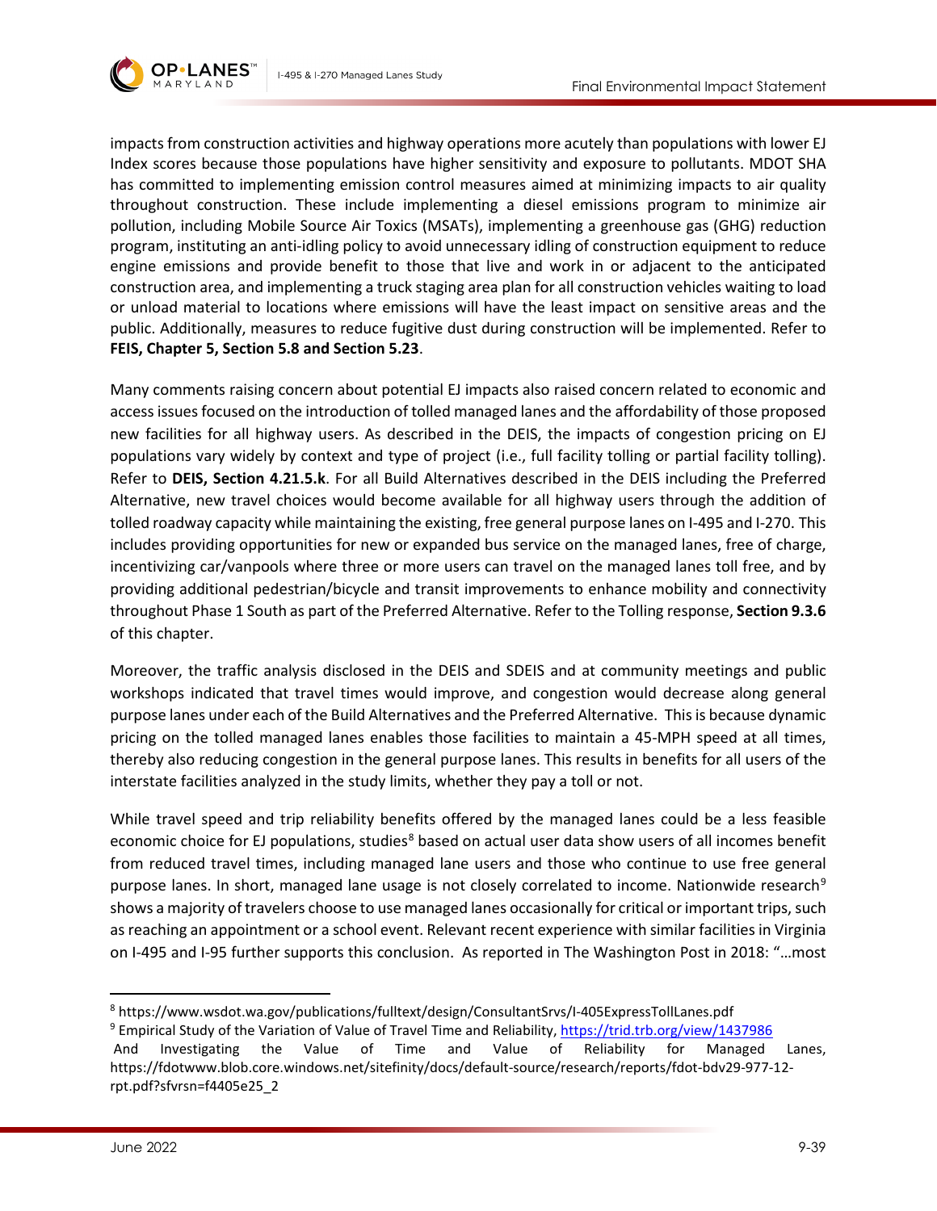impacts from construction activities and highway operations more acutely than populations with lower EJ Index scores because those populations have higher sensitivity and exposure to pollutants. MDOT SHA has committed to implementing emission control measures aimed at minimizing impacts to air quality throughout construction. These include implementing a diesel emissions program to minimize air pollution, including Mobile Source Air Toxics (MSATs), implementing a greenhouse gas (GHG) reduction program, instituting an anti-idling policy to avoid unnecessary idling of construction equipment to reduce engine emissions and provide benefit to those that live and work in or adjacent to the anticipated construction area, and implementing a truck staging area plan for all construction vehicles waiting to load or unload material to locations where emissions will have the least impact on sensitive areas and the public. Additionally, measures to reduce fugitive dust during construction will be implemented. Refer to **FEIS, Chapter 5, Section 5.8 and Section 5.23**.

Many comments raising concern about potential EJ impacts also raised concern related to economic and access issues focused on the introduction of tolled managed lanes and the affordability of those proposed new facilities for all highway users. As described in the DEIS, the impacts of congestion pricing on EJ populations vary widely by context and type of project (i.e., full facility tolling or partial facility tolling). Refer to **DEIS, Section 4.21.5.k**. For all Build Alternatives described in the DEIS including the Preferred Alternative, new travel choices would become available for all highway users through the addition of tolled roadway capacity while maintaining the existing, free general purpose lanes on I-495 and I-270. This includes providing opportunities for new or expanded bus service on the managed lanes, free of charge, incentivizing car/vanpools where three or more users can travel on the managed lanes toll free, and by providing additional pedestrian/bicycle and transit improvements to enhance mobility and connectivity throughout Phase 1 South as part of the Preferred Alternative. Refer to the Tolling response, **Section 9.3.6** of this chapter.

Moreover, the traffic analysis disclosed in the DEIS and SDEIS and at community meetings and public workshops indicated that travel times would improve, and congestion would decrease along general purpose lanes under each of the Build Alternatives and the Preferred Alternative. This is because dynamic pricing on the tolled managed lanes enables those facilities to maintain a 45-MPH speed at all times, thereby also reducing congestion in the general purpose lanes. This results in benefits for all users of the interstate facilities analyzed in the study limits, whether they pay a toll or not.

While travel speed and trip reliability benefits offered by the managed lanes could be a less feasible economic choice for EJ populations, studies[8] based on actual user data show users of all incomes benefit from reduced travel times, including managed lane users and those who continue to use free general purpose lanes. In short, managed lane usage is not closely correlated to income. Nationwide research[9] shows a majority of travelers choose to use managed lanes occasionally for critical or important trips, such as reaching an appointment or a school event. Relevant recent experience with similar facilities in Virginia on I-495 and I-95 further supports this conclusion. As reported in The Washington Post in 2018: "…most

---

[8] https://www.wsdot.wa.gov/publications/fulltext/design/ConsultantSrvs/I-405ExpressTollLanes.pdf

[9] Empirical Study of the Variation of Value of Travel Time and Reliability, https://trid.trb.org/view/1437986 And Investigating the Value of Time and Value of Reliability for Managed Lanes, https://fdotwww.blob.core.windows.net/sitefinity/docs/default-source/research/reports/fdot-bdv29-977-12-rpt.pdf?sfvrsn=f4405e25_2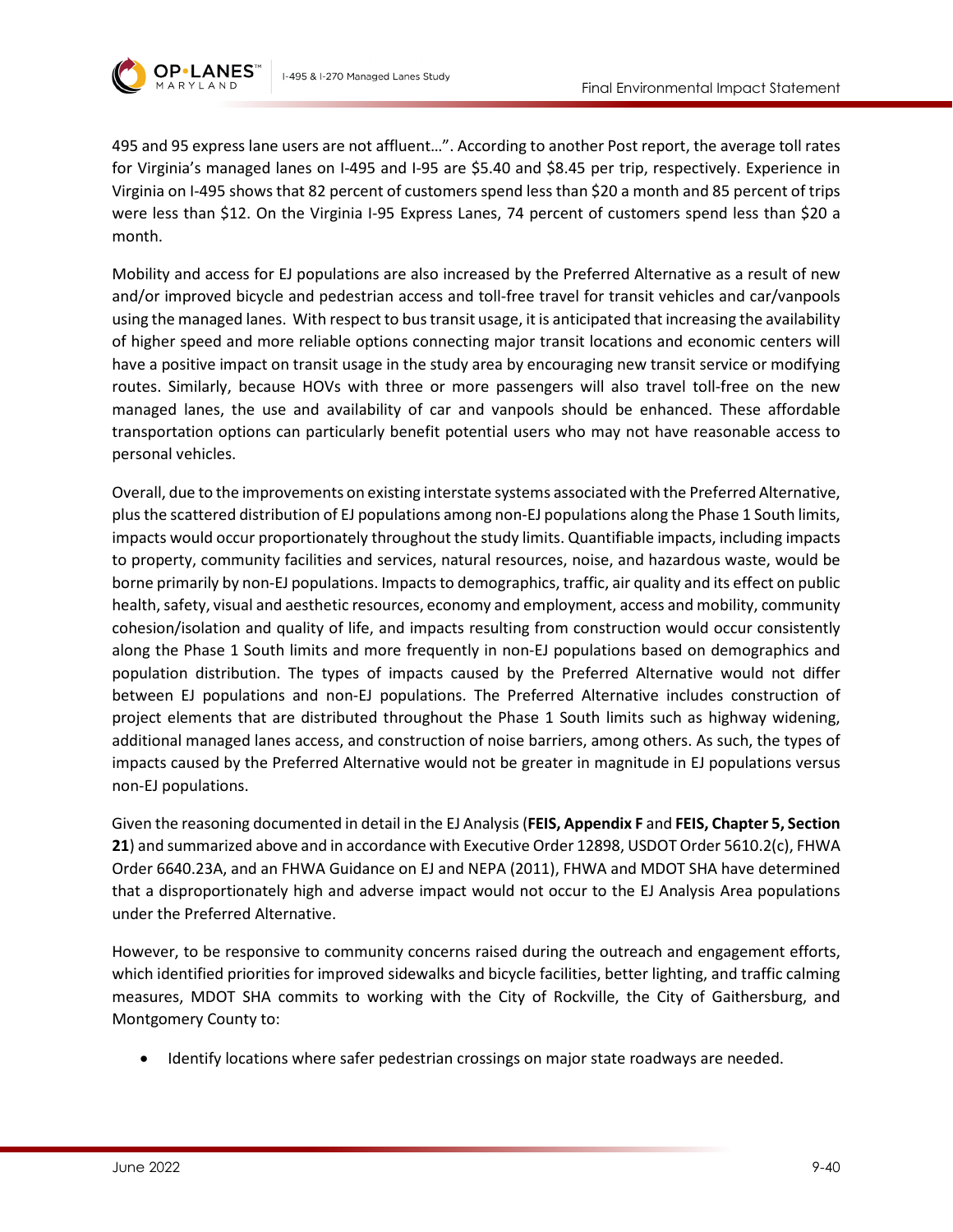495 and 95 express lane users are not affluent…". According to another Post report, the average toll rates for Virginia's managed lanes on I-495 and I-95 are $5.40 and $8.45 per trip, respectively. Experience in Virginia on I-495 shows that 82 percent of customers spend less than $20 a month and 85 percent of trips were less than $12. On the Virginia I-95 Express Lanes, 74 percent of customers spend less than $20 a month.

Mobility and access for EJ populations are also increased by the Preferred Alternative as a result of new and/or improved bicycle and pedestrian access and toll-free travel for transit vehicles and car/vanpools using the managed lanes. With respect to bus transit usage, it is anticipated that increasing the availability of higher speed and more reliable options connecting major transit locations and economic centers will have a positive impact on transit usage in the study area by encouraging new transit service or modifying routes. Similarly, because HOVs with three or more passengers will also travel toll-free on the new managed lanes, the use and availability of car and vanpools should be enhanced. These affordable transportation options can particularly benefit potential users who may not have reasonable access to personal vehicles.

Overall, due to the improvements on existing interstate systems associated with the Preferred Alternative, plus the scattered distribution of EJ populations among non-EJ populations along the Phase 1 South limits, impacts would occur proportionately throughout the study limits. Quantifiable impacts, including impacts to property, community facilities and services, natural resources, noise, and hazardous waste, would be borne primarily by non-EJ populations. Impacts to demographics, traffic, air quality and its effect on public health, safety, visual and aesthetic resources, economy and employment, access and mobility, community cohesion/isolation and quality of life, and impacts resulting from construction would occur consistently along the Phase 1 South limits and more frequently in non-EJ populations based on demographics and population distribution. The types of impacts caused by the Preferred Alternative would not differ between EJ populations and non-EJ populations. The Preferred Alternative includes construction of project elements that are distributed throughout the Phase 1 South limits such as highway widening, additional managed lanes access, and construction of noise barriers, among others. As such, the types of impacts caused by the Preferred Alternative would not be greater in magnitude in EJ populations versus non-EJ populations.

Given the reasoning documented in detail in the EJ Analysis (**FEIS, Appendix F** and **FEIS, Chapter 5, Section 21**) and summarized above and in accordance with Executive Order 12898, USDOT Order 5610.2(c), FHWA Order 6640.23A, and an FHWA Guidance on EJ and NEPA (2011), FHWA and MDOT SHA have determined that a disproportionately high and adverse impact would not occur to the EJ Analysis Area populations under the Preferred Alternative.

However, to be responsive to community concerns raised during the outreach and engagement efforts, which identified priorities for improved sidewalks and bicycle facilities, better lighting, and traffic calming measures, MDOT SHA commits to working with the City of Rockville, the City of Gaithersburg, and Montgomery County to:

- Identify locations where safer pedestrian crossings on major state roadways are needed.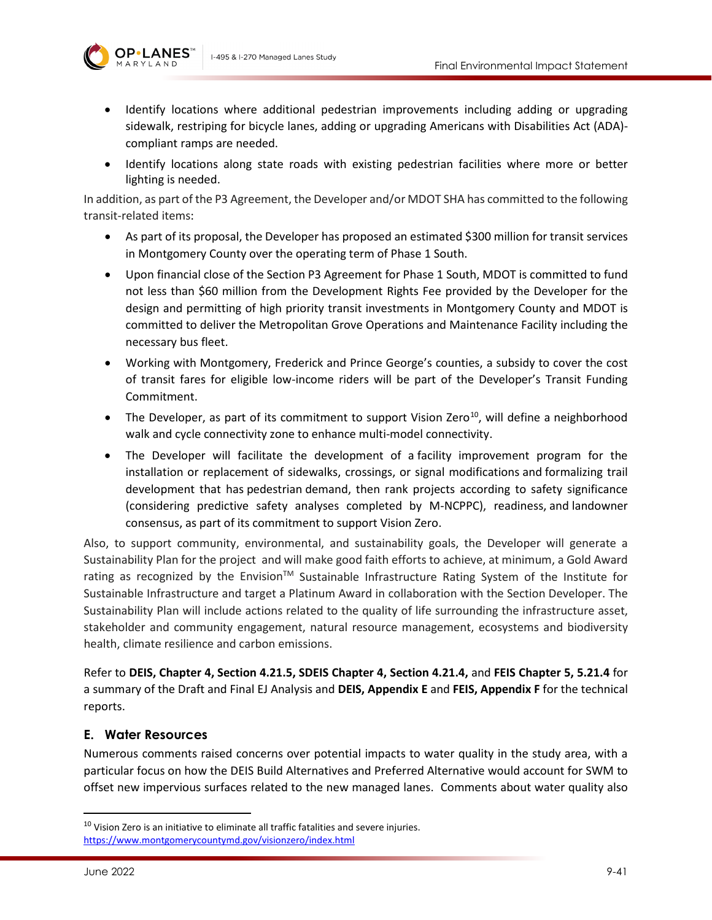- Identify locations where additional pedestrian improvements including adding or upgrading sidewalk, restriping for bicycle lanes, adding or upgrading Americans with Disabilities Act (ADA)-compliant ramps are needed.
- Identify locations along state roads with existing pedestrian facilities where more or better lighting is needed.

In addition, as part of the P3 Agreement, the Developer and/or MDOT SHA has committed to the following transit-related items:

- As part of its proposal, the Developer has proposed an estimated $300 million for transit services in Montgomery County over the operating term of Phase 1 South.
- Upon financial close of the Section P3 Agreement for Phase 1 South, MDOT is committed to fund not less than $60 million from the Development Rights Fee provided by the Developer for the design and permitting of high priority transit investments in Montgomery County and MDOT is committed to deliver the Metropolitan Grove Operations and Maintenance Facility including the necessary bus fleet.
- Working with Montgomery, Frederick and Prince George's counties, a subsidy to cover the cost of transit fares for eligible low-income riders will be part of the Developer's Transit Funding Commitment.
- The Developer, as part of its commitment to support Vision Zero[10], will define a neighborhood walk and cycle connectivity zone to enhance multi-model connectivity.
- The Developer will facilitate the development of a facility improvement program for the installation or replacement of sidewalks, crossings, or signal modifications and formalizing trail development that has pedestrian demand, then rank projects according to safety significance (considering predictive safety analyses completed by M-NCPPC), readiness, and landowner consensus, as part of its commitment to support Vision Zero.

Also, to support community, environmental, and sustainability goals, the Developer will generate a Sustainability Plan for the project and will make good faith efforts to achieve, at minimum, a Gold Award rating as recognized by the Envision™ Sustainable Infrastructure Rating System of the Institute for Sustainable Infrastructure and target a Platinum Award in collaboration with the Section Developer. The Sustainability Plan will include actions related to the quality of life surrounding the infrastructure asset, stakeholder and community engagement, natural resource management, ecosystems and biodiversity health, climate resilience and carbon emissions.

Refer to **DEIS, Chapter 4, Section 4.21.5, SDEIS Chapter 4, Section 4.21.4,** and **FEIS Chapter 5, 5.21.4** for a summary of the Draft and Final EJ Analysis and **DEIS, Appendix E** and **FEIS, Appendix F** for the technical reports.

## E. Water Resources

Numerous comments raised concerns over potential impacts to water quality in the study area, with a particular focus on how the DEIS Build Alternatives and Preferred Alternative would account for SWM to offset new impervious surfaces related to the new managed lanes. Comments about water quality also

[10] Vision Zero is an initiative to eliminate all traffic fatalities and severe injuries. https://www.montgomerycountymd.gov/visionzero/index.html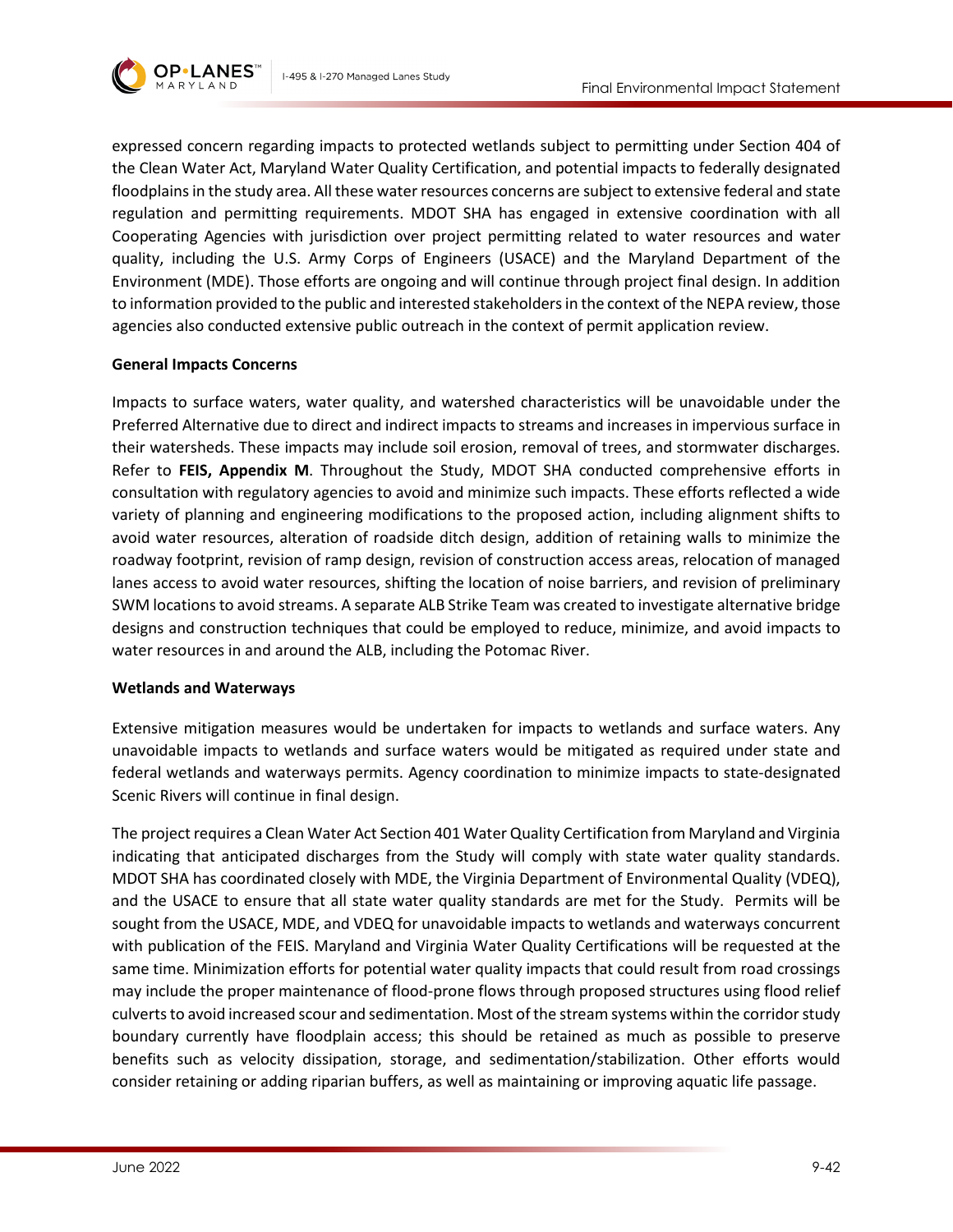expressed concern regarding impacts to protected wetlands subject to permitting under Section 404 of the Clean Water Act, Maryland Water Quality Certification, and potential impacts to federally designated floodplains in the study area. All these water resources concerns are subject to extensive federal and state regulation and permitting requirements. MDOT SHA has engaged in extensive coordination with all Cooperating Agencies with jurisdiction over project permitting related to water resources and water quality, including the U.S. Army Corps of Engineers (USACE) and the Maryland Department of the Environment (MDE). Those efforts are ongoing and will continue through project final design. In addition to information provided to the public and interested stakeholders in the context of the NEPA review, those agencies also conducted extensive public outreach in the context of permit application review.

**General Impacts Concerns**

Impacts to surface waters, water quality, and watershed characteristics will be unavoidable under the Preferred Alternative due to direct and indirect impacts to streams and increases in impervious surface in their watersheds. These impacts may include soil erosion, removal of trees, and stormwater discharges. Refer to **FEIS, Appendix M**. Throughout the Study, MDOT SHA conducted comprehensive efforts in consultation with regulatory agencies to avoid and minimize such impacts. These efforts reflected a wide variety of planning and engineering modifications to the proposed action, including alignment shifts to avoid water resources, alteration of roadside ditch design, addition of retaining walls to minimize the roadway footprint, revision of ramp design, revision of construction access areas, relocation of managed lanes access to avoid water resources, shifting the location of noise barriers, and revision of preliminary SWM locations to avoid streams. A separate ALB Strike Team was created to investigate alternative bridge designs and construction techniques that could be employed to reduce, minimize, and avoid impacts to water resources in and around the ALB, including the Potomac River.

**Wetlands and Waterways**

Extensive mitigation measures would be undertaken for impacts to wetlands and surface waters. Any unavoidable impacts to wetlands and surface waters would be mitigated as required under state and federal wetlands and waterways permits. Agency coordination to minimize impacts to state-designated Scenic Rivers will continue in final design.

The project requires a Clean Water Act Section 401 Water Quality Certification from Maryland and Virginia indicating that anticipated discharges from the Study will comply with state water quality standards. MDOT SHA has coordinated closely with MDE, the Virginia Department of Environmental Quality (VDEQ), and the USACE to ensure that all state water quality standards are met for the Study. Permits will be sought from the USACE, MDE, and VDEQ for unavoidable impacts to wetlands and waterways concurrent with publication of the FEIS. Maryland and Virginia Water Quality Certifications will be requested at the same time. Minimization efforts for potential water quality impacts that could result from road crossings may include the proper maintenance of flood-prone flows through proposed structures using flood relief culverts to avoid increased scour and sedimentation. Most of the stream systems within the corridor study boundary currently have floodplain access; this should be retained as much as possible to preserve benefits such as velocity dissipation, storage, and sedimentation/stabilization. Other efforts would consider retaining or adding riparian buffers, as well as maintaining or improving aquatic life passage.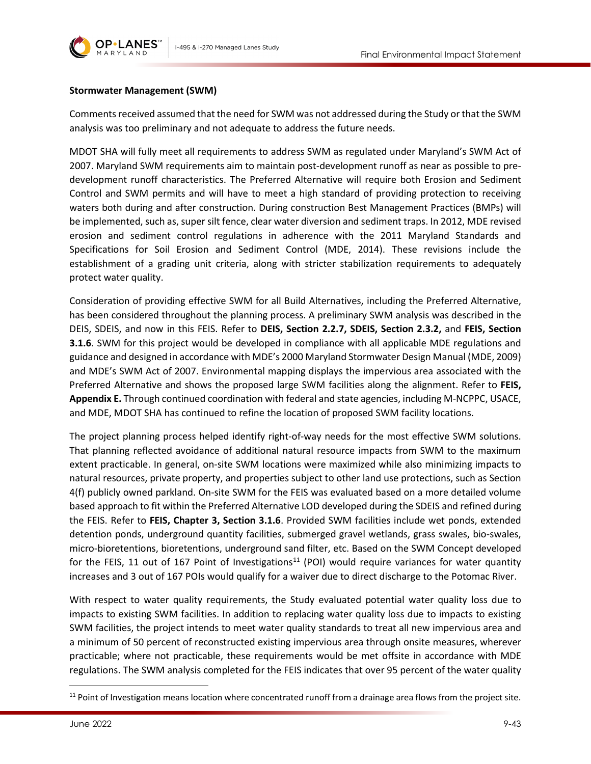**Stormwater Management (SWM)**

Comments received assumed that the need for SWM was not addressed during the Study or that the SWM analysis was too preliminary and not adequate to address the future needs.

MDOT SHA will fully meet all requirements to address SWM as regulated under Maryland's SWM Act of 2007. Maryland SWM requirements aim to maintain post-development runoff as near as possible to pre-development runoff characteristics. The Preferred Alternative will require both Erosion and Sediment Control and SWM permits and will have to meet a high standard of providing protection to receiving waters both during and after construction. During construction Best Management Practices (BMPs) will be implemented, such as, super silt fence, clear water diversion and sediment traps. In 2012, MDE revised erosion and sediment control regulations in adherence with the 2011 Maryland Standards and Specifications for Soil Erosion and Sediment Control (MDE, 2014). These revisions include the establishment of a grading unit criteria, along with stricter stabilization requirements to adequately protect water quality.

Consideration of providing effective SWM for all Build Alternatives, including the Preferred Alternative, has been considered throughout the planning process. A preliminary SWM analysis was described in the DEIS, SDEIS, and now in this FEIS. Refer to **DEIS, Section 2.2.7, SDEIS, Section 2.3.2,** and **FEIS, Section 3.1.6**. SWM for this project would be developed in compliance with all applicable MDE regulations and guidance and designed in accordance with MDE's 2000 Maryland Stormwater Design Manual (MDE, 2009) and MDE's SWM Act of 2007. Environmental mapping displays the impervious area associated with the Preferred Alternative and shows the proposed large SWM facilities along the alignment. Refer to **FEIS, Appendix E.** Through continued coordination with federal and state agencies, including M-NCPPC, USACE, and MDE, MDOT SHA has continued to refine the location of proposed SWM facility locations.

The project planning process helped identify right-of-way needs for the most effective SWM solutions. That planning reflected avoidance of additional natural resource impacts from SWM to the maximum extent practicable. In general, on-site SWM locations were maximized while also minimizing impacts to natural resources, private property, and properties subject to other land use protections, such as Section 4(f) publicly owned parkland. On-site SWM for the FEIS was evaluated based on a more detailed volume based approach to fit within the Preferred Alternative LOD developed during the SDEIS and refined during the FEIS. Refer to **FEIS, Chapter 3, Section 3.1.6**. Provided SWM facilities include wet ponds, extended detention ponds, underground quantity facilities, submerged gravel wetlands, grass swales, bio-swales, micro-bioretentions, bioretentions, underground sand filter, etc. Based on the SWM Concept developed for the FEIS, 11 out of 167 Point of Investigations[11] (POI) would require variances for water quantity increases and 3 out of 167 POIs would qualify for a waiver due to direct discharge to the Potomac River.

With respect to water quality requirements, the Study evaluated potential water quality loss due to impacts to existing SWM facilities. In addition to replacing water quality loss due to impacts to existing SWM facilities, the project intends to meet water quality standards to treat all new impervious area and a minimum of 50 percent of reconstructed existing impervious area through onsite measures, wherever practicable; where not practicable, these requirements would be met offsite in accordance with MDE regulations. The SWM analysis completed for the FEIS indicates that over 95 percent of the water quality

[11] Point of Investigation means location where concentrated runoff from a drainage area flows from the project site.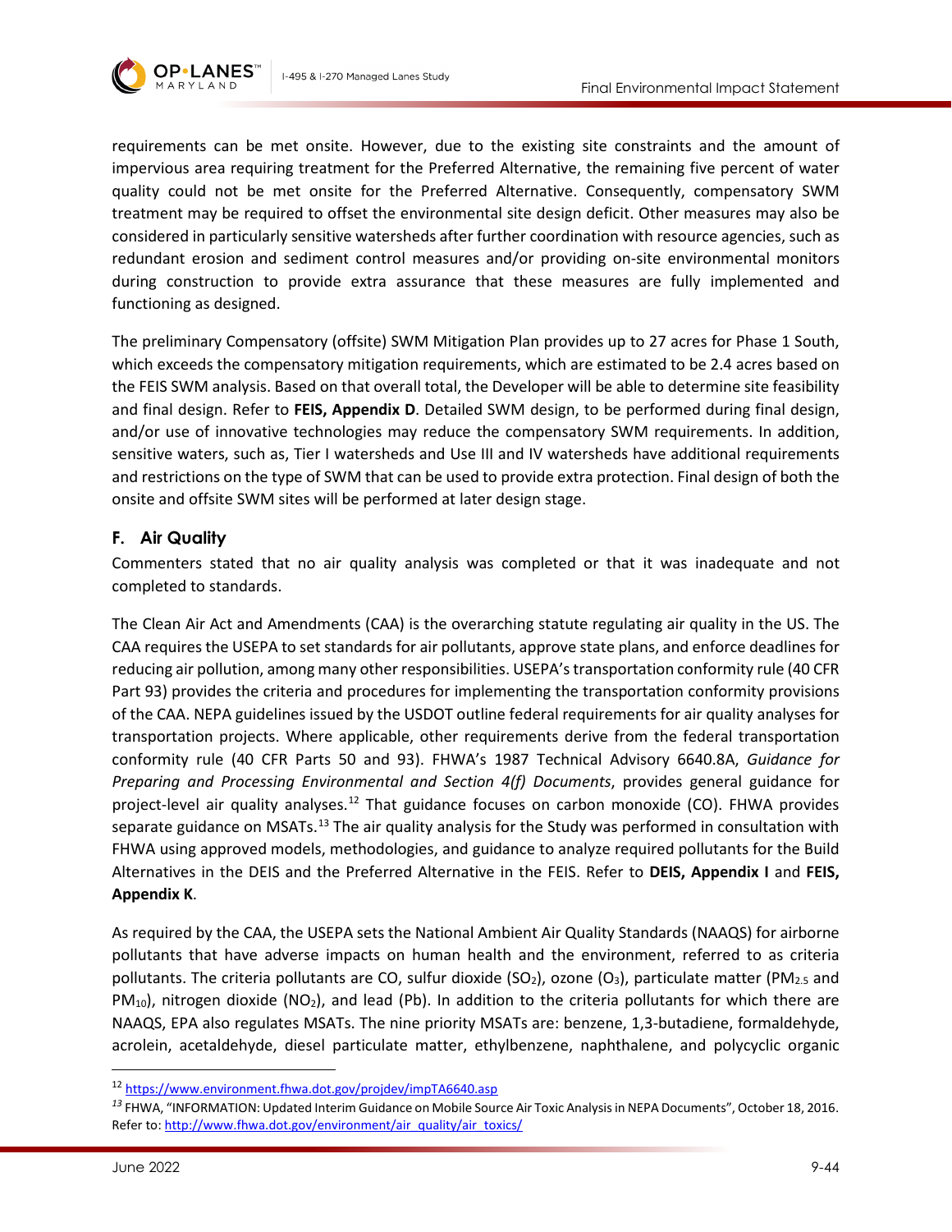requirements can be met onsite. However, due to the existing site constraints and the amount of impervious area requiring treatment for the Preferred Alternative, the remaining five percent of water quality could not be met onsite for the Preferred Alternative. Consequently, compensatory SWM treatment may be required to offset the environmental site design deficit. Other measures may also be considered in particularly sensitive watersheds after further coordination with resource agencies, such as redundant erosion and sediment control measures and/or providing on-site environmental monitors during construction to provide extra assurance that these measures are fully implemented and functioning as designed.

The preliminary Compensatory (offsite) SWM Mitigation Plan provides up to 27 acres for Phase 1 South, which exceeds the compensatory mitigation requirements, which are estimated to be 2.4 acres based on the FEIS SWM analysis. Based on that overall total, the Developer will be able to determine site feasibility and final design. Refer to **FEIS, Appendix D**. Detailed SWM design, to be performed during final design, and/or use of innovative technologies may reduce the compensatory SWM requirements. In addition, sensitive waters, such as, Tier I watersheds and Use III and IV watersheds have additional requirements and restrictions on the type of SWM that can be used to provide extra protection. Final design of both the onsite and offsite SWM sites will be performed at later design stage.

## F. Air Quality

Commenters stated that no air quality analysis was completed or that it was inadequate and not completed to standards.

The Clean Air Act and Amendments (CAA) is the overarching statute regulating air quality in the US. The CAA requires the USEPA to set standards for air pollutants, approve state plans, and enforce deadlines for reducing air pollution, among many other responsibilities. USEPA's transportation conformity rule (40 CFR Part 93) provides the criteria and procedures for implementing the transportation conformity provisions of the CAA. NEPA guidelines issued by the USDOT outline federal requirements for air quality analyses for transportation projects. Where applicable, other requirements derive from the federal transportation conformity rule (40 CFR Parts 50 and 93). FHWA's 1987 Technical Advisory 6640.8A, *Guidance for Preparing and Processing Environmental and Section 4(f) Documents*, provides general guidance for project-level air quality analyses.[12] That guidance focuses on carbon monoxide (CO). FHWA provides separate guidance on MSATs.[13] The air quality analysis for the Study was performed in consultation with FHWA using approved models, methodologies, and guidance to analyze required pollutants for the Build Alternatives in the DEIS and the Preferred Alternative in the FEIS. Refer to **DEIS, Appendix I** and **FEIS, Appendix K**.

As required by the CAA, the USEPA sets the National Ambient Air Quality Standards (NAAQS) for airborne pollutants that have adverse impacts on human health and the environment, referred to as criteria pollutants. The criteria pollutants are CO, sulfur dioxide ($SO_2$), ozone ($O_3$), particulate matter ($PM_{2.5}$ and $PM_{10}$), nitrogen dioxide ($NO_2$), and lead (Pb). In addition to the criteria pollutants for which there are NAAQS, EPA also regulates MSATs. The nine priority MSATs are: benzene, 1,3-butadiene, formaldehyde, acrolein, acetaldehyde, diesel particulate matter, ethylbenzene, naphthalene, and polycyclic organic

---

[12] https://www.environment.fhwa.dot.gov/projdev/impTA6640.asp

[13] FHWA, "INFORMATION: Updated Interim Guidance on Mobile Source Air Toxic Analysis in NEPA Documents", October 18, 2016. Refer to: http://www.fhwa.dot.gov/environment/air_quality/air_toxics/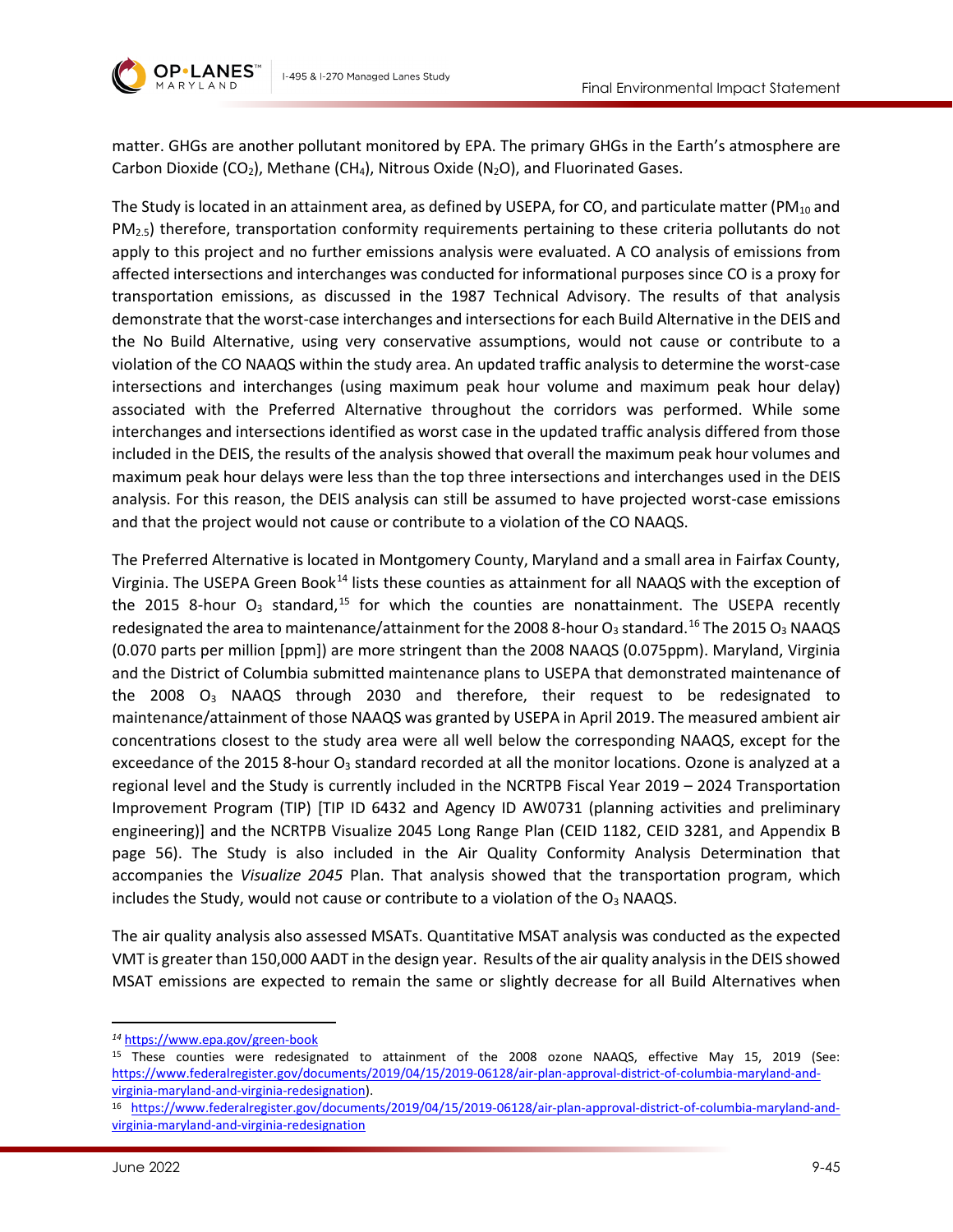matter. GHGs are another pollutant monitored by EPA. The primary GHGs in the Earth's atmosphere are Carbon Dioxide ($CO_2$), Methane ($CH_4$), Nitrous Oxide ($N_2O$), and Fluorinated Gases.

The Study is located in an attainment area, as defined by USEPA, for CO, and particulate matter ($PM_{10}$ and $PM_{2.5}$) therefore, transportation conformity requirements pertaining to these criteria pollutants do not apply to this project and no further emissions analysis were evaluated. A CO analysis of emissions from affected intersections and interchanges was conducted for informational purposes since CO is a proxy for transportation emissions, as discussed in the 1987 Technical Advisory. The results of that analysis demonstrate that the worst-case interchanges and intersections for each Build Alternative in the DEIS and the No Build Alternative, using very conservative assumptions, would not cause or contribute to a violation of the CO NAAQS within the study area. An updated traffic analysis to determine the worst-case intersections and interchanges (using maximum peak hour volume and maximum peak hour delay) associated with the Preferred Alternative throughout the corridors was performed. While some interchanges and intersections identified as worst case in the updated traffic analysis differed from those included in the DEIS, the results of the analysis showed that overall the maximum peak hour volumes and maximum peak hour delays were less than the top three intersections and interchanges used in the DEIS analysis. For this reason, the DEIS analysis can still be assumed to have projected worst-case emissions and that the project would not cause or contribute to a violation of the CO NAAQS.

The Preferred Alternative is located in Montgomery County, Maryland and a small area in Fairfax County, Virginia. The USEPA Green Book[14] lists these counties as attainment for all NAAQS with the exception of the 2015 8-hour $O_3$ standard,[15] for which the counties are nonattainment. The USEPA recently redesignated the area to maintenance/attainment for the 2008 8-hour $O_3$ standard.[16] The 2015 $O_3$ NAAQS (0.070 parts per million [ppm]) are more stringent than the 2008 NAAQS (0.075ppm). Maryland, Virginia and the District of Columbia submitted maintenance plans to USEPA that demonstrated maintenance of the 2008 $O_3$ NAAQS through 2030 and therefore, their request to be redesignated to maintenance/attainment of those NAAQS was granted by USEPA in April 2019. The measured ambient air concentrations closest to the study area were all well below the corresponding NAAQS, except for the exceedance of the 2015 8-hour $O_3$ standard recorded at all the monitor locations. Ozone is analyzed at a regional level and the Study is currently included in the NCRTPB Fiscal Year 2019 – 2024 Transportation Improvement Program (TIP) [TIP ID 6432 and Agency ID AW0731 (planning activities and preliminary engineering)] and the NCRTPB Visualize 2045 Long Range Plan (CEID 1182, CEID 3281, and Appendix B page 56). The Study is also included in the Air Quality Conformity Analysis Determination that accompanies the *Visualize 2045* Plan. That analysis showed that the transportation program, which includes the Study, would not cause or contribute to a violation of the $O_3$ NAAQS.

The air quality analysis also assessed MSATs. Quantitative MSAT analysis was conducted as the expected VMT is greater than 150,000 AADT in the design year. Results of the air quality analysis in the DEIS showed MSAT emissions are expected to remain the same or slightly decrease for all Build Alternatives when

---

[14] https://www.epa.gov/green-book

[15] These counties were redesignated to attainment of the 2008 ozone NAAQS, effective May 15, 2019 (See: https://www.federalregister.gov/documents/2019/04/15/2019-06128/air-plan-approval-district-of-columbia-maryland-and-virginia-maryland-and-virginia-redesignation).

[16] https://www.federalregister.gov/documents/2019/04/15/2019-06128/air-plan-approval-district-of-columbia-maryland-and-virginia-maryland-and-virginia-redesignation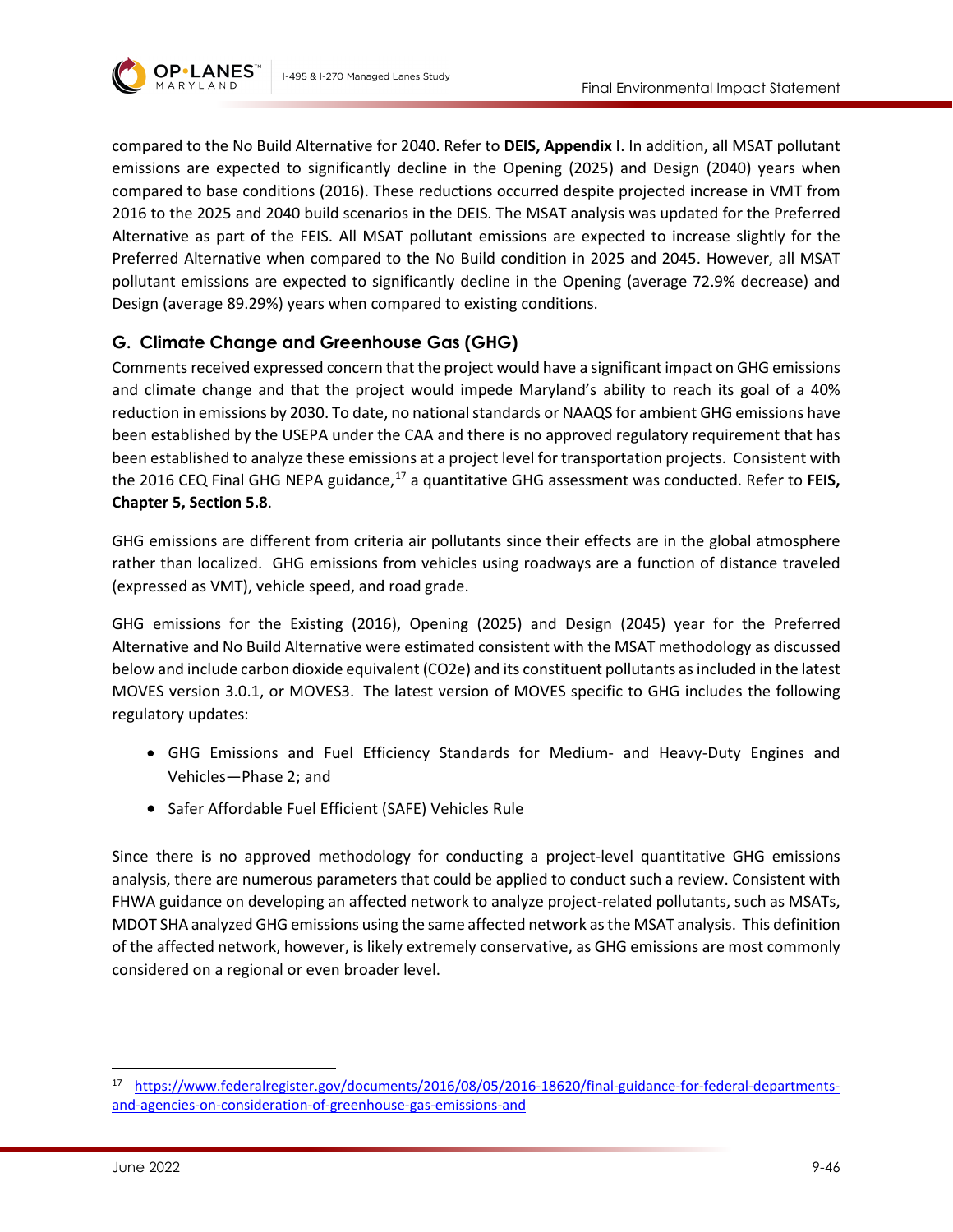compared to the No Build Alternative for 2040. Refer to **DEIS, Appendix I**. In addition, all MSAT pollutant emissions are expected to significantly decline in the Opening (2025) and Design (2040) years when compared to base conditions (2016). These reductions occurred despite projected increase in VMT from 2016 to the 2025 and 2040 build scenarios in the DEIS. The MSAT analysis was updated for the Preferred Alternative as part of the FEIS. All MSAT pollutant emissions are expected to increase slightly for the Preferred Alternative when compared to the No Build condition in 2025 and 2045. However, all MSAT pollutant emissions are expected to significantly decline in the Opening (average 72.9% decrease) and Design (average 89.29%) years when compared to existing conditions.

### G. Climate Change and Greenhouse Gas (GHG)

Comments received expressed concern that the project would have a significant impact on GHG emissions and climate change and that the project would impede Maryland's ability to reach its goal of a 40% reduction in emissions by 2030. To date, no national standards or NAAQS for ambient GHG emissions have been established by the USEPA under the CAA and there is no approved regulatory requirement that has been established to analyze these emissions at a project level for transportation projects. Consistent with the 2016 CEQ Final GHG NEPA guidance,[17] a quantitative GHG assessment was conducted. Refer to **FEIS, Chapter 5, Section 5.8**.

GHG emissions are different from criteria air pollutants since their effects are in the global atmosphere rather than localized. GHG emissions from vehicles using roadways are a function of distance traveled (expressed as VMT), vehicle speed, and road grade.

GHG emissions for the Existing (2016), Opening (2025) and Design (2045) year for the Preferred Alternative and No Build Alternative were estimated consistent with the MSAT methodology as discussed below and include carbon dioxide equivalent ($CO_2e$) and its constituent pollutants as included in the latest MOVES version 3.0.1, or MOVES3. The latest version of MOVES specific to GHG includes the following regulatory updates:

- GHG Emissions and Fuel Efficiency Standards for Medium- and Heavy-Duty Engines and Vehicles—Phase 2; and
- Safer Affordable Fuel Efficient (SAFE) Vehicles Rule

Since there is no approved methodology for conducting a project-level quantitative GHG emissions analysis, there are numerous parameters that could be applied to conduct such a review. Consistent with FHWA guidance on developing an affected network to analyze project-related pollutants, such as MSATs, MDOT SHA analyzed GHG emissions using the same affected network as the MSAT analysis. This definition of the affected network, however, is likely extremely conservative, as GHG emissions are most commonly considered on a regional or even broader level.

[17] https://www.federalregister.gov/documents/2016/08/05/2016-18620/final-guidance-for-federal-departments-and-agencies-on-consideration-of-greenhouse-gas-emissions-and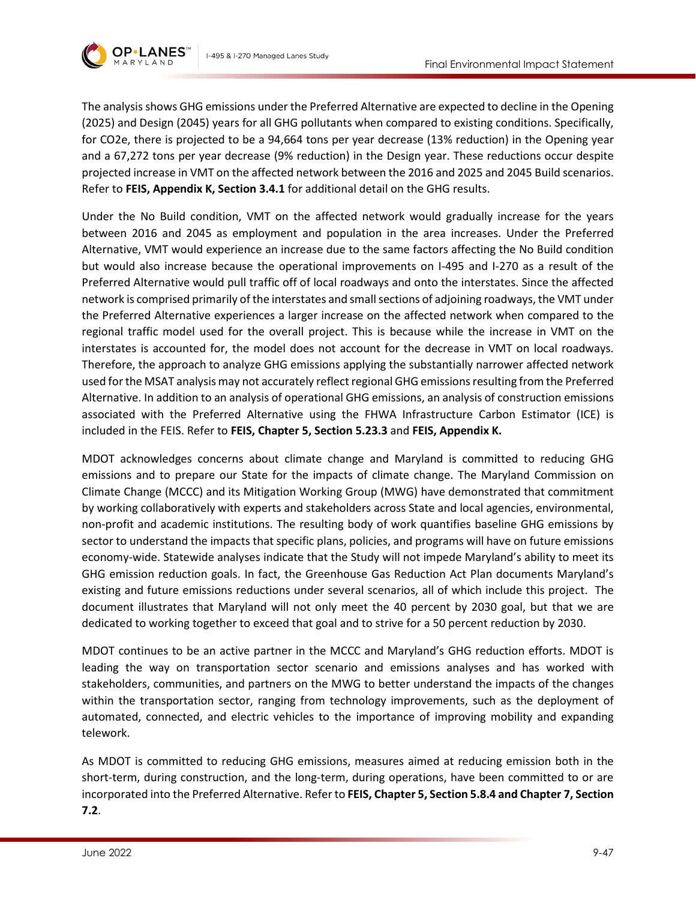The analysis shows GHG emissions under the Preferred Alternative are expected to decline in the Opening (2025) and Design (2045) years for all GHG pollutants when compared to existing conditions. Specifically, for CO2e, there is projected to be a 94,664 tons per year decrease (13% reduction) in the Opening year and a 67,272 tons per year decrease (9% reduction) in the Design year. These reductions occur despite projected increase in VMT on the affected network between the 2016 and 2025 and 2045 Build scenarios. Refer to **FEIS, Appendix K, Section 3.4.1** for additional detail on the GHG results.

Under the No Build condition, VMT on the affected network would gradually increase for the years between 2016 and 2045 as employment and population in the area increases. Under the Preferred Alternative, VMT would experience an increase due to the same factors affecting the No Build condition but would also increase because the operational improvements on I-495 and I-270 as a result of the Preferred Alternative would pull traffic off of local roadways and onto the interstates. Since the affected network is comprised primarily of the interstates and small sections of adjoining roadways, the VMT under the Preferred Alternative experiences a larger increase on the affected network when compared to the regional traffic model used for the overall project. This is because while the increase in VMT on the interstates is accounted for, the model does not account for the decrease in VMT on local roadways. Therefore, the approach to analyze GHG emissions applying the substantially narrower affected network used for the MSAT analysis may not accurately reflect regional GHG emissions resulting from the Preferred Alternative. In addition to an analysis of operational GHG emissions, an analysis of construction emissions associated with the Preferred Alternative using the FHWA Infrastructure Carbon Estimator (ICE) is included in the FEIS. Refer to **FEIS, Chapter 5, Section 5.23.3** and **FEIS, Appendix K.**

MDOT acknowledges concerns about climate change and Maryland is committed to reducing GHG emissions and to prepare our State for the impacts of climate change. The Maryland Commission on Climate Change (MCCC) and its Mitigation Working Group (MWG) have demonstrated that commitment by working collaboratively with experts and stakeholders across State and local agencies, environmental, non-profit and academic institutions. The resulting body of work quantifies baseline GHG emissions by sector to understand the impacts that specific plans, policies, and programs will have on future emissions economy-wide. Statewide analyses indicate that the Study will not impede Maryland's ability to meet its GHG emission reduction goals. In fact, the Greenhouse Gas Reduction Act Plan documents Maryland's existing and future emissions reductions under several scenarios, all of which include this project. The document illustrates that Maryland will not only meet the 40 percent by 2030 goal, but that we are dedicated to working together to exceed that goal and to strive for a 50 percent reduction by 2030.

MDOT continues to be an active partner in the MCCC and Maryland's GHG reduction efforts. MDOT is leading the way on transportation sector scenario and emissions analyses and has worked with stakeholders, communities, and partners on the MWG to better understand the impacts of the changes within the transportation sector, ranging from technology improvements, such as the deployment of automated, connected, and electric vehicles to the importance of improving mobility and expanding telework.

As MDOT is committed to reducing GHG emissions, measures aimed at reducing emission both in the short-term, during construction, and the long-term, during operations, have been committed to or are incorporated into the Preferred Alternative. Refer to **FEIS, Chapter 5, Section 5.8.4 and Chapter 7, Section 7.2**.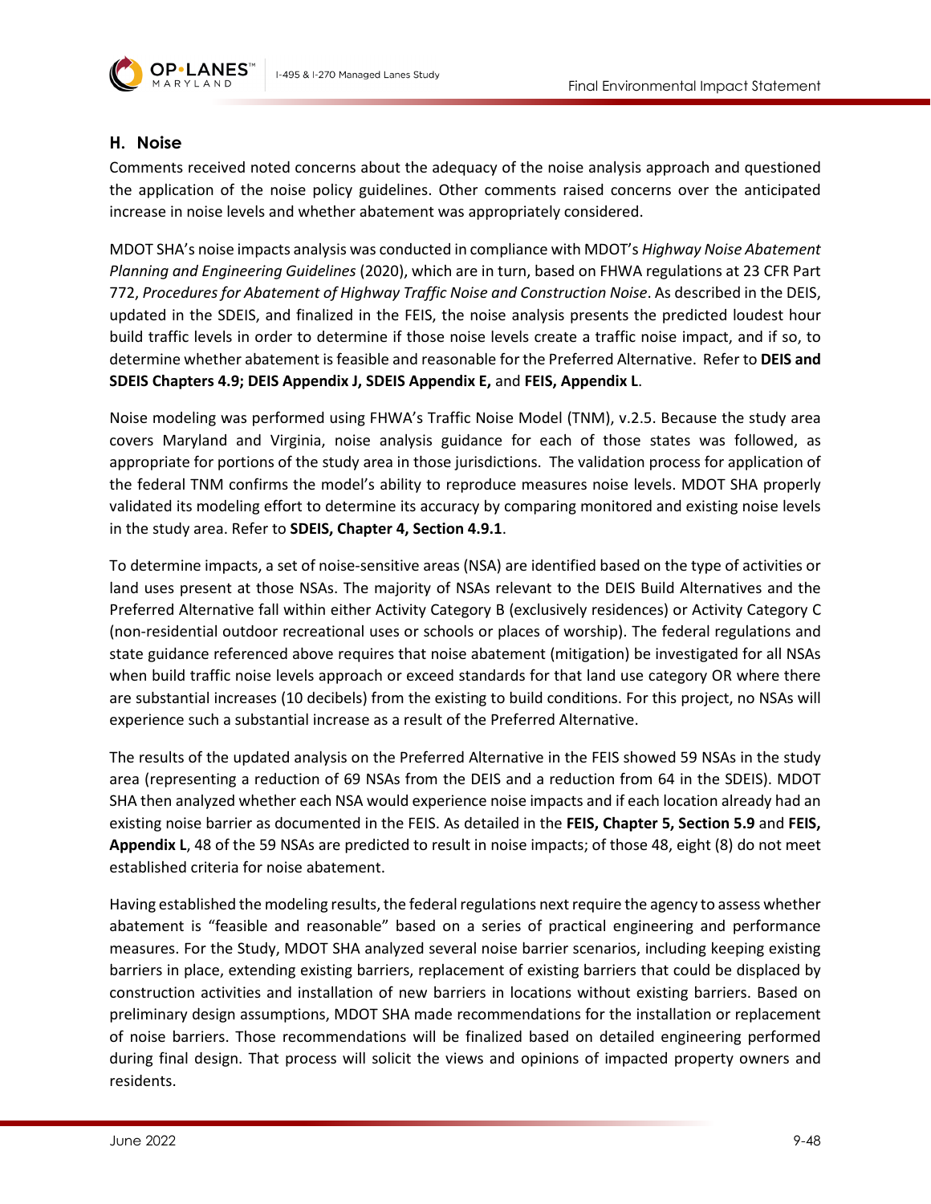## H. Noise

Comments received noted concerns about the adequacy of the noise analysis approach and questioned the application of the noise policy guidelines. Other comments raised concerns over the anticipated increase in noise levels and whether abatement was appropriately considered.

MDOT SHA's noise impacts analysis was conducted in compliance with MDOT's *Highway Noise Abatement Planning and Engineering Guidelines* (2020), which are in turn, based on FHWA regulations at 23 CFR Part 772, *Procedures for Abatement of Highway Traffic Noise and Construction Noise*. As described in the DEIS, updated in the SDEIS, and finalized in the FEIS, the noise analysis presents the predicted loudest hour build traffic levels in order to determine if those noise levels create a traffic noise impact, and if so, to determine whether abatement is feasible and reasonable for the Preferred Alternative. Refer to **DEIS and SDEIS Chapters 4.9; DEIS Appendix J, SDEIS Appendix E,** and **FEIS, Appendix L**.

Noise modeling was performed using FHWA's Traffic Noise Model (TNM), v.2.5. Because the study area covers Maryland and Virginia, noise analysis guidance for each of those states was followed, as appropriate for portions of the study area in those jurisdictions. The validation process for application of the federal TNM confirms the model's ability to reproduce measures noise levels. MDOT SHA properly validated its modeling effort to determine its accuracy by comparing monitored and existing noise levels in the study area. Refer to **SDEIS, Chapter 4, Section 4.9.1**.

To determine impacts, a set of noise-sensitive areas (NSA) are identified based on the type of activities or land uses present at those NSAs. The majority of NSAs relevant to the DEIS Build Alternatives and the Preferred Alternative fall within either Activity Category B (exclusively residences) or Activity Category C (non-residential outdoor recreational uses or schools or places of worship). The federal regulations and state guidance referenced above requires that noise abatement (mitigation) be investigated for all NSAs when build traffic noise levels approach or exceed standards for that land use category OR where there are substantial increases (10 decibels) from the existing to build conditions. For this project, no NSAs will experience such a substantial increase as a result of the Preferred Alternative.

The results of the updated analysis on the Preferred Alternative in the FEIS showed 59 NSAs in the study area (representing a reduction of 69 NSAs from the DEIS and a reduction from 64 in the SDEIS). MDOT SHA then analyzed whether each NSA would experience noise impacts and if each location already had an existing noise barrier as documented in the FEIS. As detailed in the **FEIS, Chapter 5, Section 5.9** and **FEIS, Appendix L**, 48 of the 59 NSAs are predicted to result in noise impacts; of those 48, eight (8) do not meet established criteria for noise abatement.

Having established the modeling results, the federal regulations next require the agency to assess whether abatement is "feasible and reasonable" based on a series of practical engineering and performance measures. For the Study, MDOT SHA analyzed several noise barrier scenarios, including keeping existing barriers in place, extending existing barriers, replacement of existing barriers that could be displaced by construction activities and installation of new barriers in locations without existing barriers. Based on preliminary design assumptions, MDOT SHA made recommendations for the installation or replacement of noise barriers. Those recommendations will be finalized based on detailed engineering performed during final design. That process will solicit the views and opinions of impacted property owners and residents.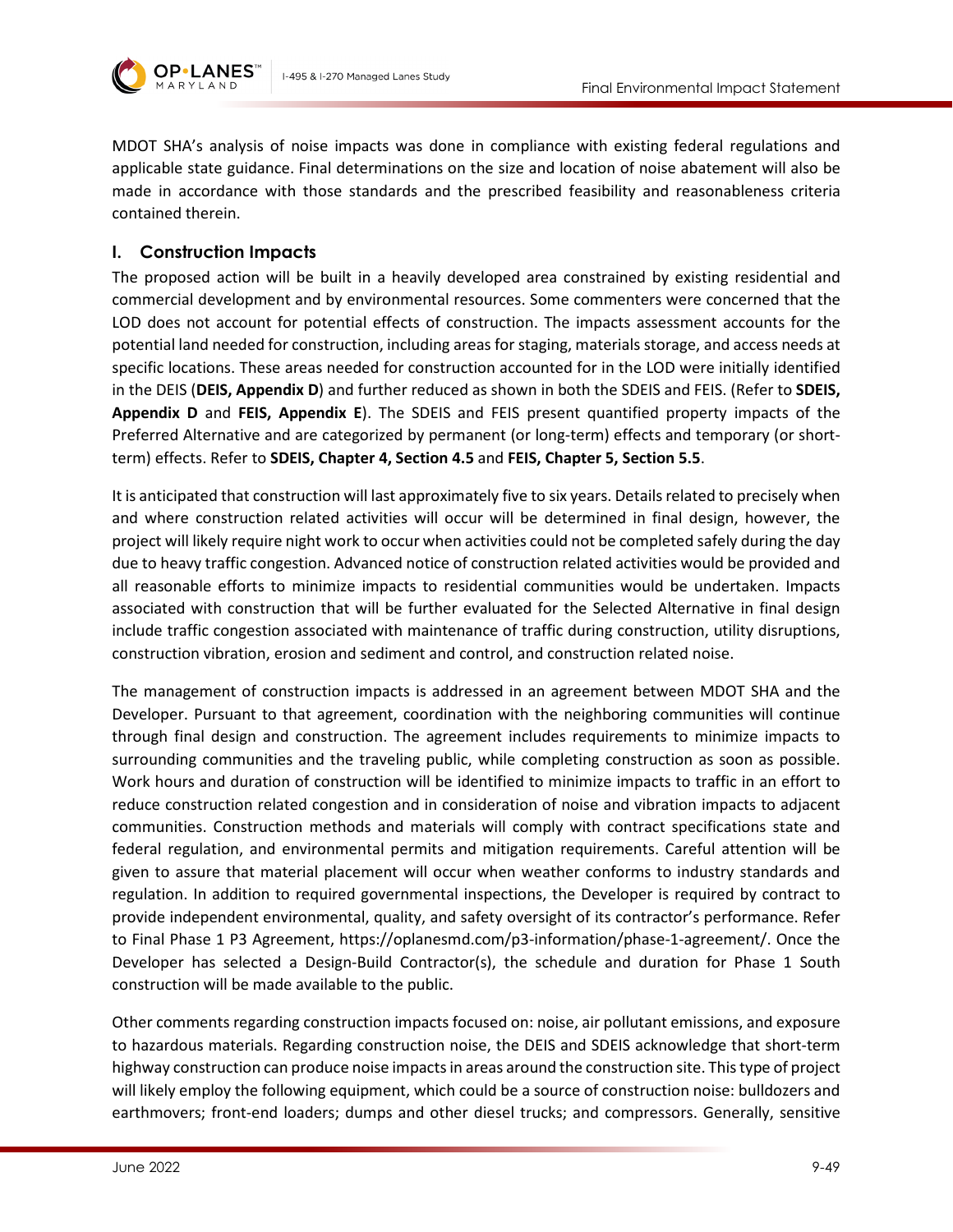MDOT SHA's analysis of noise impacts was done in compliance with existing federal regulations and applicable state guidance. Final determinations on the size and location of noise abatement will also be made in accordance with those standards and the prescribed feasibility and reasonableness criteria contained therein.

## I. Construction Impacts

The proposed action will be built in a heavily developed area constrained by existing residential and commercial development and by environmental resources. Some commenters were concerned that the LOD does not account for potential effects of construction. The impacts assessment accounts for the potential land needed for construction, including areas for staging, materials storage, and access needs at specific locations. These areas needed for construction accounted for in the LOD were initially identified in the DEIS (**DEIS, Appendix D**) and further reduced as shown in both the SDEIS and FEIS. (Refer to **SDEIS, Appendix D** and **FEIS, Appendix E**). The SDEIS and FEIS present quantified property impacts of the Preferred Alternative and are categorized by permanent (or long-term) effects and temporary (or short-term) effects. Refer to **SDEIS, Chapter 4, Section 4.5** and **FEIS, Chapter 5, Section 5.5**.

It is anticipated that construction will last approximately five to six years. Details related to precisely when and where construction related activities will occur will be determined in final design, however, the project will likely require night work to occur when activities could not be completed safely during the day due to heavy traffic congestion. Advanced notice of construction related activities would be provided and all reasonable efforts to minimize impacts to residential communities would be undertaken. Impacts associated with construction that will be further evaluated for the Selected Alternative in final design include traffic congestion associated with maintenance of traffic during construction, utility disruptions, construction vibration, erosion and sediment and control, and construction related noise.

The management of construction impacts is addressed in an agreement between MDOT SHA and the Developer. Pursuant to that agreement, coordination with the neighboring communities will continue through final design and construction. The agreement includes requirements to minimize impacts to surrounding communities and the traveling public, while completing construction as soon as possible. Work hours and duration of construction will be identified to minimize impacts to traffic in an effort to reduce construction related congestion and in consideration of noise and vibration impacts to adjacent communities. Construction methods and materials will comply with contract specifications state and federal regulation, and environmental permits and mitigation requirements. Careful attention will be given to assure that material placement will occur when weather conforms to industry standards and regulation. In addition to required governmental inspections, the Developer is required by contract to provide independent environmental, quality, and safety oversight of its contractor's performance. Refer to Final Phase 1 P3 Agreement, https://oplanesmd.com/p3-information/phase-1-agreement/. Once the Developer has selected a Design-Build Contractor(s), the schedule and duration for Phase 1 South construction will be made available to the public.

Other comments regarding construction impacts focused on: noise, air pollutant emissions, and exposure to hazardous materials. Regarding construction noise, the DEIS and SDEIS acknowledge that short-term highway construction can produce noise impacts in areas around the construction site. This type of project will likely employ the following equipment, which could be a source of construction noise: bulldozers and earthmovers; front-end loaders; dumps and other diesel trucks; and compressors. Generally, sensitive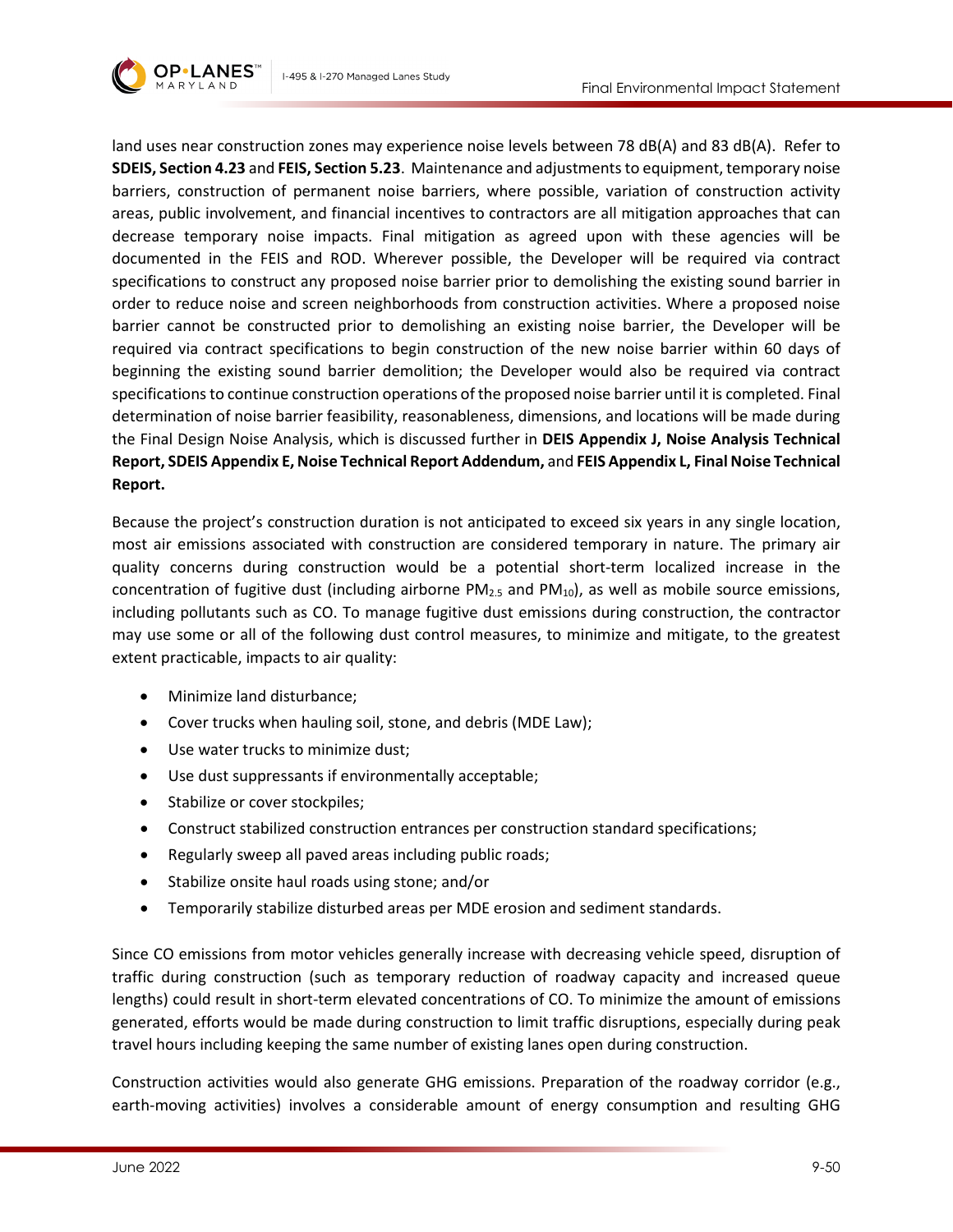land uses near construction zones may experience noise levels between 78 dB(A) and 83 dB(A). Refer to **SDEIS, Section 4.23** and **FEIS, Section 5.23**. Maintenance and adjustments to equipment, temporary noise barriers, construction of permanent noise barriers, where possible, variation of construction activity areas, public involvement, and financial incentives to contractors are all mitigation approaches that can decrease temporary noise impacts. Final mitigation as agreed upon with these agencies will be documented in the FEIS and ROD. Wherever possible, the Developer will be required via contract specifications to construct any proposed noise barrier prior to demolishing the existing sound barrier in order to reduce noise and screen neighborhoods from construction activities. Where a proposed noise barrier cannot be constructed prior to demolishing an existing noise barrier, the Developer will be required via contract specifications to begin construction of the new noise barrier within 60 days of beginning the existing sound barrier demolition; the Developer would also be required via contract specifications to continue construction operations of the proposed noise barrier until it is completed. Final determination of noise barrier feasibility, reasonableness, dimensions, and locations will be made during the Final Design Noise Analysis, which is discussed further in **DEIS Appendix J, Noise Analysis Technical Report, SDEIS Appendix E, Noise Technical Report Addendum,** and **FEIS Appendix L, Final Noise Technical Report.**

Because the project's construction duration is not anticipated to exceed six years in any single location, most air emissions associated with construction are considered temporary in nature. The primary air quality concerns during construction would be a potential short-term localized increase in the concentration of fugitive dust (including airborne $PM_{2.5}$ and $PM_{10}$), as well as mobile source emissions, including pollutants such as CO. To manage fugitive dust emissions during construction, the contractor may use some or all of the following dust control measures, to minimize and mitigate, to the greatest extent practicable, impacts to air quality:

- Minimize land disturbance;
- Cover trucks when hauling soil, stone, and debris (MDE Law);
- Use water trucks to minimize dust;
- Use dust suppressants if environmentally acceptable;
- Stabilize or cover stockpiles;
- Construct stabilized construction entrances per construction standard specifications;
- Regularly sweep all paved areas including public roads;
- Stabilize onsite haul roads using stone; and/or
- Temporarily stabilize disturbed areas per MDE erosion and sediment standards.

Since CO emissions from motor vehicles generally increase with decreasing vehicle speed, disruption of traffic during construction (such as temporary reduction of roadway capacity and increased queue lengths) could result in short-term elevated concentrations of CO. To minimize the amount of emissions generated, efforts would be made during construction to limit traffic disruptions, especially during peak travel hours including keeping the same number of existing lanes open during construction.

Construction activities would also generate GHG emissions. Preparation of the roadway corridor (e.g., earth-moving activities) involves a considerable amount of energy consumption and resulting GHG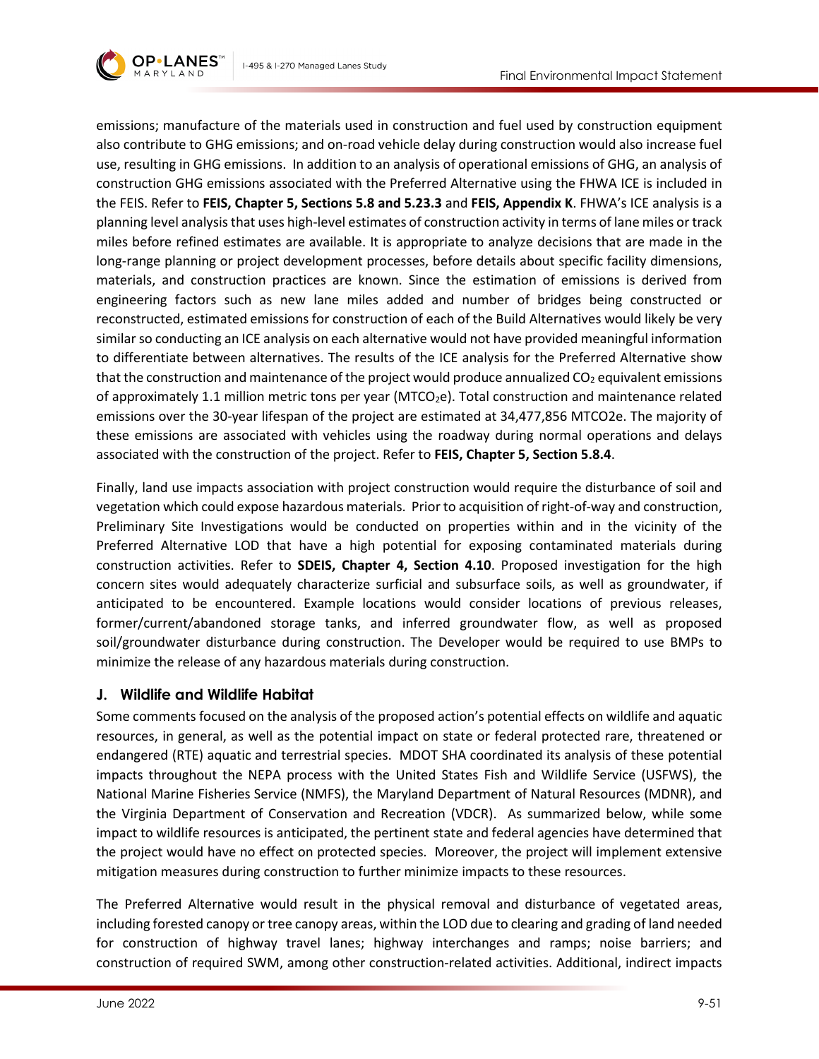emissions; manufacture of the materials used in construction and fuel used by construction equipment also contribute to GHG emissions; and on-road vehicle delay during construction would also increase fuel use, resulting in GHG emissions. In addition to an analysis of operational emissions of GHG, an analysis of construction GHG emissions associated with the Preferred Alternative using the FHWA ICE is included in the FEIS. Refer to **FEIS, Chapter 5, Sections 5.8 and 5.23.3** and **FEIS, Appendix K**. FHWA's ICE analysis is a planning level analysis that uses high-level estimates of construction activity in terms of lane miles or track miles before refined estimates are available. It is appropriate to analyze decisions that are made in the long-range planning or project development processes, before details about specific facility dimensions, materials, and construction practices are known. Since the estimation of emissions is derived from engineering factors such as new lane miles added and number of bridges being constructed or reconstructed, estimated emissions for construction of each of the Build Alternatives would likely be very similar so conducting an ICE analysis on each alternative would not have provided meaningful information to differentiate between alternatives. The results of the ICE analysis for the Preferred Alternative show that the construction and maintenance of the project would produce annualized $CO_2$ equivalent emissions of approximately 1.1 million metric tons per year ($MTCO_2e$). Total construction and maintenance related emissions over the 30-year lifespan of the project are estimated at 34,477,856 MTCO2e. The majority of these emissions are associated with vehicles using the roadway during normal operations and delays associated with the construction of the project. Refer to **FEIS, Chapter 5, Section 5.8.4**.

Finally, land use impacts association with project construction would require the disturbance of soil and vegetation which could expose hazardous materials. Prior to acquisition of right-of-way and construction, Preliminary Site Investigations would be conducted on properties within and in the vicinity of the Preferred Alternative LOD that have a high potential for exposing contaminated materials during construction activities. Refer to **SDEIS, Chapter 4, Section 4.10**. Proposed investigation for the high concern sites would adequately characterize surficial and subsurface soils, as well as groundwater, if anticipated to be encountered. Example locations would consider locations of previous releases, former/current/abandoned storage tanks, and inferred groundwater flow, as well as proposed soil/groundwater disturbance during construction. The Developer would be required to use BMPs to minimize the release of any hazardous materials during construction.

### J. Wildlife and Wildlife Habitat

Some comments focused on the analysis of the proposed action's potential effects on wildlife and aquatic resources, in general, as well as the potential impact on state or federal protected rare, threatened or endangered (RTE) aquatic and terrestrial species. MDOT SHA coordinated its analysis of these potential impacts throughout the NEPA process with the United States Fish and Wildlife Service (USFWS), the National Marine Fisheries Service (NMFS), the Maryland Department of Natural Resources (MDNR), and the Virginia Department of Conservation and Recreation (VDCR). As summarized below, while some impact to wildlife resources is anticipated, the pertinent state and federal agencies have determined that the project would have no effect on protected species. Moreover, the project will implement extensive mitigation measures during construction to further minimize impacts to these resources.

The Preferred Alternative would result in the physical removal and disturbance of vegetated areas, including forested canopy or tree canopy areas, within the LOD due to clearing and grading of land needed for construction of highway travel lanes; highway interchanges and ramps; noise barriers; and construction of required SWM, among other construction-related activities. Additional, indirect impacts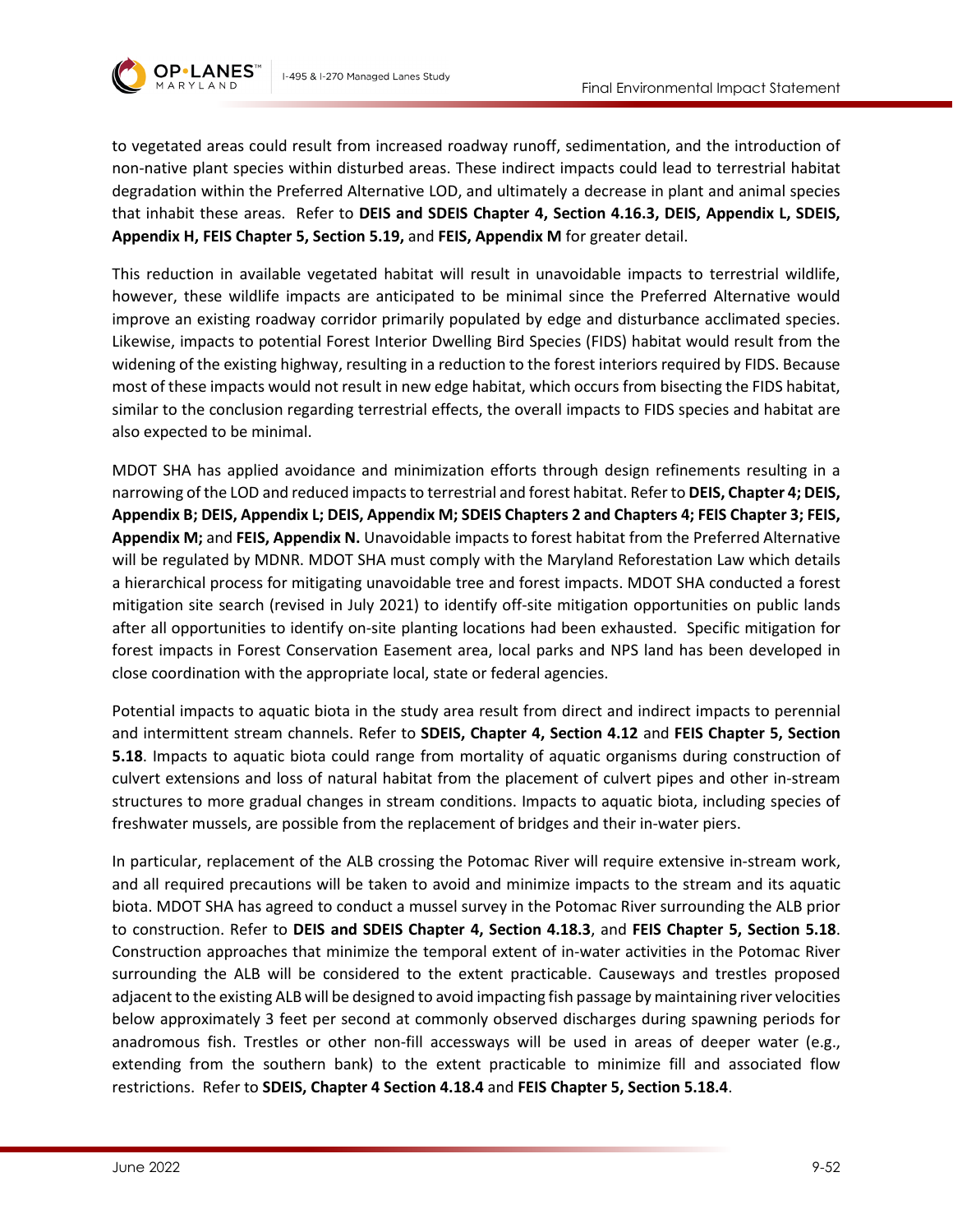to vegetated areas could result from increased roadway runoff, sedimentation, and the introduction of non-native plant species within disturbed areas. These indirect impacts could lead to terrestrial habitat degradation within the Preferred Alternative LOD, and ultimately a decrease in plant and animal species that inhabit these areas. Refer to **DEIS and SDEIS Chapter 4, Section 4.16.3, DEIS, Appendix L, SDEIS, Appendix H, FEIS Chapter 5, Section 5.19,** and **FEIS, Appendix M** for greater detail.

This reduction in available vegetated habitat will result in unavoidable impacts to terrestrial wildlife, however, these wildlife impacts are anticipated to be minimal since the Preferred Alternative would improve an existing roadway corridor primarily populated by edge and disturbance acclimated species. Likewise, impacts to potential Forest Interior Dwelling Bird Species (FIDS) habitat would result from the widening of the existing highway, resulting in a reduction to the forest interiors required by FIDS. Because most of these impacts would not result in new edge habitat, which occurs from bisecting the FIDS habitat, similar to the conclusion regarding terrestrial effects, the overall impacts to FIDS species and habitat are also expected to be minimal.

MDOT SHA has applied avoidance and minimization efforts through design refinements resulting in a narrowing of the LOD and reduced impacts to terrestrial and forest habitat. Refer to **DEIS, Chapter 4; DEIS, Appendix B; DEIS, Appendix L; DEIS, Appendix M; SDEIS Chapters 2 and Chapters 4; FEIS Chapter 3; FEIS, Appendix M;** and **FEIS, Appendix N.** Unavoidable impacts to forest habitat from the Preferred Alternative will be regulated by MDNR. MDOT SHA must comply with the Maryland Reforestation Law which details a hierarchical process for mitigating unavoidable tree and forest impacts. MDOT SHA conducted a forest mitigation site search (revised in July 2021) to identify off-site mitigation opportunities on public lands after all opportunities to identify on-site planting locations had been exhausted. Specific mitigation for forest impacts in Forest Conservation Easement area, local parks and NPS land has been developed in close coordination with the appropriate local, state or federal agencies.

Potential impacts to aquatic biota in the study area result from direct and indirect impacts to perennial and intermittent stream channels. Refer to **SDEIS, Chapter 4, Section 4.12** and **FEIS Chapter 5, Section 5.18**. Impacts to aquatic biota could range from mortality of aquatic organisms during construction of culvert extensions and loss of natural habitat from the placement of culvert pipes and other in-stream structures to more gradual changes in stream conditions. Impacts to aquatic biota, including species of freshwater mussels, are possible from the replacement of bridges and their in-water piers.

In particular, replacement of the ALB crossing the Potomac River will require extensive in-stream work, and all required precautions will be taken to avoid and minimize impacts to the stream and its aquatic biota. MDOT SHA has agreed to conduct a mussel survey in the Potomac River surrounding the ALB prior to construction. Refer to **DEIS and SDEIS Chapter 4, Section 4.18.3**, and **FEIS Chapter 5, Section 5.18**. Construction approaches that minimize the temporal extent of in-water activities in the Potomac River surrounding the ALB will be considered to the extent practicable. Causeways and trestles proposed adjacent to the existing ALB will be designed to avoid impacting fish passage by maintaining river velocities below approximately 3 feet per second at commonly observed discharges during spawning periods for anadromous fish. Trestles or other non-fill accessways will be used in areas of deeper water (e.g., extending from the southern bank) to the extent practicable to minimize fill and associated flow restrictions. Refer to **SDEIS, Chapter 4 Section 4.18.4** and **FEIS Chapter 5, Section 5.18.4**.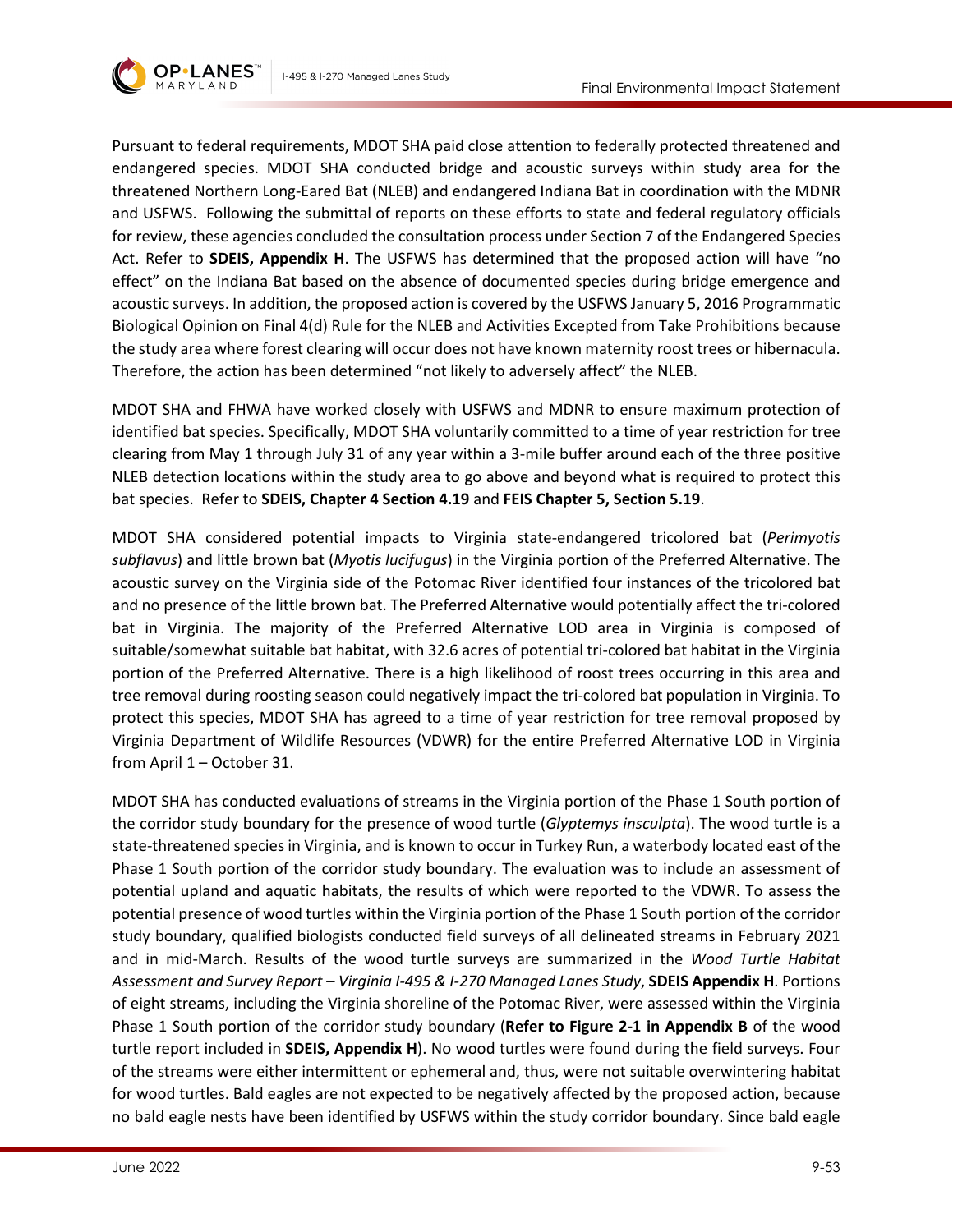Pursuant to federal requirements, MDOT SHA paid close attention to federally protected threatened and endangered species. MDOT SHA conducted bridge and acoustic surveys within study area for the threatened Northern Long-Eared Bat (NLEB) and endangered Indiana Bat in coordination with the MDNR and USFWS. Following the submittal of reports on these efforts to state and federal regulatory officials for review, these agencies concluded the consultation process under Section 7 of the Endangered Species Act. Refer to **SDEIS, Appendix H**. The USFWS has determined that the proposed action will have "no effect" on the Indiana Bat based on the absence of documented species during bridge emergence and acoustic surveys. In addition, the proposed action is covered by the USFWS January 5, 2016 Programmatic Biological Opinion on Final 4(d) Rule for the NLEB and Activities Excepted from Take Prohibitions because the study area where forest clearing will occur does not have known maternity roost trees or hibernacula. Therefore, the action has been determined "not likely to adversely affect" the NLEB.

MDOT SHA and FHWA have worked closely with USFWS and MDNR to ensure maximum protection of identified bat species. Specifically, MDOT SHA voluntarily committed to a time of year restriction for tree clearing from May 1 through July 31 of any year within a 3-mile buffer around each of the three positive NLEB detection locations within the study area to go above and beyond what is required to protect this bat species. Refer to **SDEIS, Chapter 4 Section 4.19** and **FEIS Chapter 5, Section 5.19**.

MDOT SHA considered potential impacts to Virginia state-endangered tricolored bat (*Perimyotis subflavus*) and little brown bat (*Myotis lucifugus*) in the Virginia portion of the Preferred Alternative. The acoustic survey on the Virginia side of the Potomac River identified four instances of the tricolored bat and no presence of the little brown bat. The Preferred Alternative would potentially affect the tri-colored bat in Virginia. The majority of the Preferred Alternative LOD area in Virginia is composed of suitable/somewhat suitable bat habitat, with 32.6 acres of potential tri-colored bat habitat in the Virginia portion of the Preferred Alternative. There is a high likelihood of roost trees occurring in this area and tree removal during roosting season could negatively impact the tri-colored bat population in Virginia. To protect this species, MDOT SHA has agreed to a time of year restriction for tree removal proposed by Virginia Department of Wildlife Resources (VDWR) for the entire Preferred Alternative LOD in Virginia from April 1 – October 31.

MDOT SHA has conducted evaluations of streams in the Virginia portion of the Phase 1 South portion of the corridor study boundary for the presence of wood turtle (*Glyptemys insculpta*). The wood turtle is a state-threatened species in Virginia, and is known to occur in Turkey Run, a waterbody located east of the Phase 1 South portion of the corridor study boundary. The evaluation was to include an assessment of potential upland and aquatic habitats, the results of which were reported to the VDWR. To assess the potential presence of wood turtles within the Virginia portion of the Phase 1 South portion of the corridor study boundary, qualified biologists conducted field surveys of all delineated streams in February 2021 and in mid-March. Results of the wood turtle surveys are summarized in the *Wood Turtle Habitat Assessment and Survey Report – Virginia I-495 & I-270 Managed Lanes Study*, **SDEIS Appendix H**. Portions of eight streams, including the Virginia shoreline of the Potomac River, were assessed within the Virginia Phase 1 South portion of the corridor study boundary (**Refer to Figure 2-1 in Appendix B** of the wood turtle report included in **SDEIS, Appendix H**). No wood turtles were found during the field surveys. Four of the streams were either intermittent or ephemeral and, thus, were not suitable overwintering habitat for wood turtles. Bald eagles are not expected to be negatively affected by the proposed action, because no bald eagle nests have been identified by USFWS within the study corridor boundary. Since bald eagle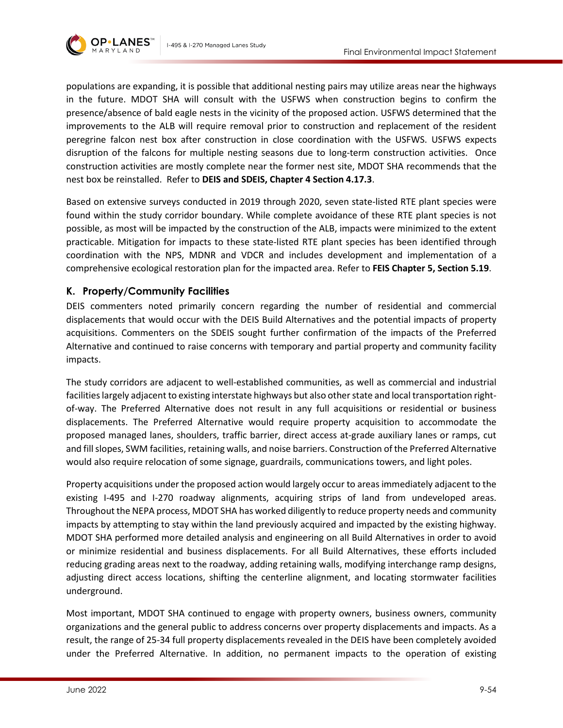populations are expanding, it is possible that additional nesting pairs may utilize areas near the highways in the future. MDOT SHA will consult with the USFWS when construction begins to confirm the presence/absence of bald eagle nests in the vicinity of the proposed action. USFWS determined that the improvements to the ALB will require removal prior to construction and replacement of the resident peregrine falcon nest box after construction in close coordination with the USFWS. USFWS expects disruption of the falcons for multiple nesting seasons due to long-term construction activities. Once construction activities are mostly complete near the former nest site, MDOT SHA recommends that the nest box be reinstalled. Refer to **DEIS and SDEIS, Chapter 4 Section 4.17.3**.

Based on extensive surveys conducted in 2019 through 2020, seven state-listed RTE plant species were found within the study corridor boundary. While complete avoidance of these RTE plant species is not possible, as most will be impacted by the construction of the ALB, impacts were minimized to the extent practicable. Mitigation for impacts to these state-listed RTE plant species has been identified through coordination with the NPS, MDNR and VDCR and includes development and implementation of a comprehensive ecological restoration plan for the impacted area. Refer to **FEIS Chapter 5, Section 5.19**.

### K. Property/Community Facilities

DEIS commenters noted primarily concern regarding the number of residential and commercial displacements that would occur with the DEIS Build Alternatives and the potential impacts of property acquisitions. Commenters on the SDEIS sought further confirmation of the impacts of the Preferred Alternative and continued to raise concerns with temporary and partial property and community facility impacts.

The study corridors are adjacent to well-established communities, as well as commercial and industrial facilities largely adjacent to existing interstate highways but also other state and local transportation right-of-way. The Preferred Alternative does not result in any full acquisitions or residential or business displacements. The Preferred Alternative would require property acquisition to accommodate the proposed managed lanes, shoulders, traffic barrier, direct access at-grade auxiliary lanes or ramps, cut and fill slopes, SWM facilities, retaining walls, and noise barriers. Construction of the Preferred Alternative would also require relocation of some signage, guardrails, communications towers, and light poles.

Property acquisitions under the proposed action would largely occur to areas immediately adjacent to the existing I-495 and I-270 roadway alignments, acquiring strips of land from undeveloped areas. Throughout the NEPA process, MDOT SHA has worked diligently to reduce property needs and community impacts by attempting to stay within the land previously acquired and impacted by the existing highway. MDOT SHA performed more detailed analysis and engineering on all Build Alternatives in order to avoid or minimize residential and business displacements. For all Build Alternatives, these efforts included reducing grading areas next to the roadway, adding retaining walls, modifying interchange ramp designs, adjusting direct access locations, shifting the centerline alignment, and locating stormwater facilities underground.

Most important, MDOT SHA continued to engage with property owners, business owners, community organizations and the general public to address concerns over property displacements and impacts. As a result, the range of 25-34 full property displacements revealed in the DEIS have been completely avoided under the Preferred Alternative. In addition, no permanent impacts to the operation of existing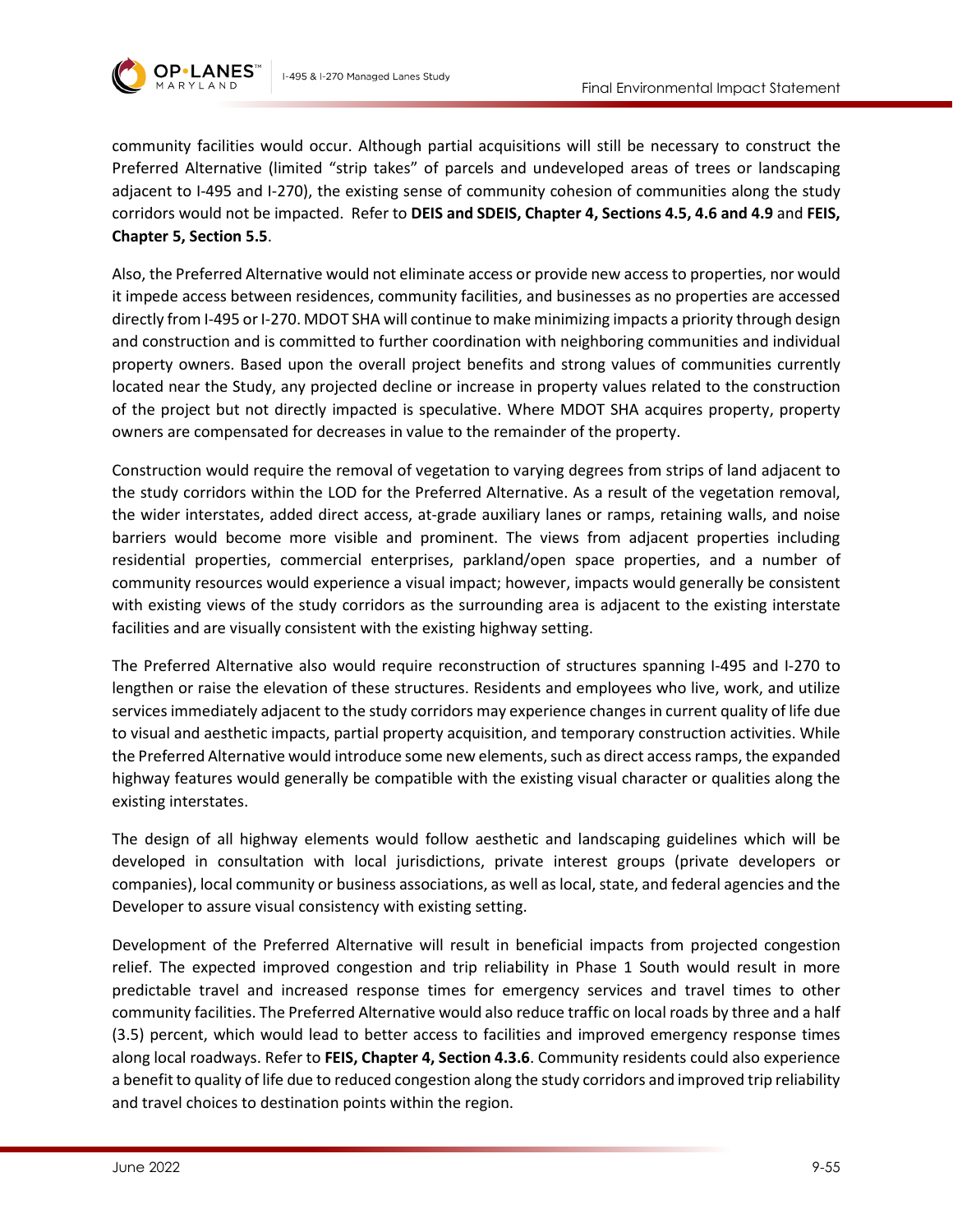community facilities would occur. Although partial acquisitions will still be necessary to construct the Preferred Alternative (limited "strip takes" of parcels and undeveloped areas of trees or landscaping adjacent to I-495 and I-270), the existing sense of community cohesion of communities along the study corridors would not be impacted. Refer to **DEIS and SDEIS, Chapter 4, Sections 4.5, 4.6 and 4.9** and **FEIS, Chapter 5, Section 5.5**.

Also, the Preferred Alternative would not eliminate access or provide new access to properties, nor would it impede access between residences, community facilities, and businesses as no properties are accessed directly from I-495 or I-270. MDOT SHA will continue to make minimizing impacts a priority through design and construction and is committed to further coordination with neighboring communities and individual property owners. Based upon the overall project benefits and strong values of communities currently located near the Study, any projected decline or increase in property values related to the construction of the project but not directly impacted is speculative. Where MDOT SHA acquires property, property owners are compensated for decreases in value to the remainder of the property.

Construction would require the removal of vegetation to varying degrees from strips of land adjacent to the study corridors within the LOD for the Preferred Alternative. As a result of the vegetation removal, the wider interstates, added direct access, at-grade auxiliary lanes or ramps, retaining walls, and noise barriers would become more visible and prominent. The views from adjacent properties including residential properties, commercial enterprises, parkland/open space properties, and a number of community resources would experience a visual impact; however, impacts would generally be consistent with existing views of the study corridors as the surrounding area is adjacent to the existing interstate facilities and are visually consistent with the existing highway setting.

The Preferred Alternative also would require reconstruction of structures spanning I-495 and I-270 to lengthen or raise the elevation of these structures. Residents and employees who live, work, and utilize services immediately adjacent to the study corridors may experience changes in current quality of life due to visual and aesthetic impacts, partial property acquisition, and temporary construction activities. While the Preferred Alternative would introduce some new elements, such as direct access ramps, the expanded highway features would generally be compatible with the existing visual character or qualities along the existing interstates.

The design of all highway elements would follow aesthetic and landscaping guidelines which will be developed in consultation with local jurisdictions, private interest groups (private developers or companies), local community or business associations, as well as local, state, and federal agencies and the Developer to assure visual consistency with existing setting.

Development of the Preferred Alternative will result in beneficial impacts from projected congestion relief. The expected improved congestion and trip reliability in Phase 1 South would result in more predictable travel and increased response times for emergency services and travel times to other community facilities. The Preferred Alternative would also reduce traffic on local roads by three and a half (3.5) percent, which would lead to better access to facilities and improved emergency response times along local roadways. Refer to **FEIS, Chapter 4, Section 4.3.6**. Community residents could also experience a benefit to quality of life due to reduced congestion along the study corridors and improved trip reliability and travel choices to destination points within the region.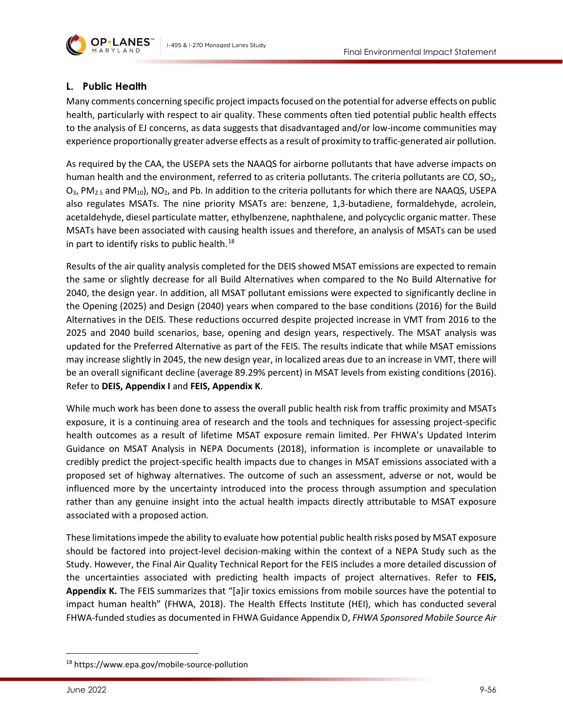## L. Public Health

Many comments concerning specific project impacts focused on the potential for adverse effects on public health, particularly with respect to air quality. These comments often tied potential public health effects to the analysis of EJ concerns, as data suggests that disadvantaged and/or low-income communities may experience proportionally greater adverse effects as a result of proximity to traffic-generated air pollution.

As required by the CAA, the USEPA sets the NAAQS for airborne pollutants that have adverse impacts on human health and the environment, referred to as criteria pollutants. The criteria pollutants are CO, $SO_2$, $O_3$, $PM_{2.5}$ and $PM_{10}$), $NO_2$, and Pb. In addition to the criteria pollutants for which there are NAAQS, USEPA also regulates MSATs. The nine priority MSATs are: benzene, 1,3-butadiene, formaldehyde, acrolein, acetaldehyde, diesel particulate matter, ethylbenzene, naphthalene, and polycyclic organic matter. These MSATs have been associated with causing health issues and therefore, an analysis of MSATs can be used in part to identify risks to public health.[18]

Results of the air quality analysis completed for the DEIS showed MSAT emissions are expected to remain the same or slightly decrease for all Build Alternatives when compared to the No Build Alternative for 2040, the design year. In addition, all MSAT pollutant emissions were expected to significantly decline in the Opening (2025) and Design (2040) years when compared to the base conditions (2016) for the Build Alternatives in the DEIS. These reductions occurred despite projected increase in VMT from 2016 to the 2025 and 2040 build scenarios, base, opening and design years, respectively. The MSAT analysis was updated for the Preferred Alternative as part of the FEIS. The results indicate that while MSAT emissions may increase slightly in 2045, the new design year, in localized areas due to an increase in VMT, there will be an overall significant decline (average 89.29% percent) in MSAT levels from existing conditions (2016). Refer to **DEIS, Appendix I** and **FEIS, Appendix K**.

While much work has been done to assess the overall public health risk from traffic proximity and MSATs exposure, it is a continuing area of research and the tools and techniques for assessing project-specific health outcomes as a result of lifetime MSAT exposure remain limited. Per FHWA's Updated Interim Guidance on MSAT Analysis in NEPA Documents (2018), information is incomplete or unavailable to credibly predict the project-specific health impacts due to changes in MSAT emissions associated with a proposed set of highway alternatives. The outcome of such an assessment, adverse or not, would be influenced more by the uncertainty introduced into the process through assumption and speculation rather than any genuine insight into the actual health impacts directly attributable to MSAT exposure associated with a proposed action.

These limitations impede the ability to evaluate how potential public health risks posed by MSAT exposure should be factored into project-level decision-making within the context of a NEPA Study such as the Study. However, the Final Air Quality Technical Report for the FEIS includes a more detailed discussion of the uncertainties associated with predicting health impacts of project alternatives. Refer to **FEIS, Appendix K.** The FEIS summarizes that "[a]ir toxics emissions from mobile sources have the potential to impact human health" (FHWA, 2018). The Health Effects Institute (HEI), which has conducted several FHWA-funded studies as documented in FHWA Guidance Appendix D, *FHWA Sponsored Mobile Source Air*

---

[18] https://www.epa.gov/mobile-source-pollution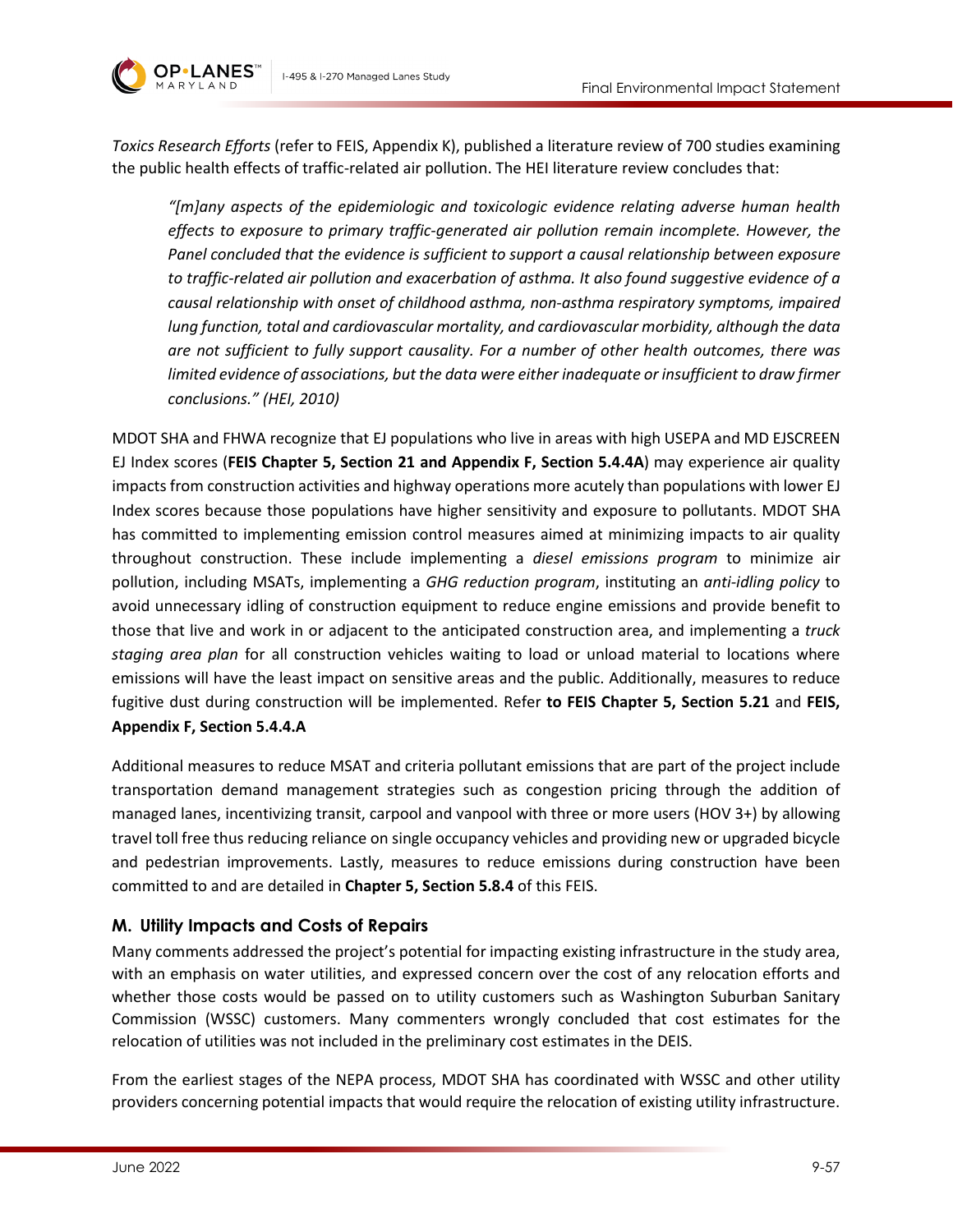*Toxics Research Efforts* (refer to FEIS, Appendix K), published a literature review of 700 studies examining the public health effects of traffic-related air pollution. The HEI literature review concludes that:

> *"[m]any aspects of the epidemiologic and toxicologic evidence relating adverse human health effects to exposure to primary traffic-generated air pollution remain incomplete. However, the Panel concluded that the evidence is sufficient to support a causal relationship between exposure to traffic-related air pollution and exacerbation of asthma. It also found suggestive evidence of a causal relationship with onset of childhood asthma, non-asthma respiratory symptoms, impaired lung function, total and cardiovascular mortality, and cardiovascular morbidity, although the data are not sufficient to fully support causality. For a number of other health outcomes, there was limited evidence of associations, but the data were either inadequate or insufficient to draw firmer conclusions." (HEI, 2010)*

MDOT SHA and FHWA recognize that EJ populations who live in areas with high USEPA and MD EJSCREEN EJ Index scores (**FEIS Chapter 5, Section 21 and Appendix F, Section 5.4.4A**) may experience air quality impacts from construction activities and highway operations more acutely than populations with lower EJ Index scores because those populations have higher sensitivity and exposure to pollutants. MDOT SHA has committed to implementing emission control measures aimed at minimizing impacts to air quality throughout construction. These include implementing a *diesel emissions program* to minimize air pollution, including MSATs, implementing a *GHG reduction program*, instituting an *anti-idling policy* to avoid unnecessary idling of construction equipment to reduce engine emissions and provide benefit to those that live and work in or adjacent to the anticipated construction area, and implementing a *truck staging area plan* for all construction vehicles waiting to load or unload material to locations where emissions will have the least impact on sensitive areas and the public. Additionally, measures to reduce fugitive dust during construction will be implemented. Refer **to FEIS Chapter 5, Section 5.21** and **FEIS, Appendix F, Section 5.4.4.A**

Additional measures to reduce MSAT and criteria pollutant emissions that are part of the project include transportation demand management strategies such as congestion pricing through the addition of managed lanes, incentivizing transit, carpool and vanpool with three or more users (HOV 3+) by allowing travel toll free thus reducing reliance on single occupancy vehicles and providing new or upgraded bicycle and pedestrian improvements. Lastly, measures to reduce emissions during construction have been committed to and are detailed in **Chapter 5, Section 5.8.4** of this FEIS.

## M. Utility Impacts and Costs of Repairs

Many comments addressed the project's potential for impacting existing infrastructure in the study area, with an emphasis on water utilities, and expressed concern over the cost of any relocation efforts and whether those costs would be passed on to utility customers such as Washington Suburban Sanitary Commission (WSSC) customers. Many commenters wrongly concluded that cost estimates for the relocation of utilities was not included in the preliminary cost estimates in the DEIS.

From the earliest stages of the NEPA process, MDOT SHA has coordinated with WSSC and other utility providers concerning potential impacts that would require the relocation of existing utility infrastructure.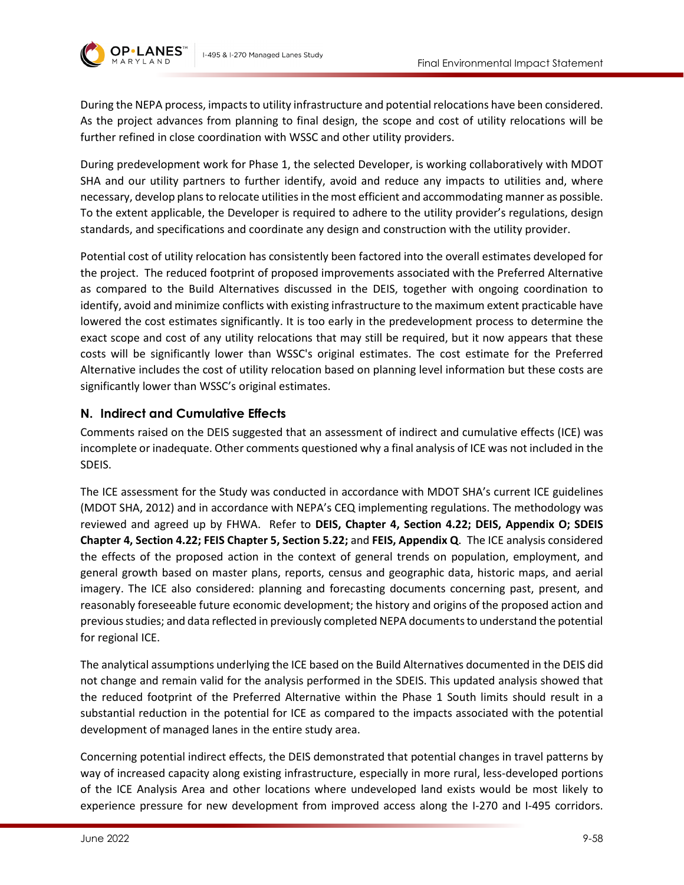During the NEPA process, impacts to utility infrastructure and potential relocations have been considered. As the project advances from planning to final design, the scope and cost of utility relocations will be further refined in close coordination with WSSC and other utility providers.

During predevelopment work for Phase 1, the selected Developer, is working collaboratively with MDOT SHA and our utility partners to further identify, avoid and reduce any impacts to utilities and, where necessary, develop plans to relocate utilities in the most efficient and accommodating manner as possible. To the extent applicable, the Developer is required to adhere to the utility provider's regulations, design standards, and specifications and coordinate any design and construction with the utility provider.

Potential cost of utility relocation has consistently been factored into the overall estimates developed for the project. The reduced footprint of proposed improvements associated with the Preferred Alternative as compared to the Build Alternatives discussed in the DEIS, together with ongoing coordination to identify, avoid and minimize conflicts with existing infrastructure to the maximum extent practicable have lowered the cost estimates significantly. It is too early in the predevelopment process to determine the exact scope and cost of any utility relocations that may still be required, but it now appears that these costs will be significantly lower than WSSC's original estimates. The cost estimate for the Preferred Alternative includes the cost of utility relocation based on planning level information but these costs are significantly lower than WSSC's original estimates.

### N. Indirect and Cumulative Effects

Comments raised on the DEIS suggested that an assessment of indirect and cumulative effects (ICE) was incomplete or inadequate. Other comments questioned why a final analysis of ICE was not included in the SDEIS.

The ICE assessment for the Study was conducted in accordance with MDOT SHA's current ICE guidelines (MDOT SHA, 2012) and in accordance with NEPA's CEQ implementing regulations. The methodology was reviewed and agreed up by FHWA. Refer to **DEIS, Chapter 4, Section 4.22; DEIS, Appendix O; SDEIS Chapter 4, Section 4.22; FEIS Chapter 5, Section 5.22;** and **FEIS, Appendix Q**. The ICE analysis considered the effects of the proposed action in the context of general trends on population, employment, and general growth based on master plans, reports, census and geographic data, historic maps, and aerial imagery. The ICE also considered: planning and forecasting documents concerning past, present, and reasonably foreseeable future economic development; the history and origins of the proposed action and previous studies; and data reflected in previously completed NEPA documents to understand the potential for regional ICE.

The analytical assumptions underlying the ICE based on the Build Alternatives documented in the DEIS did not change and remain valid for the analysis performed in the SDEIS. This updated analysis showed that the reduced footprint of the Preferred Alternative within the Phase 1 South limits should result in a substantial reduction in the potential for ICE as compared to the impacts associated with the potential development of managed lanes in the entire study area.

Concerning potential indirect effects, the DEIS demonstrated that potential changes in travel patterns by way of increased capacity along existing infrastructure, especially in more rural, less-developed portions of the ICE Analysis Area and other locations where undeveloped land exists would be most likely to experience pressure for new development from improved access along the I-270 and I-495 corridors.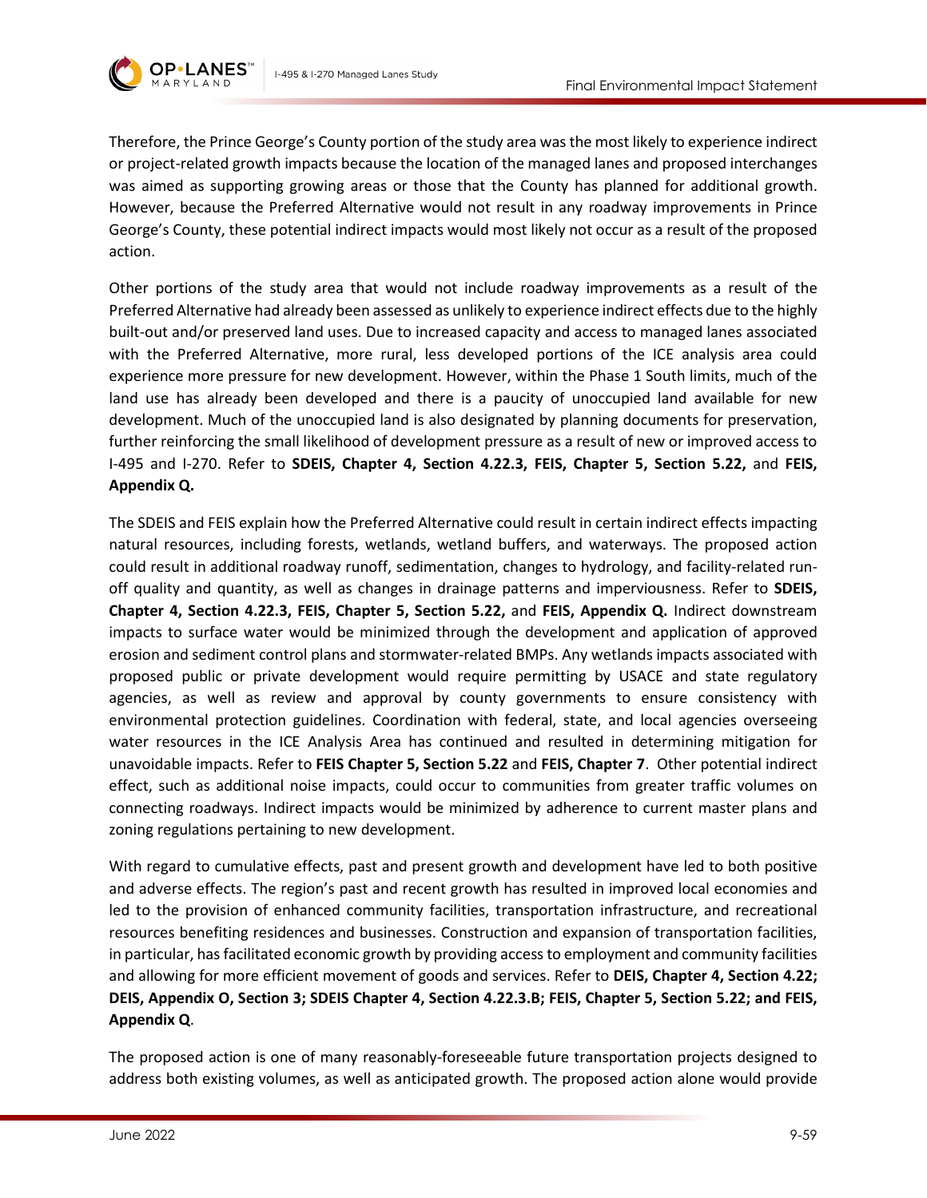Therefore, the Prince George's County portion of the study area was the most likely to experience indirect or project-related growth impacts because the location of the managed lanes and proposed interchanges was aimed as supporting growing areas or those that the County has planned for additional growth. However, because the Preferred Alternative would not result in any roadway improvements in Prince George's County, these potential indirect impacts would most likely not occur as a result of the proposed action.

Other portions of the study area that would not include roadway improvements as a result of the Preferred Alternative had already been assessed as unlikely to experience indirect effects due to the highly built-out and/or preserved land uses. Due to increased capacity and access to managed lanes associated with the Preferred Alternative, more rural, less developed portions of the ICE analysis area could experience more pressure for new development. However, within the Phase 1 South limits, much of the land use has already been developed and there is a paucity of unoccupied land available for new development. Much of the unoccupied land is also designated by planning documents for preservation, further reinforcing the small likelihood of development pressure as a result of new or improved access to I-495 and I-270. Refer to **SDEIS, Chapter 4, Section 4.22.3, FEIS, Chapter 5, Section 5.22,** and **FEIS, Appendix Q.**

The SDEIS and FEIS explain how the Preferred Alternative could result in certain indirect effects impacting natural resources, including forests, wetlands, wetland buffers, and waterways. The proposed action could result in additional roadway runoff, sedimentation, changes to hydrology, and facility-related run-off quality and quantity, as well as changes in drainage patterns and imperviousness. Refer to **SDEIS, Chapter 4, Section 4.22.3, FEIS, Chapter 5, Section 5.22,** and **FEIS, Appendix Q.** Indirect downstream impacts to surface water would be minimized through the development and application of approved erosion and sediment control plans and stormwater-related BMPs. Any wetlands impacts associated with proposed public or private development would require permitting by USACE and state regulatory agencies, as well as review and approval by county governments to ensure consistency with environmental protection guidelines. Coordination with federal, state, and local agencies overseeing water resources in the ICE Analysis Area has continued and resulted in determining mitigation for unavoidable impacts. Refer to **FEIS Chapter 5, Section 5.22** and **FEIS, Chapter 7**. Other potential indirect effect, such as additional noise impacts, could occur to communities from greater traffic volumes on connecting roadways. Indirect impacts would be minimized by adherence to current master plans and zoning regulations pertaining to new development.

With regard to cumulative effects, past and present growth and development have led to both positive and adverse effects. The region's past and recent growth has resulted in improved local economies and led to the provision of enhanced community facilities, transportation infrastructure, and recreational resources benefiting residences and businesses. Construction and expansion of transportation facilities, in particular, has facilitated economic growth by providing access to employment and community facilities and allowing for more efficient movement of goods and services. Refer to **DEIS, Chapter 4, Section 4.22; DEIS, Appendix O, Section 3; SDEIS Chapter 4, Section 4.22.3.B; FEIS, Chapter 5, Section 5.22; and FEIS, Appendix Q**.

The proposed action is one of many reasonably-foreseeable future transportation projects designed to address both existing volumes, as well as anticipated growth. The proposed action alone would provide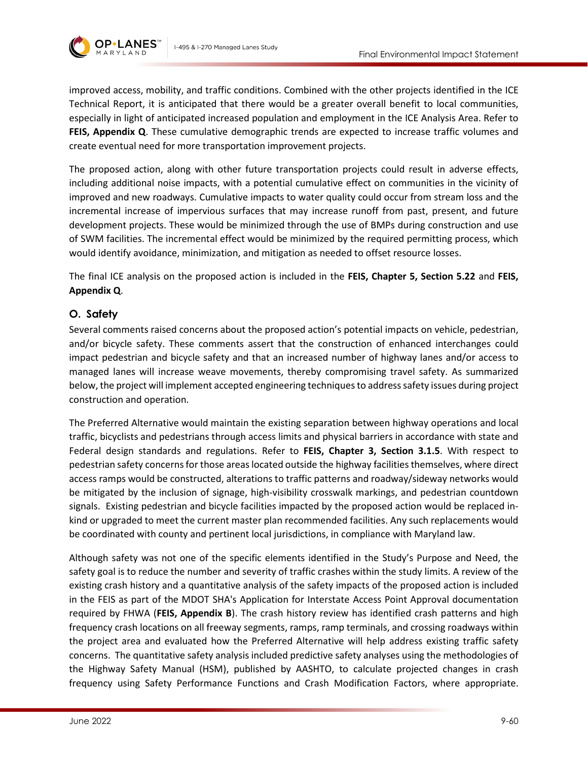improved access, mobility, and traffic conditions. Combined with the other projects identified in the ICE Technical Report, it is anticipated that there would be a greater overall benefit to local communities, especially in light of anticipated increased population and employment in the ICE Analysis Area. Refer to **FEIS, Appendix Q**. These cumulative demographic trends are expected to increase traffic volumes and create eventual need for more transportation improvement projects.

The proposed action, along with other future transportation projects could result in adverse effects, including additional noise impacts, with a potential cumulative effect on communities in the vicinity of improved and new roadways. Cumulative impacts to water quality could occur from stream loss and the incremental increase of impervious surfaces that may increase runoff from past, present, and future development projects. These would be minimized through the use of BMPs during construction and use of SWM facilities. The incremental effect would be minimized by the required permitting process, which would identify avoidance, minimization, and mitigation as needed to offset resource losses.

The final ICE analysis on the proposed action is included in the **FEIS, Chapter 5, Section 5.22** and **FEIS, Appendix Q**.

## O. Safety

Several comments raised concerns about the proposed action's potential impacts on vehicle, pedestrian, and/or bicycle safety. These comments assert that the construction of enhanced interchanges could impact pedestrian and bicycle safety and that an increased number of highway lanes and/or access to managed lanes will increase weave movements, thereby compromising travel safety. As summarized below, the project will implement accepted engineering techniques to address safety issues during project construction and operation.

The Preferred Alternative would maintain the existing separation between highway operations and local traffic, bicyclists and pedestrians through access limits and physical barriers in accordance with state and Federal design standards and regulations. Refer to **FEIS, Chapter 3, Section 3.1.5**. With respect to pedestrian safety concerns for those areas located outside the highway facilities themselves, where direct access ramps would be constructed, alterations to traffic patterns and roadway/sideway networks would be mitigated by the inclusion of signage, high-visibility crosswalk markings, and pedestrian countdown signals. Existing pedestrian and bicycle facilities impacted by the proposed action would be replaced in-kind or upgraded to meet the current master plan recommended facilities. Any such replacements would be coordinated with county and pertinent local jurisdictions, in compliance with Maryland law.

Although safety was not one of the specific elements identified in the Study's Purpose and Need, the safety goal is to reduce the number and severity of traffic crashes within the study limits. A review of the existing crash history and a quantitative analysis of the safety impacts of the proposed action is included in the FEIS as part of the MDOT SHA's Application for Interstate Access Point Approval documentation required by FHWA (**FEIS, Appendix B**). The crash history review has identified crash patterns and high frequency crash locations on all freeway segments, ramps, ramp terminals, and crossing roadways within the project area and evaluated how the Preferred Alternative will help address existing traffic safety concerns. The quantitative safety analysis included predictive safety analyses using the methodologies of the Highway Safety Manual (HSM), published by AASHTO, to calculate projected changes in crash frequency using Safety Performance Functions and Crash Modification Factors, where appropriate.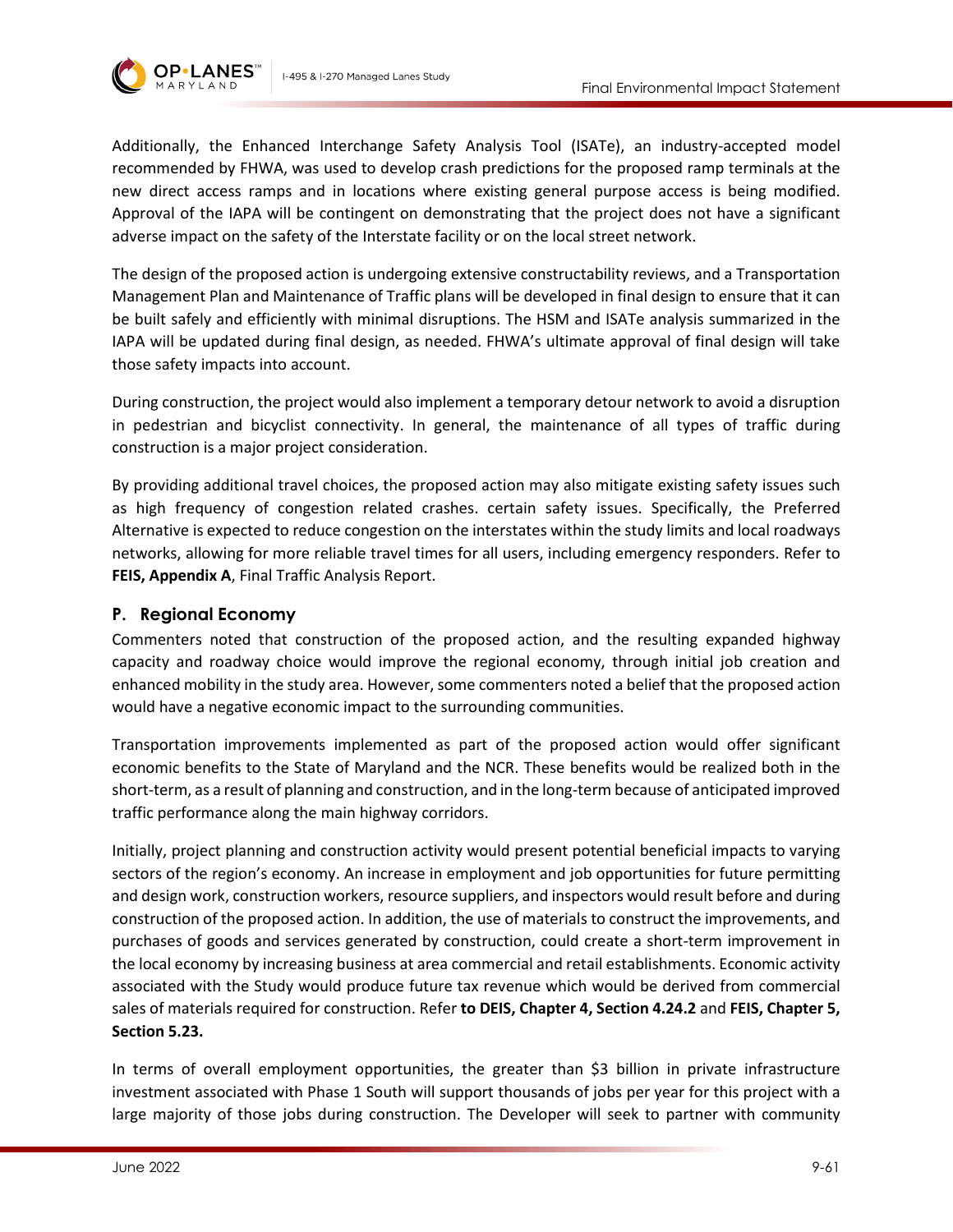Additionally, the Enhanced Interchange Safety Analysis Tool (ISATe), an industry-accepted model recommended by FHWA, was used to develop crash predictions for the proposed ramp terminals at the new direct access ramps and in locations where existing general purpose access is being modified. Approval of the IAPA will be contingent on demonstrating that the project does not have a significant adverse impact on the safety of the Interstate facility or on the local street network.

The design of the proposed action is undergoing extensive constructability reviews, and a Transportation Management Plan and Maintenance of Traffic plans will be developed in final design to ensure that it can be built safely and efficiently with minimal disruptions. The HSM and ISATe analysis summarized in the IAPA will be updated during final design, as needed. FHWA's ultimate approval of final design will take those safety impacts into account.

During construction, the project would also implement a temporary detour network to avoid a disruption in pedestrian and bicyclist connectivity. In general, the maintenance of all types of traffic during construction is a major project consideration.

By providing additional travel choices, the proposed action may also mitigate existing safety issues such as high frequency of congestion related crashes. certain safety issues. Specifically, the Preferred Alternative is expected to reduce congestion on the interstates within the study limits and local roadways networks, allowing for more reliable travel times for all users, including emergency responders. Refer to **FEIS, Appendix A**, Final Traffic Analysis Report.

## P. Regional Economy

Commenters noted that construction of the proposed action, and the resulting expanded highway capacity and roadway choice would improve the regional economy, through initial job creation and enhanced mobility in the study area. However, some commenters noted a belief that the proposed action would have a negative economic impact to the surrounding communities.

Transportation improvements implemented as part of the proposed action would offer significant economic benefits to the State of Maryland and the NCR. These benefits would be realized both in the short-term, as a result of planning and construction, and in the long-term because of anticipated improved traffic performance along the main highway corridors.

Initially, project planning and construction activity would present potential beneficial impacts to varying sectors of the region's economy. An increase in employment and job opportunities for future permitting and design work, construction workers, resource suppliers, and inspectors would result before and during construction of the proposed action. In addition, the use of materials to construct the improvements, and purchases of goods and services generated by construction, could create a short-term improvement in the local economy by increasing business at area commercial and retail establishments. Economic activity associated with the Study would produce future tax revenue which would be derived from commercial sales of materials required for construction. Refer **to DEIS, Chapter 4, Section 4.24.2** and **FEIS, Chapter 5, Section 5.23.**

In terms of overall employment opportunities, the greater than $3 billion in private infrastructure investment associated with Phase 1 South will support thousands of jobs per year for this project with a large majority of those jobs during construction. The Developer will seek to partner with community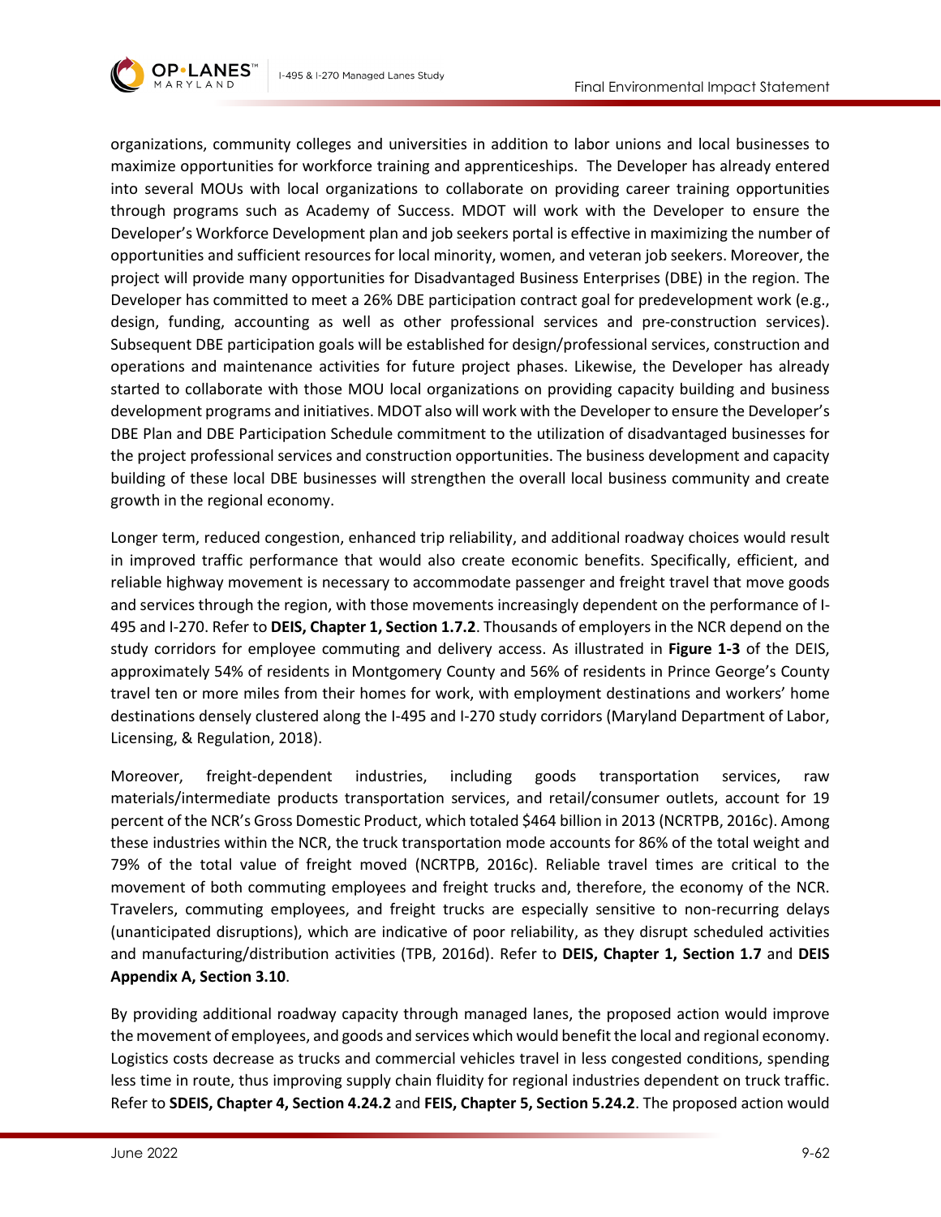organizations, community colleges and universities in addition to labor unions and local businesses to maximize opportunities for workforce training and apprenticeships. The Developer has already entered into several MOUs with local organizations to collaborate on providing career training opportunities through programs such as Academy of Success. MDOT will work with the Developer to ensure the Developer's Workforce Development plan and job seekers portal is effective in maximizing the number of opportunities and sufficient resources for local minority, women, and veteran job seekers. Moreover, the project will provide many opportunities for Disadvantaged Business Enterprises (DBE) in the region. The Developer has committed to meet a 26% DBE participation contract goal for predevelopment work (e.g., design, funding, accounting as well as other professional services and pre-construction services). Subsequent DBE participation goals will be established for design/professional services, construction and operations and maintenance activities for future project phases. Likewise, the Developer has already started to collaborate with those MOU local organizations on providing capacity building and business development programs and initiatives. MDOT also will work with the Developer to ensure the Developer's DBE Plan and DBE Participation Schedule commitment to the utilization of disadvantaged businesses for the project professional services and construction opportunities. The business development and capacity building of these local DBE businesses will strengthen the overall local business community and create growth in the regional economy.

Longer term, reduced congestion, enhanced trip reliability, and additional roadway choices would result in improved traffic performance that would also create economic benefits. Specifically, efficient, and reliable highway movement is necessary to accommodate passenger and freight travel that move goods and services through the region, with those movements increasingly dependent on the performance of I-495 and I-270. Refer to **DEIS, Chapter 1, Section 1.7.2**. Thousands of employers in the NCR depend on the study corridors for employee commuting and delivery access. As illustrated in **Figure 1-3** of the DEIS, approximately 54% of residents in Montgomery County and 56% of residents in Prince George's County travel ten or more miles from their homes for work, with employment destinations and workers' home destinations densely clustered along the I-495 and I-270 study corridors (Maryland Department of Labor, Licensing, & Regulation, 2018).

Moreover, freight-dependent industries, including goods transportation services, raw materials/intermediate products transportation services, and retail/consumer outlets, account for 19 percent of the NCR's Gross Domestic Product, which totaled $464 billion in 2013 (NCRTPB, 2016c). Among these industries within the NCR, the truck transportation mode accounts for 86% of the total weight and 79% of the total value of freight moved (NCRTPB, 2016c). Reliable travel times are critical to the movement of both commuting employees and freight trucks and, therefore, the economy of the NCR. Travelers, commuting employees, and freight trucks are especially sensitive to non-recurring delays (unanticipated disruptions), which are indicative of poor reliability, as they disrupt scheduled activities and manufacturing/distribution activities (TPB, 2016d). Refer to **DEIS, Chapter 1, Section 1.7** and **DEIS Appendix A, Section 3.10**.

By providing additional roadway capacity through managed lanes, the proposed action would improve the movement of employees, and goods and services which would benefit the local and regional economy. Logistics costs decrease as trucks and commercial vehicles travel in less congested conditions, spending less time in route, thus improving supply chain fluidity for regional industries dependent on truck traffic. Refer to **SDEIS, Chapter 4, Section 4.24.2** and **FEIS, Chapter 5, Section 5.24.2**. The proposed action would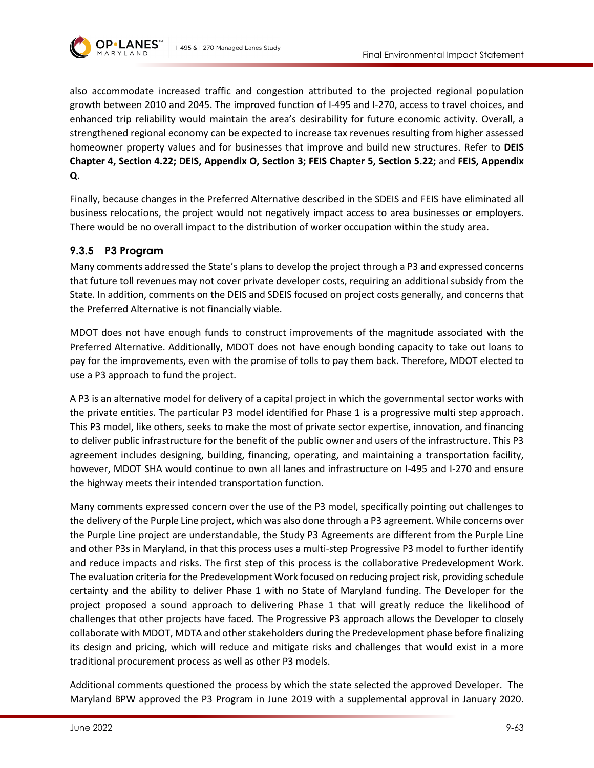also accommodate increased traffic and congestion attributed to the projected regional population growth between 2010 and 2045. The improved function of I-495 and I-270, access to travel choices, and enhanced trip reliability would maintain the area's desirability for future economic activity. Overall, a strengthened regional economy can be expected to increase tax revenues resulting from higher assessed homeowner property values and for businesses that improve and build new structures. Refer to **DEIS Chapter 4, Section 4.22; DEIS, Appendix O, Section 3; FEIS Chapter 5, Section 5.22;** and **FEIS, Appendix Q**.

Finally, because changes in the Preferred Alternative described in the SDEIS and FEIS have eliminated all business relocations, the project would not negatively impact access to area businesses or employers. There would be no overall impact to the distribution of worker occupation within the study area.

### 9.3.5 P3 Program

Many comments addressed the State's plans to develop the project through a P3 and expressed concerns that future toll revenues may not cover private developer costs, requiring an additional subsidy from the State. In addition, comments on the DEIS and SDEIS focused on project costs generally, and concerns that the Preferred Alternative is not financially viable.

MDOT does not have enough funds to construct improvements of the magnitude associated with the Preferred Alternative. Additionally, MDOT does not have enough bonding capacity to take out loans to pay for the improvements, even with the promise of tolls to pay them back. Therefore, MDOT elected to use a P3 approach to fund the project.

A P3 is an alternative model for delivery of a capital project in which the governmental sector works with the private entities. The particular P3 model identified for Phase 1 is a progressive multi step approach. This P3 model, like others, seeks to make the most of private sector expertise, innovation, and financing to deliver public infrastructure for the benefit of the public owner and users of the infrastructure. This P3 agreement includes designing, building, financing, operating, and maintaining a transportation facility, however, MDOT SHA would continue to own all lanes and infrastructure on I-495 and I-270 and ensure the highway meets their intended transportation function.

Many comments expressed concern over the use of the P3 model, specifically pointing out challenges to the delivery of the Purple Line project, which was also done through a P3 agreement. While concerns over the Purple Line project are understandable, the Study P3 Agreements are different from the Purple Line and other P3s in Maryland, in that this process uses a multi-step Progressive P3 model to further identify and reduce impacts and risks. The first step of this process is the collaborative Predevelopment Work. The evaluation criteria for the Predevelopment Work focused on reducing project risk, providing schedule certainty and the ability to deliver Phase 1 with no State of Maryland funding. The Developer for the project proposed a sound approach to delivering Phase 1 that will greatly reduce the likelihood of challenges that other projects have faced. The Progressive P3 approach allows the Developer to closely collaborate with MDOT, MDTA and other stakeholders during the Predevelopment phase before finalizing its design and pricing, which will reduce and mitigate risks and challenges that would exist in a more traditional procurement process as well as other P3 models.

Additional comments questioned the process by which the state selected the approved Developer. The Maryland BPW approved the P3 Program in June 2019 with a supplemental approval in January 2020.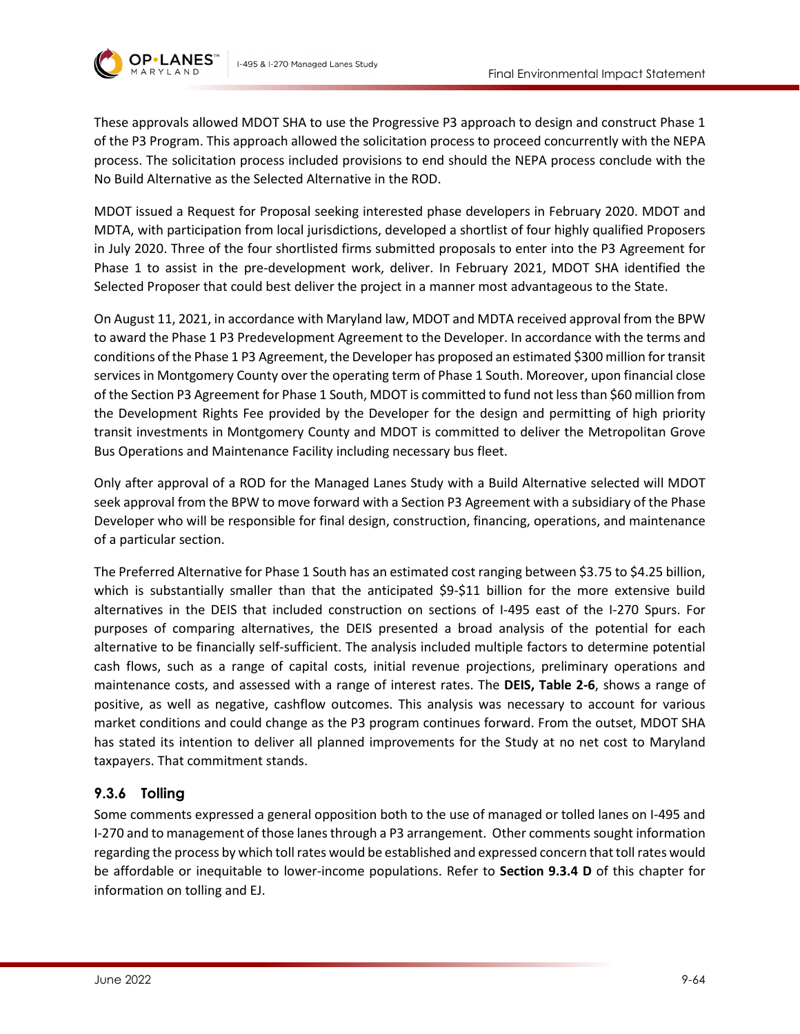These approvals allowed MDOT SHA to use the Progressive P3 approach to design and construct Phase 1 of the P3 Program. This approach allowed the solicitation process to proceed concurrently with the NEPA process. The solicitation process included provisions to end should the NEPA process conclude with the No Build Alternative as the Selected Alternative in the ROD.

MDOT issued a Request for Proposal seeking interested phase developers in February 2020. MDOT and MDTA, with participation from local jurisdictions, developed a shortlist of four highly qualified Proposers in July 2020. Three of the four shortlisted firms submitted proposals to enter into the P3 Agreement for Phase 1 to assist in the pre-development work, deliver. In February 2021, MDOT SHA identified the Selected Proposer that could best deliver the project in a manner most advantageous to the State.

On August 11, 2021, in accordance with Maryland law, MDOT and MDTA received approval from the BPW to award the Phase 1 P3 Predevelopment Agreement to the Developer. In accordance with the terms and conditions of the Phase 1 P3 Agreement, the Developer has proposed an estimated $300 million for transit services in Montgomery County over the operating term of Phase 1 South. Moreover, upon financial close of the Section P3 Agreement for Phase 1 South, MDOT is committed to fund not less than $60 million from the Development Rights Fee provided by the Developer for the design and permitting of high priority transit investments in Montgomery County and MDOT is committed to deliver the Metropolitan Grove Bus Operations and Maintenance Facility including necessary bus fleet.

Only after approval of a ROD for the Managed Lanes Study with a Build Alternative selected will MDOT seek approval from the BPW to move forward with a Section P3 Agreement with a subsidiary of the Phase Developer who will be responsible for final design, construction, financing, operations, and maintenance of a particular section.

The Preferred Alternative for Phase 1 South has an estimated cost ranging between $3.75 to $4.25 billion, which is substantially smaller than that the anticipated $9-$11 billion for the more extensive build alternatives in the DEIS that included construction on sections of I-495 east of the I-270 Spurs. For purposes of comparing alternatives, the DEIS presented a broad analysis of the potential for each alternative to be financially self-sufficient. The analysis included multiple factors to determine potential cash flows, such as a range of capital costs, initial revenue projections, preliminary operations and maintenance costs, and assessed with a range of interest rates. The **DEIS, Table 2-6**, shows a range of positive, as well as negative, cashflow outcomes. This analysis was necessary to account for various market conditions and could change as the P3 program continues forward. From the outset, MDOT SHA has stated its intention to deliver all planned improvements for the Study at no net cost to Maryland taxpayers. That commitment stands.

### 9.3.6 Tolling

Some comments expressed a general opposition both to the use of managed or tolled lanes on I-495 and I-270 and to management of those lanes through a P3 arrangement. Other comments sought information regarding the process by which toll rates would be established and expressed concern that toll rates would be affordable or inequitable to lower-income populations. Refer to **Section 9.3.4 D** of this chapter for information on tolling and EJ.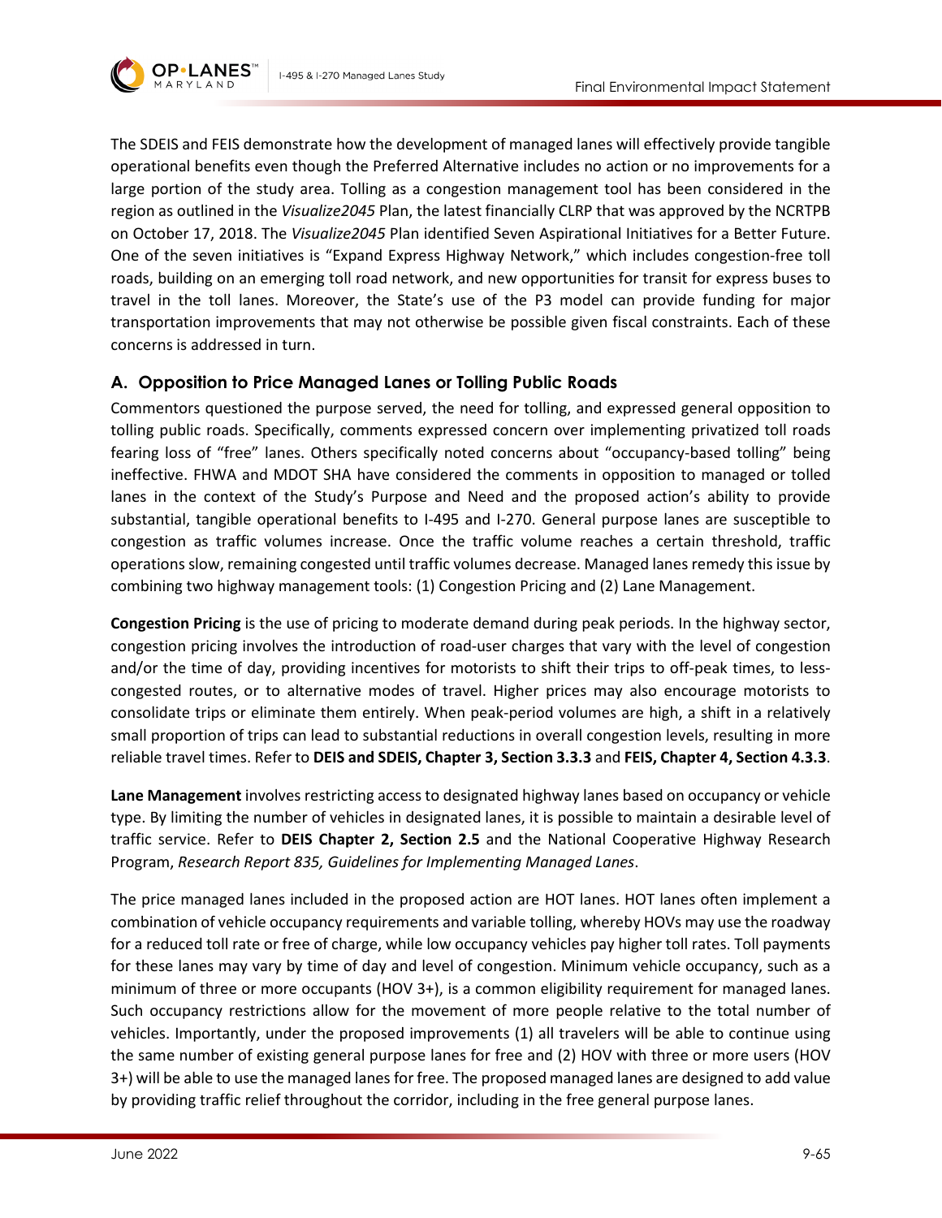The SDEIS and FEIS demonstrate how the development of managed lanes will effectively provide tangible operational benefits even though the Preferred Alternative includes no action or no improvements for a large portion of the study area. Tolling as a congestion management tool has been considered in the region as outlined in the *Visualize2045* Plan, the latest financially CLRP that was approved by the NCRTPB on October 17, 2018. The *Visualize2045* Plan identified Seven Aspirational Initiatives for a Better Future. One of the seven initiatives is "Expand Express Highway Network," which includes congestion-free toll roads, building on an emerging toll road network, and new opportunities for transit for express buses to travel in the toll lanes. Moreover, the State's use of the P3 model can provide funding for major transportation improvements that may not otherwise be possible given fiscal constraints. Each of these concerns is addressed in turn.

### A. Opposition to Price Managed Lanes or Tolling Public Roads

Commentors questioned the purpose served, the need for tolling, and expressed general opposition to tolling public roads. Specifically, comments expressed concern over implementing privatized toll roads fearing loss of "free" lanes. Others specifically noted concerns about "occupancy-based tolling" being ineffective. FHWA and MDOT SHA have considered the comments in opposition to managed or tolled lanes in the context of the Study's Purpose and Need and the proposed action's ability to provide substantial, tangible operational benefits to I-495 and I-270. General purpose lanes are susceptible to congestion as traffic volumes increase. Once the traffic volume reaches a certain threshold, traffic operations slow, remaining congested until traffic volumes decrease. Managed lanes remedy this issue by combining two highway management tools: (1) Congestion Pricing and (2) Lane Management.

**Congestion Pricing** is the use of pricing to moderate demand during peak periods. In the highway sector, congestion pricing involves the introduction of road-user charges that vary with the level of congestion and/or the time of day, providing incentives for motorists to shift their trips to off-peak times, to less-congested routes, or to alternative modes of travel. Higher prices may also encourage motorists to consolidate trips or eliminate them entirely. When peak-period volumes are high, a shift in a relatively small proportion of trips can lead to substantial reductions in overall congestion levels, resulting in more reliable travel times. Refer to **DEIS and SDEIS, Chapter 3, Section 3.3.3** and **FEIS, Chapter 4, Section 4.3.3**.

**Lane Management** involves restricting access to designated highway lanes based on occupancy or vehicle type. By limiting the number of vehicles in designated lanes, it is possible to maintain a desirable level of traffic service. Refer to **DEIS Chapter 2, Section 2.5** and the National Cooperative Highway Research Program, *Research Report 835, Guidelines for Implementing Managed Lanes*.

The price managed lanes included in the proposed action are HOT lanes. HOT lanes often implement a combination of vehicle occupancy requirements and variable tolling, whereby HOVs may use the roadway for a reduced toll rate or free of charge, while low occupancy vehicles pay higher toll rates. Toll payments for these lanes may vary by time of day and level of congestion. Minimum vehicle occupancy, such as a minimum of three or more occupants (HOV 3+), is a common eligibility requirement for managed lanes. Such occupancy restrictions allow for the movement of more people relative to the total number of vehicles. Importantly, under the proposed improvements (1) all travelers will be able to continue using the same number of existing general purpose lanes for free and (2) HOV with three or more users (HOV 3+) will be able to use the managed lanes for free. The proposed managed lanes are designed to add value by providing traffic relief throughout the corridor, including in the free general purpose lanes.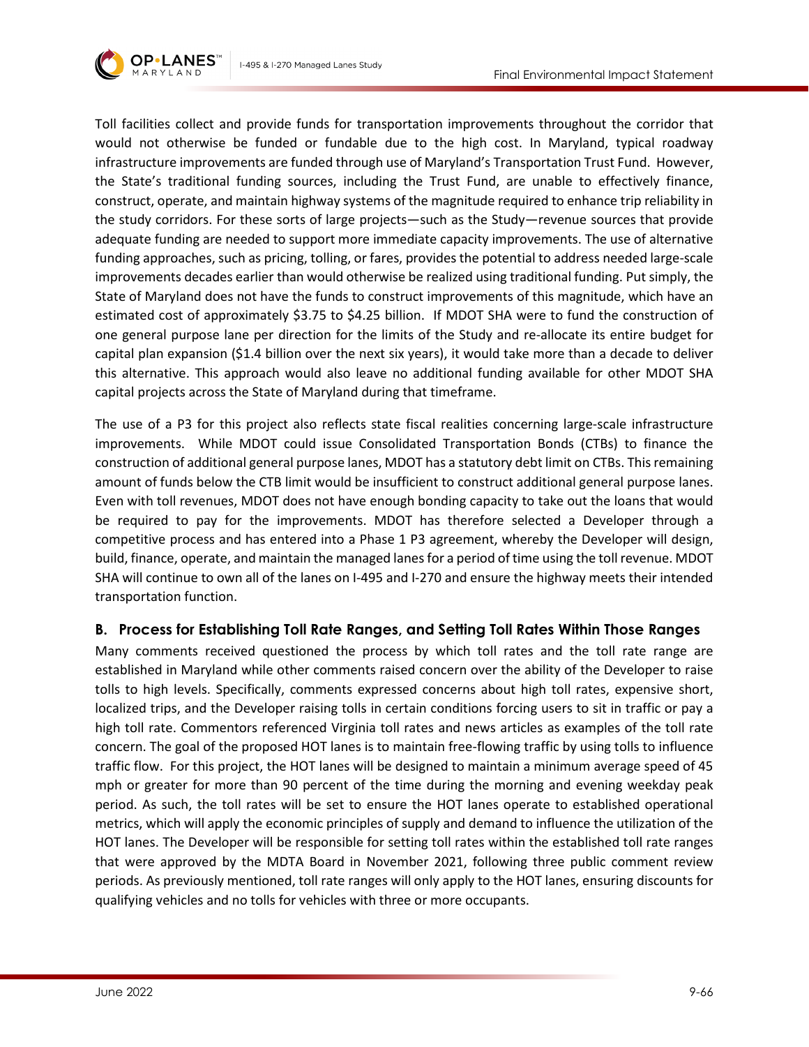Toll facilities collect and provide funds for transportation improvements throughout the corridor that would not otherwise be funded or fundable due to the high cost. In Maryland, typical roadway infrastructure improvements are funded through use of Maryland's Transportation Trust Fund. However, the State's traditional funding sources, including the Trust Fund, are unable to effectively finance, construct, operate, and maintain highway systems of the magnitude required to enhance trip reliability in the study corridors. For these sorts of large projects—such as the Study—revenue sources that provide adequate funding are needed to support more immediate capacity improvements. The use of alternative funding approaches, such as pricing, tolling, or fares, provides the potential to address needed large-scale improvements decades earlier than would otherwise be realized using traditional funding. Put simply, the State of Maryland does not have the funds to construct improvements of this magnitude, which have an estimated cost of approximately $3.75 to $4.25 billion. If MDOT SHA were to fund the construction of one general purpose lane per direction for the limits of the Study and re-allocate its entire budget for capital plan expansion ($1.4 billion over the next six years), it would take more than a decade to deliver this alternative. This approach would also leave no additional funding available for other MDOT SHA capital projects across the State of Maryland during that timeframe.

The use of a P3 for this project also reflects state fiscal realities concerning large-scale infrastructure improvements. While MDOT could issue Consolidated Transportation Bonds (CTBs) to finance the construction of additional general purpose lanes, MDOT has a statutory debt limit on CTBs. This remaining amount of funds below the CTB limit would be insufficient to construct additional general purpose lanes. Even with toll revenues, MDOT does not have enough bonding capacity to take out the loans that would be required to pay for the improvements. MDOT has therefore selected a Developer through a competitive process and has entered into a Phase 1 P3 agreement, whereby the Developer will design, build, finance, operate, and maintain the managed lanes for a period of time using the toll revenue. MDOT SHA will continue to own all of the lanes on I-495 and I-270 and ensure the highway meets their intended transportation function.

### B. Process for Establishing Toll Rate Ranges, and Setting Toll Rates Within Those Ranges

Many comments received questioned the process by which toll rates and the toll rate range are established in Maryland while other comments raised concern over the ability of the Developer to raise tolls to high levels. Specifically, comments expressed concerns about high toll rates, expensive short, localized trips, and the Developer raising tolls in certain conditions forcing users to sit in traffic or pay a high toll rate. Commentors referenced Virginia toll rates and news articles as examples of the toll rate concern. The goal of the proposed HOT lanes is to maintain free-flowing traffic by using tolls to influence traffic flow. For this project, the HOT lanes will be designed to maintain a minimum average speed of 45 mph or greater for more than 90 percent of the time during the morning and evening weekday peak period. As such, the toll rates will be set to ensure the HOT lanes operate to established operational metrics, which will apply the economic principles of supply and demand to influence the utilization of the HOT lanes. The Developer will be responsible for setting toll rates within the established toll rate ranges that were approved by the MDTA Board in November 2021, following three public comment review periods. As previously mentioned, toll rate ranges will only apply to the HOT lanes, ensuring discounts for qualifying vehicles and no tolls for vehicles with three or more occupants.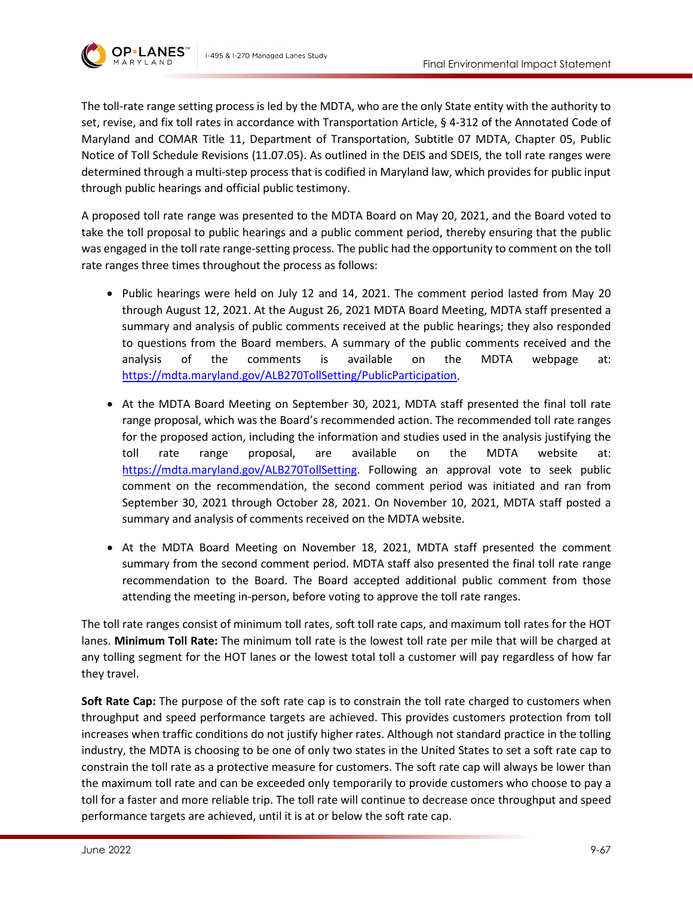The toll-rate range setting process is led by the MDTA, who are the only State entity with the authority to set, revise, and fix toll rates in accordance with Transportation Article, § 4-312 of the Annotated Code of Maryland and COMAR Title 11, Department of Transportation, Subtitle 07 MDTA, Chapter 05, Public Notice of Toll Schedule Revisions (11.07.05). As outlined in the DEIS and SDEIS, the toll rate ranges were determined through a multi-step process that is codified in Maryland law, which provides for public input through public hearings and official public testimony.

A proposed toll rate range was presented to the MDTA Board on May 20, 2021, and the Board voted to take the toll proposal to public hearings and a public comment period, thereby ensuring that the public was engaged in the toll rate range-setting process. The public had the opportunity to comment on the toll rate ranges three times throughout the process as follows:

- Public hearings were held on July 12 and 14, 2021. The comment period lasted from May 20 through August 12, 2021. At the August 26, 2021 MDTA Board Meeting, MDTA staff presented a summary and analysis of public comments received at the public hearings; they also responded to questions from the Board members. A summary of the public comments received and the analysis of the comments is available on the MDTA webpage at: https://mdta.maryland.gov/ALB270TollSetting/PublicParticipation.
- At the MDTA Board Meeting on September 30, 2021, MDTA staff presented the final toll rate range proposal, which was the Board's recommended action. The recommended toll rate ranges for the proposed action, including the information and studies used in the analysis justifying the toll rate range proposal, are available on the MDTA website at: https://mdta.maryland.gov/ALB270TollSetting. Following an approval vote to seek public comment on the recommendation, the second comment period was initiated and ran from September 30, 2021 through October 28, 2021. On November 10, 2021, MDTA staff posted a summary and analysis of comments received on the MDTA website.
- At the MDTA Board Meeting on November 18, 2021, MDTA staff presented the comment summary from the second comment period. MDTA staff also presented the final toll rate range recommendation to the Board. The Board accepted additional public comment from those attending the meeting in-person, before voting to approve the toll rate ranges.

The toll rate ranges consist of minimum toll rates, soft toll rate caps, and maximum toll rates for the HOT lanes. **Minimum Toll Rate:** The minimum toll rate is the lowest toll rate per mile that will be charged at any tolling segment for the HOT lanes or the lowest total toll a customer will pay regardless of how far they travel.

**Soft Rate Cap:** The purpose of the soft rate cap is to constrain the toll rate charged to customers when throughput and speed performance targets are achieved. This provides customers protection from toll increases when traffic conditions do not justify higher rates. Although not standard practice in the tolling industry, the MDTA is choosing to be one of only two states in the United States to set a soft rate cap to constrain the toll rate as a protective measure for customers. The soft rate cap will always be lower than the maximum toll rate and can be exceeded only temporarily to provide customers who choose to pay a toll for a faster and more reliable trip. The toll rate will continue to decrease once throughput and speed performance targets are achieved, until it is at or below the soft rate cap.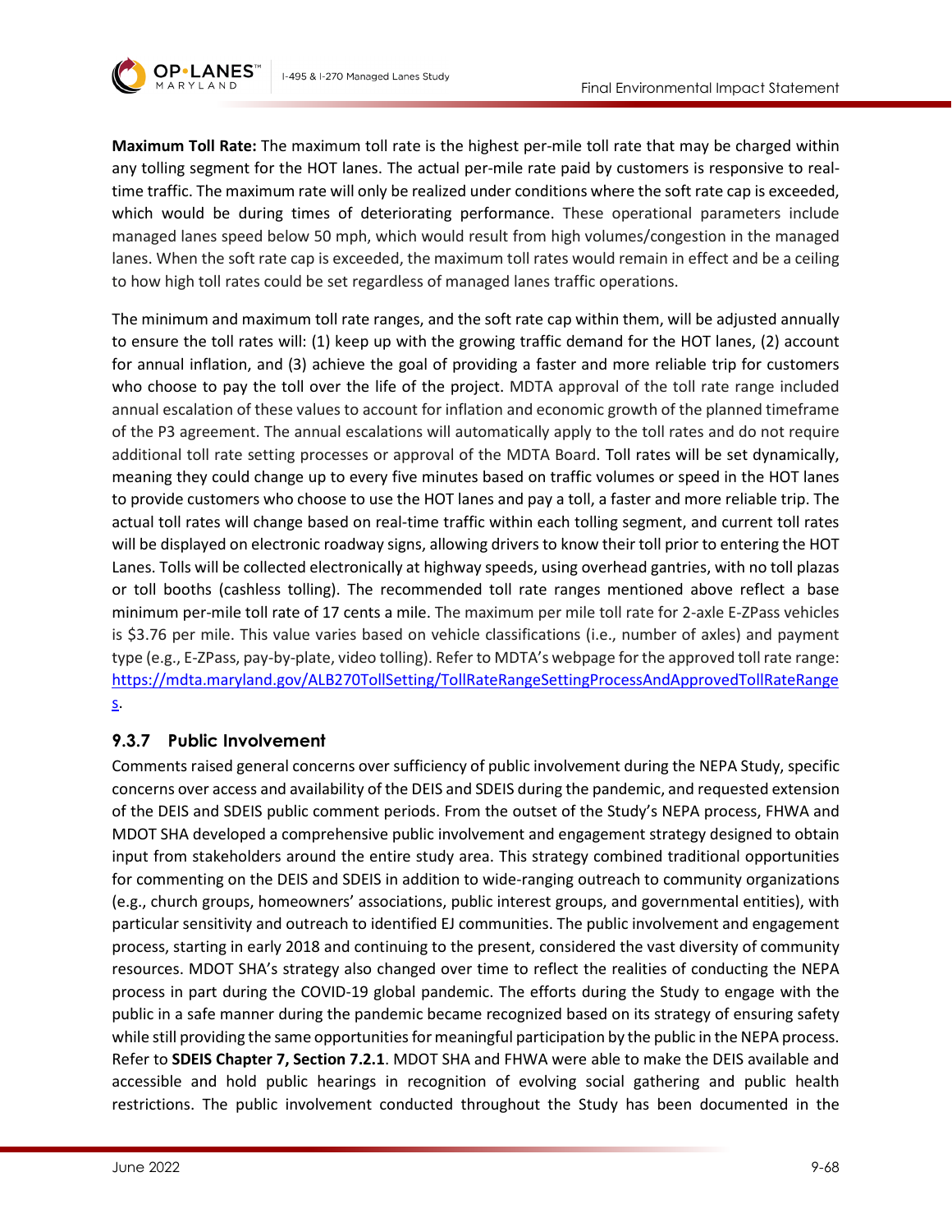**Maximum Toll Rate:** The maximum toll rate is the highest per-mile toll rate that may be charged within any tolling segment for the HOT lanes. The actual per-mile rate paid by customers is responsive to real-time traffic. The maximum rate will only be realized under conditions where the soft rate cap is exceeded, which would be during times of deteriorating performance. These operational parameters include managed lanes speed below 50 mph, which would result from high volumes/congestion in the managed lanes. When the soft rate cap is exceeded, the maximum toll rates would remain in effect and be a ceiling to how high toll rates could be set regardless of managed lanes traffic operations.

The minimum and maximum toll rate ranges, and the soft rate cap within them, will be adjusted annually to ensure the toll rates will: (1) keep up with the growing traffic demand for the HOT lanes, (2) account for annual inflation, and (3) achieve the goal of providing a faster and more reliable trip for customers who choose to pay the toll over the life of the project. MDTA approval of the toll rate range included annual escalation of these values to account for inflation and economic growth of the planned timeframe of the P3 agreement. The annual escalations will automatically apply to the toll rates and do not require additional toll rate setting processes or approval of the MDTA Board. Toll rates will be set dynamically, meaning they could change up to every five minutes based on traffic volumes or speed in the HOT lanes to provide customers who choose to use the HOT lanes and pay a toll, a faster and more reliable trip. The actual toll rates will change based on real-time traffic within each tolling segment, and current toll rates will be displayed on electronic roadway signs, allowing drivers to know their toll prior to entering the HOT Lanes. Tolls will be collected electronically at highway speeds, using overhead gantries, with no toll plazas or toll booths (cashless tolling). The recommended toll rate ranges mentioned above reflect a base minimum per-mile toll rate of 17 cents a mile. The maximum per mile toll rate for 2-axle E-ZPass vehicles is $3.76 per mile. This value varies based on vehicle classifications (i.e., number of axles) and payment type (e.g., E-ZPass, pay-by-plate, video tolling). Refer to MDTA's webpage for the approved toll rate range: https://mdta.maryland.gov/ALB270TollSetting/TollRateRangeSettingProcessAndApprovedTollRateRanges.

### 9.3.7 Public Involvement

Comments raised general concerns over sufficiency of public involvement during the NEPA Study, specific concerns over access and availability of the DEIS and SDEIS during the pandemic, and requested extension of the DEIS and SDEIS public comment periods. From the outset of the Study's NEPA process, FHWA and MDOT SHA developed a comprehensive public involvement and engagement strategy designed to obtain input from stakeholders around the entire study area. This strategy combined traditional opportunities for commenting on the DEIS and SDEIS in addition to wide-ranging outreach to community organizations (e.g., church groups, homeowners' associations, public interest groups, and governmental entities), with particular sensitivity and outreach to identified EJ communities. The public involvement and engagement process, starting in early 2018 and continuing to the present, considered the vast diversity of community resources. MDOT SHA's strategy also changed over time to reflect the realities of conducting the NEPA process in part during the COVID-19 global pandemic. The efforts during the Study to engage with the public in a safe manner during the pandemic became recognized based on its strategy of ensuring safety while still providing the same opportunities for meaningful participation by the public in the NEPA process. Refer to **SDEIS Chapter 7, Section 7.2.1**. MDOT SHA and FHWA were able to make the DEIS available and accessible and hold public hearings in recognition of evolving social gathering and public health restrictions. The public involvement conducted throughout the Study has been documented in the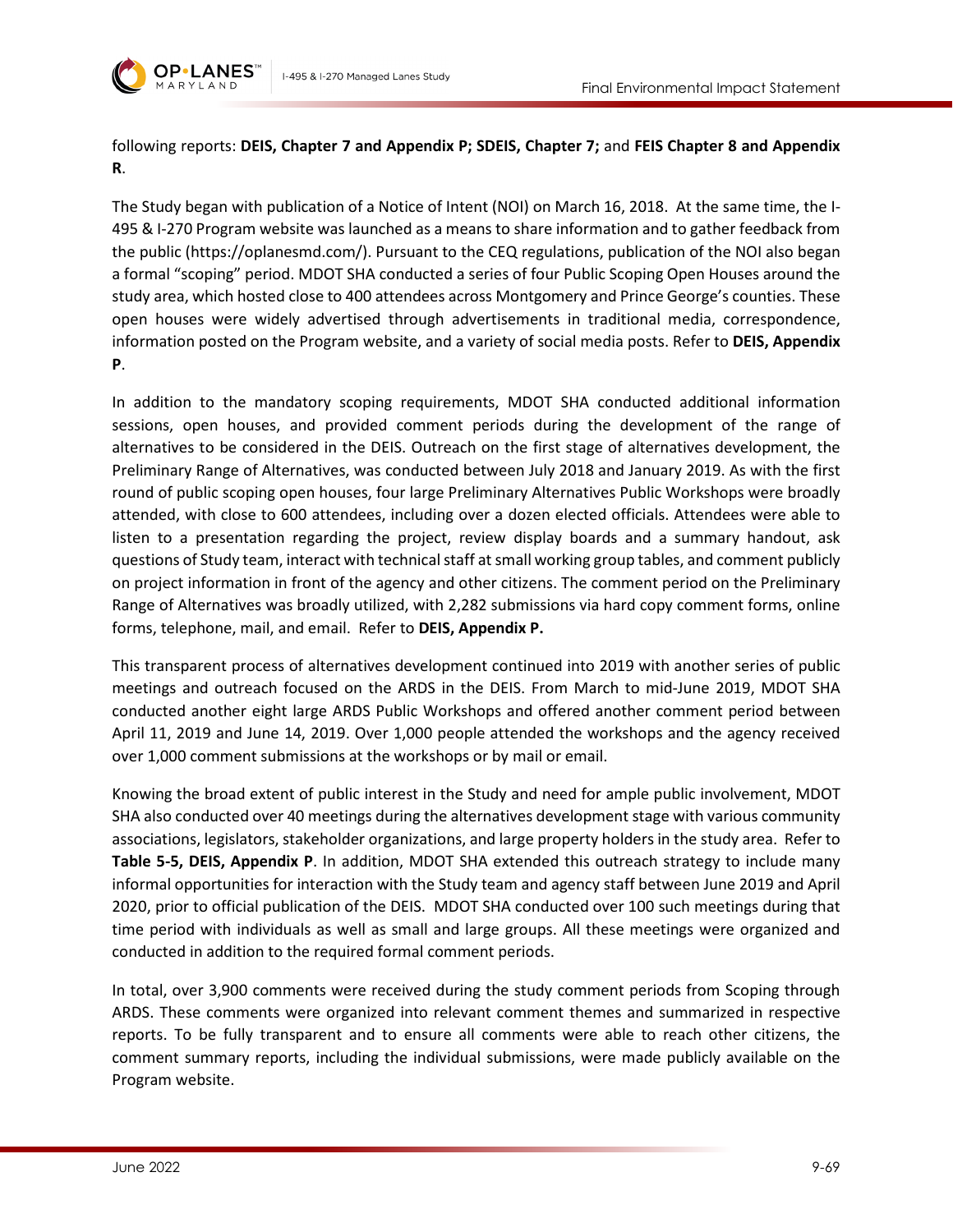following reports: **DEIS, Chapter 7 and Appendix P; SDEIS, Chapter 7;** and **FEIS Chapter 8 and Appendix R**.

The Study began with publication of a Notice of Intent (NOI) on March 16, 2018. At the same time, the I-495 & I-270 Program website was launched as a means to share information and to gather feedback from the public (https://oplanesmd.com/). Pursuant to the CEQ regulations, publication of the NOI also began a formal "scoping" period. MDOT SHA conducted a series of four Public Scoping Open Houses around the study area, which hosted close to 400 attendees across Montgomery and Prince George's counties. These open houses were widely advertised through advertisements in traditional media, correspondence, information posted on the Program website, and a variety of social media posts. Refer to **DEIS, Appendix P**.

In addition to the mandatory scoping requirements, MDOT SHA conducted additional information sessions, open houses, and provided comment periods during the development of the range of alternatives to be considered in the DEIS. Outreach on the first stage of alternatives development, the Preliminary Range of Alternatives, was conducted between July 2018 and January 2019. As with the first round of public scoping open houses, four large Preliminary Alternatives Public Workshops were broadly attended, with close to 600 attendees, including over a dozen elected officials. Attendees were able to listen to a presentation regarding the project, review display boards and a summary handout, ask questions of Study team, interact with technical staff at small working group tables, and comment publicly on project information in front of the agency and other citizens. The comment period on the Preliminary Range of Alternatives was broadly utilized, with 2,282 submissions via hard copy comment forms, online forms, telephone, mail, and email. Refer to **DEIS, Appendix P.**

This transparent process of alternatives development continued into 2019 with another series of public meetings and outreach focused on the ARDS in the DEIS. From March to mid-June 2019, MDOT SHA conducted another eight large ARDS Public Workshops and offered another comment period between April 11, 2019 and June 14, 2019. Over 1,000 people attended the workshops and the agency received over 1,000 comment submissions at the workshops or by mail or email.

Knowing the broad extent of public interest in the Study and need for ample public involvement, MDOT SHA also conducted over 40 meetings during the alternatives development stage with various community associations, legislators, stakeholder organizations, and large property holders in the study area. Refer to **Table 5-5, DEIS, Appendix P**. In addition, MDOT SHA extended this outreach strategy to include many informal opportunities for interaction with the Study team and agency staff between June 2019 and April 2020, prior to official publication of the DEIS. MDOT SHA conducted over 100 such meetings during that time period with individuals as well as small and large groups. All these meetings were organized and conducted in addition to the required formal comment periods.

In total, over 3,900 comments were received during the study comment periods from Scoping through ARDS. These comments were organized into relevant comment themes and summarized in respective reports. To be fully transparent and to ensure all comments were able to reach other citizens, the comment summary reports, including the individual submissions, were made publicly available on the Program website.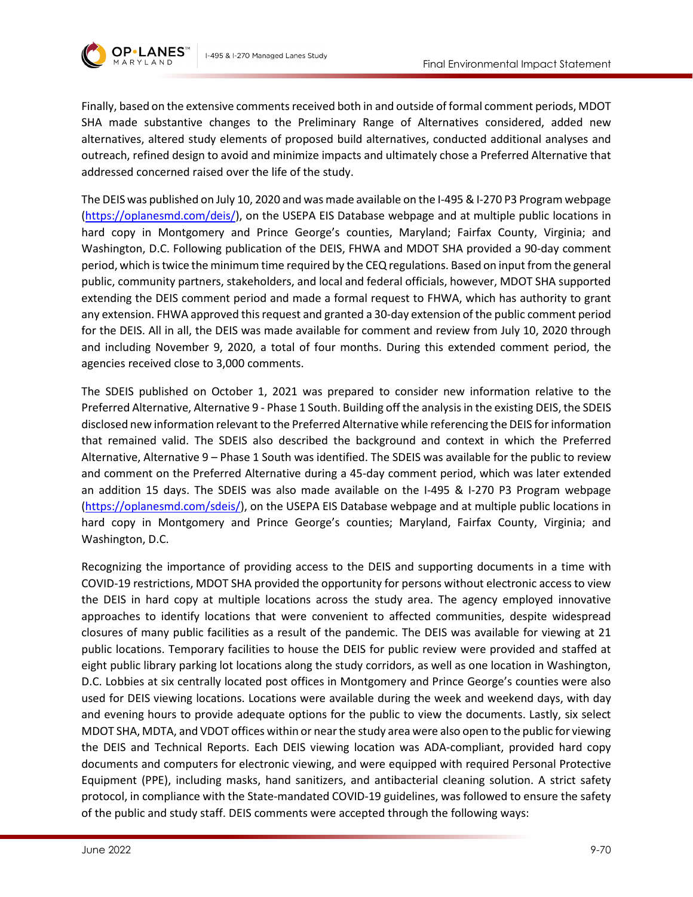Finally, based on the extensive comments received both in and outside of formal comment periods, MDOT SHA made substantive changes to the Preliminary Range of Alternatives considered, added new alternatives, altered study elements of proposed build alternatives, conducted additional analyses and outreach, refined design to avoid and minimize impacts and ultimately chose a Preferred Alternative that addressed concerned raised over the life of the study.

The DEIS was published on July 10, 2020 and was made available on the I-495 & I-270 P3 Program webpage (https://oplanesmd.com/deis/), on the USEPA EIS Database webpage and at multiple public locations in hard copy in Montgomery and Prince George's counties, Maryland; Fairfax County, Virginia; and Washington, D.C. Following publication of the DEIS, FHWA and MDOT SHA provided a 90-day comment period, which is twice the minimum time required by the CEQ regulations. Based on input from the general public, community partners, stakeholders, and local and federal officials, however, MDOT SHA supported extending the DEIS comment period and made a formal request to FHWA, which has authority to grant any extension. FHWA approved this request and granted a 30-day extension of the public comment period for the DEIS. All in all, the DEIS was made available for comment and review from July 10, 2020 through and including November 9, 2020, a total of four months. During this extended comment period, the agencies received close to 3,000 comments.

The SDEIS published on October 1, 2021 was prepared to consider new information relative to the Preferred Alternative, Alternative 9 - Phase 1 South. Building off the analysis in the existing DEIS, the SDEIS disclosed new information relevant to the Preferred Alternative while referencing the DEIS for information that remained valid. The SDEIS also described the background and context in which the Preferred Alternative, Alternative 9 – Phase 1 South was identified. The SDEIS was available for the public to review and comment on the Preferred Alternative during a 45-day comment period, which was later extended an addition 15 days. The SDEIS was also made available on the I-495 & I-270 P3 Program webpage (https://oplanesmd.com/sdeis/), on the USEPA EIS Database webpage and at multiple public locations in hard copy in Montgomery and Prince George's counties; Maryland, Fairfax County, Virginia; and Washington, D.C.

Recognizing the importance of providing access to the DEIS and supporting documents in a time with COVID-19 restrictions, MDOT SHA provided the opportunity for persons without electronic access to view the DEIS in hard copy at multiple locations across the study area. The agency employed innovative approaches to identify locations that were convenient to affected communities, despite widespread closures of many public facilities as a result of the pandemic. The DEIS was available for viewing at 21 public locations. Temporary facilities to house the DEIS for public review were provided and staffed at eight public library parking lot locations along the study corridors, as well as one location in Washington, D.C. Lobbies at six centrally located post offices in Montgomery and Prince George's counties were also used for DEIS viewing locations. Locations were available during the week and weekend days, with day and evening hours to provide adequate options for the public to view the documents. Lastly, six select MDOT SHA, MDTA, and VDOT offices within or near the study area were also open to the public for viewing the DEIS and Technical Reports. Each DEIS viewing location was ADA-compliant, provided hard copy documents and computers for electronic viewing, and were equipped with required Personal Protective Equipment (PPE), including masks, hand sanitizers, and antibacterial cleaning solution. A strict safety protocol, in compliance with the State-mandated COVID-19 guidelines, was followed to ensure the safety of the public and study staff. DEIS comments were accepted through the following ways: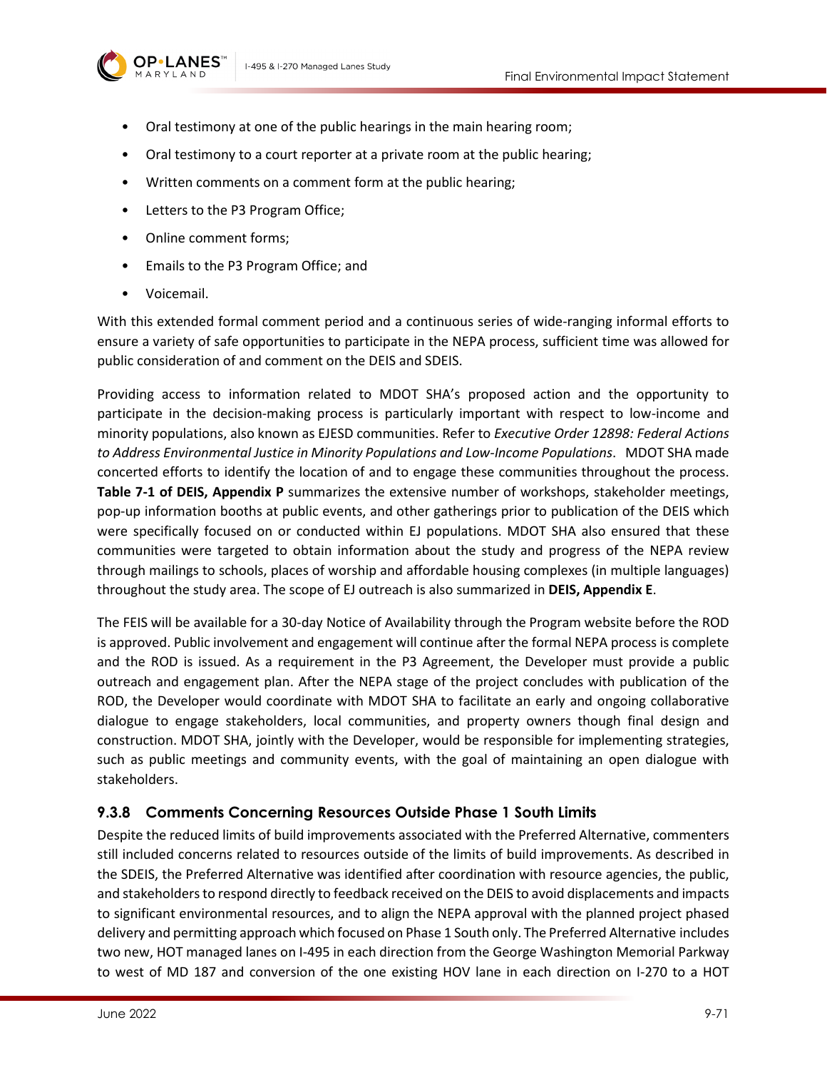- Oral testimony at one of the public hearings in the main hearing room;
- Oral testimony to a court reporter at a private room at the public hearing;
- Written comments on a comment form at the public hearing;
- Letters to the P3 Program Office;
- Online comment forms;
- Emails to the P3 Program Office; and
- Voicemail.

With this extended formal comment period and a continuous series of wide-ranging informal efforts to ensure a variety of safe opportunities to participate in the NEPA process, sufficient time was allowed for public consideration of and comment on the DEIS and SDEIS.

Providing access to information related to MDOT SHA's proposed action and the opportunity to participate in the decision-making process is particularly important with respect to low-income and minority populations, also known as EJESD communities. Refer to *Executive Order 12898: Federal Actions to Address Environmental Justice in Minority Populations and Low-Income Populations*. MDOT SHA made concerted efforts to identify the location of and to engage these communities throughout the process. **Table 7-1 of DEIS, Appendix P** summarizes the extensive number of workshops, stakeholder meetings, pop-up information booths at public events, and other gatherings prior to publication of the DEIS which were specifically focused on or conducted within EJ populations. MDOT SHA also ensured that these communities were targeted to obtain information about the study and progress of the NEPA review through mailings to schools, places of worship and affordable housing complexes (in multiple languages) throughout the study area. The scope of EJ outreach is also summarized in **DEIS, Appendix E**.

The FEIS will be available for a 30-day Notice of Availability through the Program website before the ROD is approved. Public involvement and engagement will continue after the formal NEPA process is complete and the ROD is issued. As a requirement in the P3 Agreement, the Developer must provide a public outreach and engagement plan. After the NEPA stage of the project concludes with publication of the ROD, the Developer would coordinate with MDOT SHA to facilitate an early and ongoing collaborative dialogue to engage stakeholders, local communities, and property owners though final design and construction. MDOT SHA, jointly with the Developer, would be responsible for implementing strategies, such as public meetings and community events, with the goal of maintaining an open dialogue with stakeholders.

### 9.3.8 Comments Concerning Resources Outside Phase 1 South Limits

Despite the reduced limits of build improvements associated with the Preferred Alternative, commenters still included concerns related to resources outside of the limits of build improvements. As described in the SDEIS, the Preferred Alternative was identified after coordination with resource agencies, the public, and stakeholders to respond directly to feedback received on the DEIS to avoid displacements and impacts to significant environmental resources, and to align the NEPA approval with the planned project phased delivery and permitting approach which focused on Phase 1 South only. The Preferred Alternative includes two new, HOT managed lanes on I-495 in each direction from the George Washington Memorial Parkway to west of MD 187 and conversion of the one existing HOV lane in each direction on I-270 to a HOT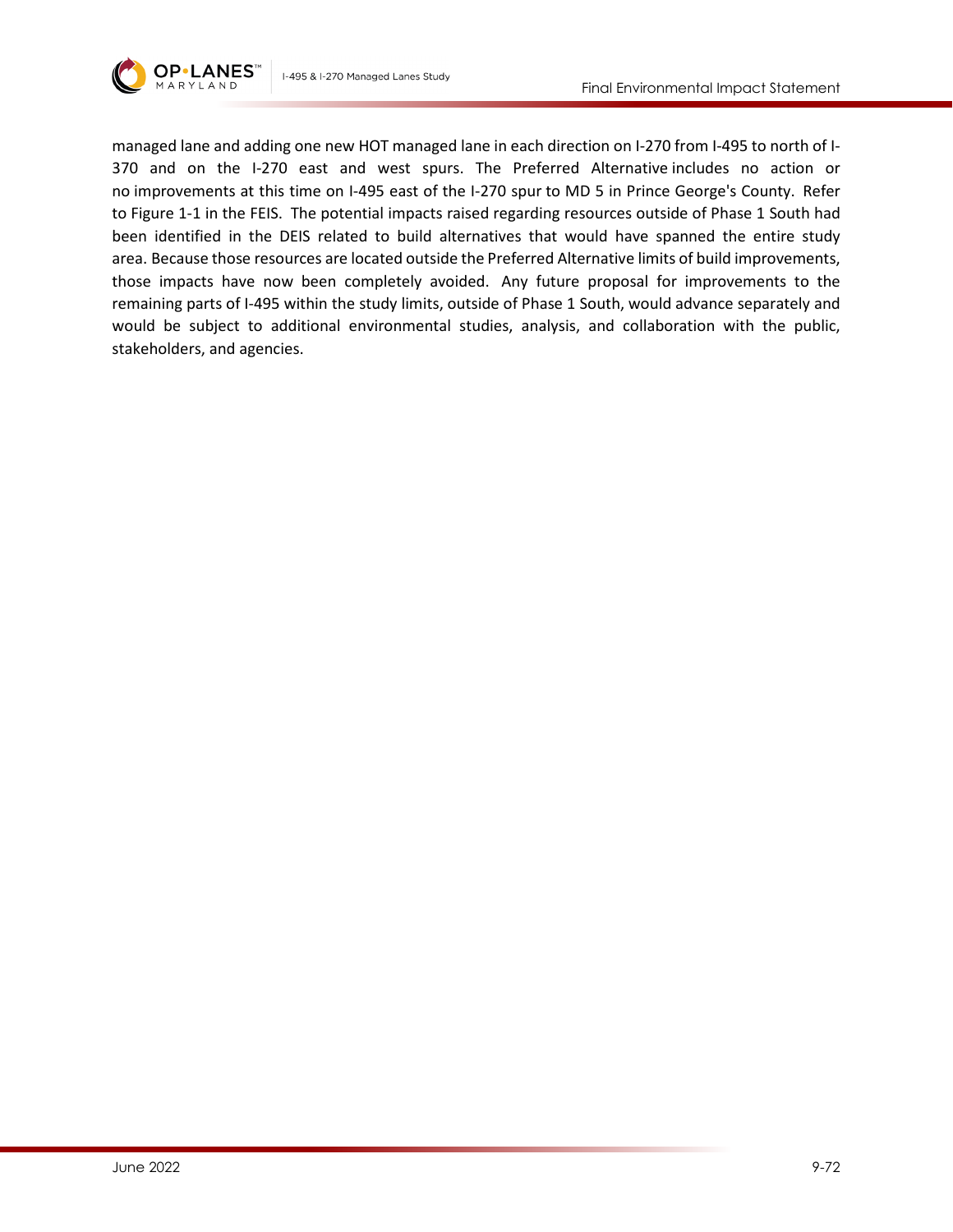managed lane and adding one new HOT managed lane in each direction on I-270 from I-495 to north of I-370 and on the I-270 east and west spurs. The Preferred Alternative includes no action or no improvements at this time on I-495 east of the I-270 spur to MD 5 in Prince George's County. Refer to Figure 1-1 in the FEIS. The potential impacts raised regarding resources outside of Phase 1 South had been identified in the DEIS related to build alternatives that would have spanned the entire study area. Because those resources are located outside the Preferred Alternative limits of build improvements, those impacts have now been completely avoided. Any future proposal for improvements to the remaining parts of I-495 within the study limits, outside of Phase 1 South, would advance separately and would be subject to additional environmental studies, analysis, and collaboration with the public, stakeholders, and agencies.